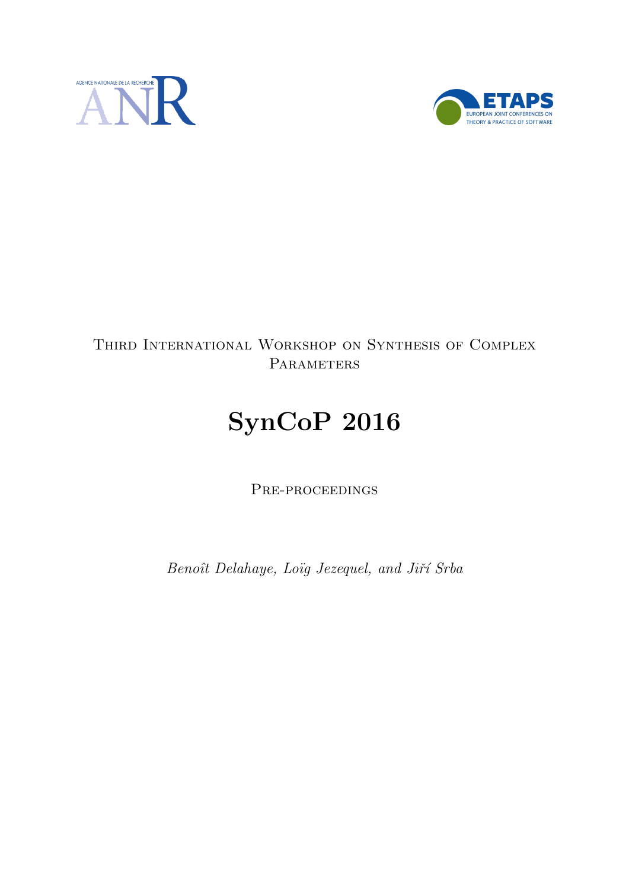Third International Workshop on Synthesis of Complex Parameters

# SynCoP 2016

Pre-proceedings

*Benoît Delahaye, Loïg Jezequel, and Jiří Srba*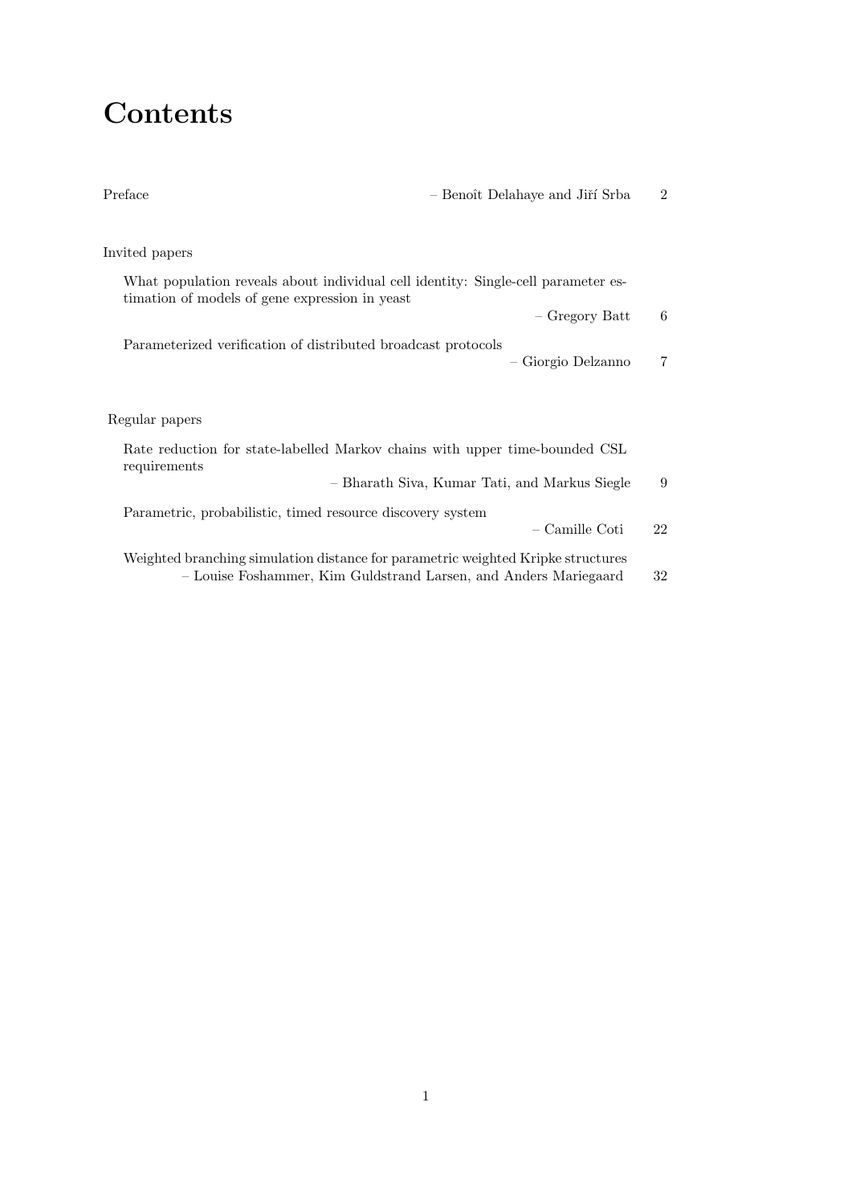# Contents

Preface – Benoît Delahaye and Jiří Srba 2

Invited papers

What population reveals about individual cell identity: Single-cell parameter estimation of models of gene expression in yeast
– Gregory Batt 6

Parameterized verification of distributed broadcast protocols
– Giorgio Delzanno 7

Regular papers

Rate reduction for state-labelled Markov chains with upper time-bounded CSL requirements
– Bharath Siva, Kumar Tati, and Markus Siegle 9

Parametric, probabilistic, timed resource discovery system
– Camille Coti 22

Weighted branching simulation distance for parametric weighted Kripke structures
– Louise Foshammer, Kim Guldstrand Larsen, and Anders Mariegaard 32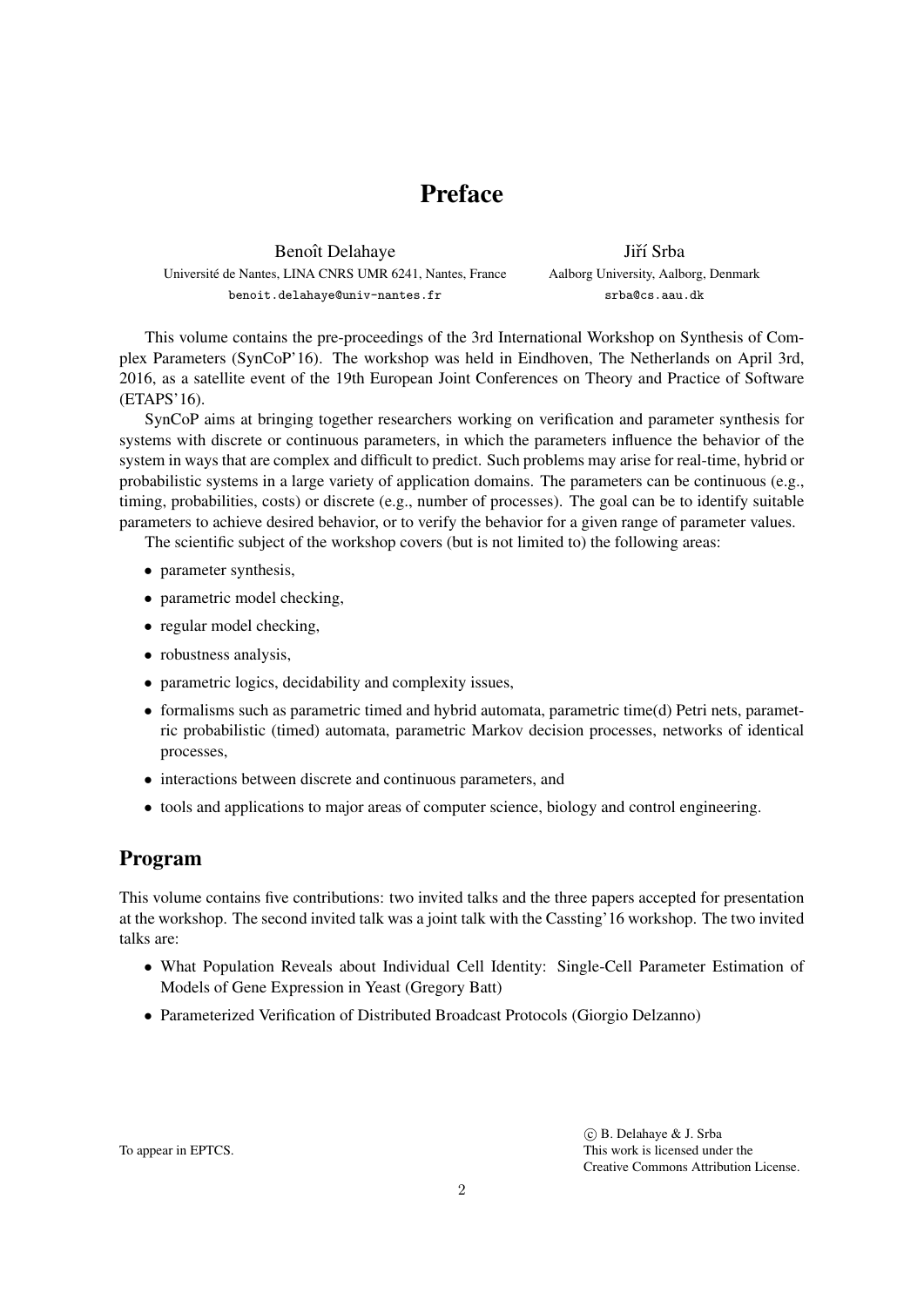# Preface

Benoît Delahaye
Université de Nantes, LINA CNRS UMR 6241, Nantes, France
benoit.delahaye@univ-nantes.fr

Jiří Srba
Aalborg University, Aalborg, Denmark
srba@cs.aau.dk

This volume contains the pre-proceedings of the 3rd International Workshop on Synthesis of Complex Parameters (SynCoP'16). The workshop was held in Eindhoven, The Netherlands on April 3rd, 2016, as a satellite event of the 19th European Joint Conferences on Theory and Practice of Software (ETAPS'16).

SynCoP aims at bringing together researchers working on verification and parameter synthesis for systems with discrete or continuous parameters, in which the parameters influence the behavior of the system in ways that are complex and difficult to predict. Such problems may arise for real-time, hybrid or probabilistic systems in a large variety of application domains. The parameters can be continuous (e.g., timing, probabilities, costs) or discrete (e.g., number of processes). The goal can be to identify suitable parameters to achieve desired behavior, or to verify the behavior for a given range of parameter values.

The scientific subject of the workshop covers (but is not limited to) the following areas:

- parameter synthesis,
- parametric model checking,
- regular model checking,
- robustness analysis,
- parametric logics, decidability and complexity issues,
- formalisms such as parametric timed and hybrid automata, parametric time(d) Petri nets, parametric probabilistic (timed) automata, parametric Markov decision processes, networks of identical processes,
- interactions between discrete and continuous parameters, and
- tools and applications to major areas of computer science, biology and control engineering.

## Program

This volume contains five contributions: two invited talks and the three papers accepted for presentation at the workshop. The second invited talk was a joint talk with the Cassting'16 workshop. The two invited talks are:

- What Population Reveals about Individual Cell Identity: Single-Cell Parameter Estimation of Models of Gene Expression in Yeast (Gregory Batt)
- Parameterized Verification of Distributed Broadcast Protocols (Giorgio Delzanno)

To appear in EPTCS.

© B. Delahaye & J. Srba
This work is licensed under the
Creative Commons Attribution License.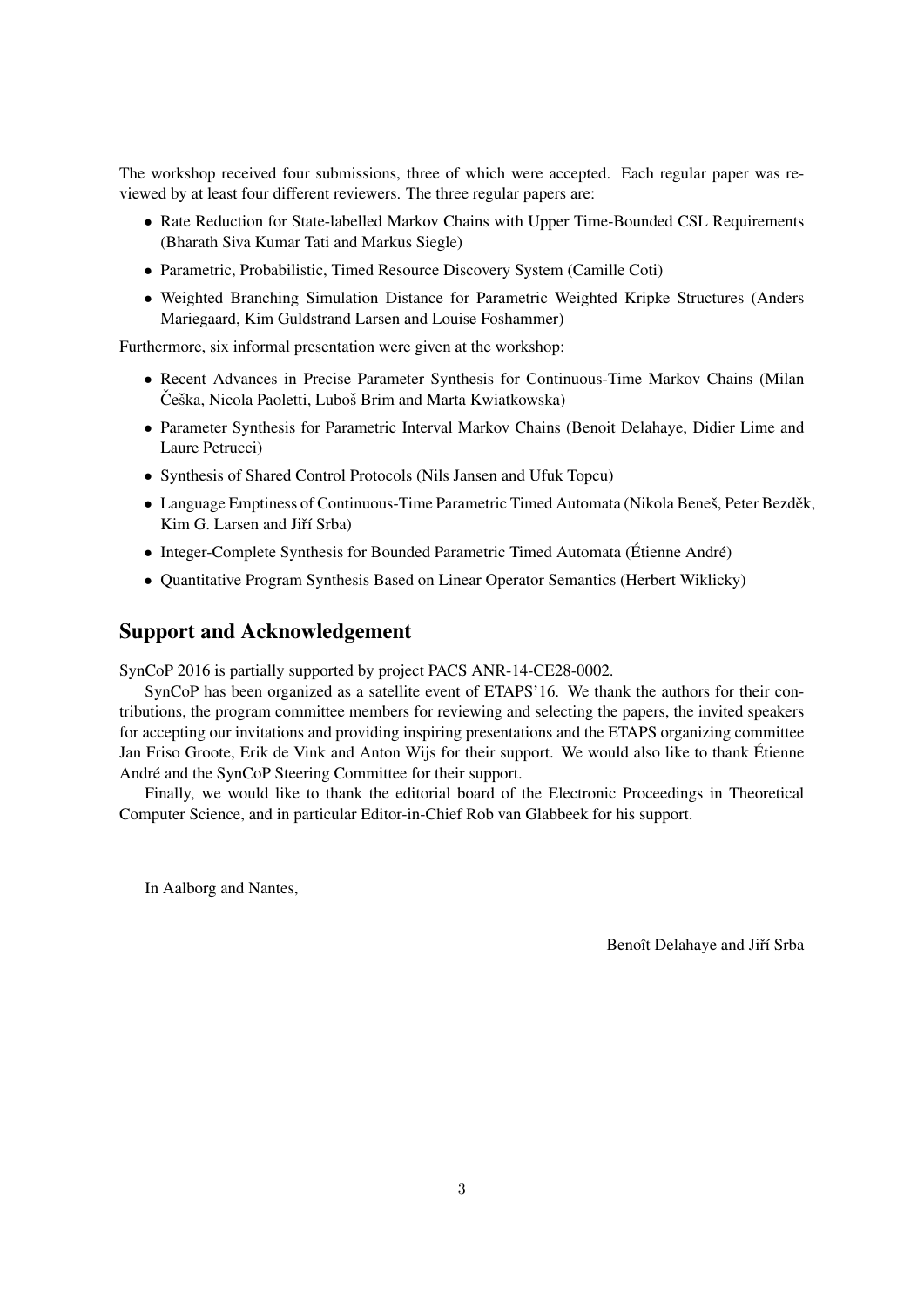The workshop received four submissions, three of which were accepted. Each regular paper was reviewed by at least four different reviewers. The three regular papers are:

- Rate Reduction for State-labelled Markov Chains with Upper Time-Bounded CSL Requirements (Bharath Siva Kumar Tati and Markus Siegle)
- Parametric, Probabilistic, Timed Resource Discovery System (Camille Coti)
- Weighted Branching Simulation Distance for Parametric Weighted Kripke Structures (Anders Mariegaard, Kim Guldstrand Larsen and Louise Foshammer)

Furthermore, six informal presentation were given at the workshop:

- Recent Advances in Precise Parameter Synthesis for Continuous-Time Markov Chains (Milan Češka, Nicola Paoletti, Luboš Brim and Marta Kwiatkowska)
- Parameter Synthesis for Parametric Interval Markov Chains (Benoit Delahaye, Didier Lime and Laure Petrucci)
- Synthesis of Shared Control Protocols (Nils Jansen and Ufuk Topcu)
- Language Emptiness of Continuous-Time Parametric Timed Automata (Nikola Beneš, Peter Bezděk, Kim G. Larsen and Jiří Srba)
- Integer-Complete Synthesis for Bounded Parametric Timed Automata (Étienne André)
- Quantitative Program Synthesis Based on Linear Operator Semantics (Herbert Wiklicky)

## Support and Acknowledgement

SynCoP 2016 is partially supported by project PACS ANR-14-CE28-0002.

SynCoP has been organized as a satellite event of ETAPS'16. We thank the authors for their contributions, the program committee members for reviewing and selecting the papers, the invited speakers for accepting our invitations and providing inspiring presentations and the ETAPS organizing committee Jan Friso Groote, Erik de Vink and Anton Wijs for their support. We would also like to thank Étienne André and the SynCoP Steering Committee for their support.

Finally, we would like to thank the editorial board of the Electronic Proceedings in Theoretical Computer Science, and in particular Editor-in-Chief Rob van Glabbeek for his support.

In Aalborg and Nantes,

Benoît Delahaye and Jiří Srba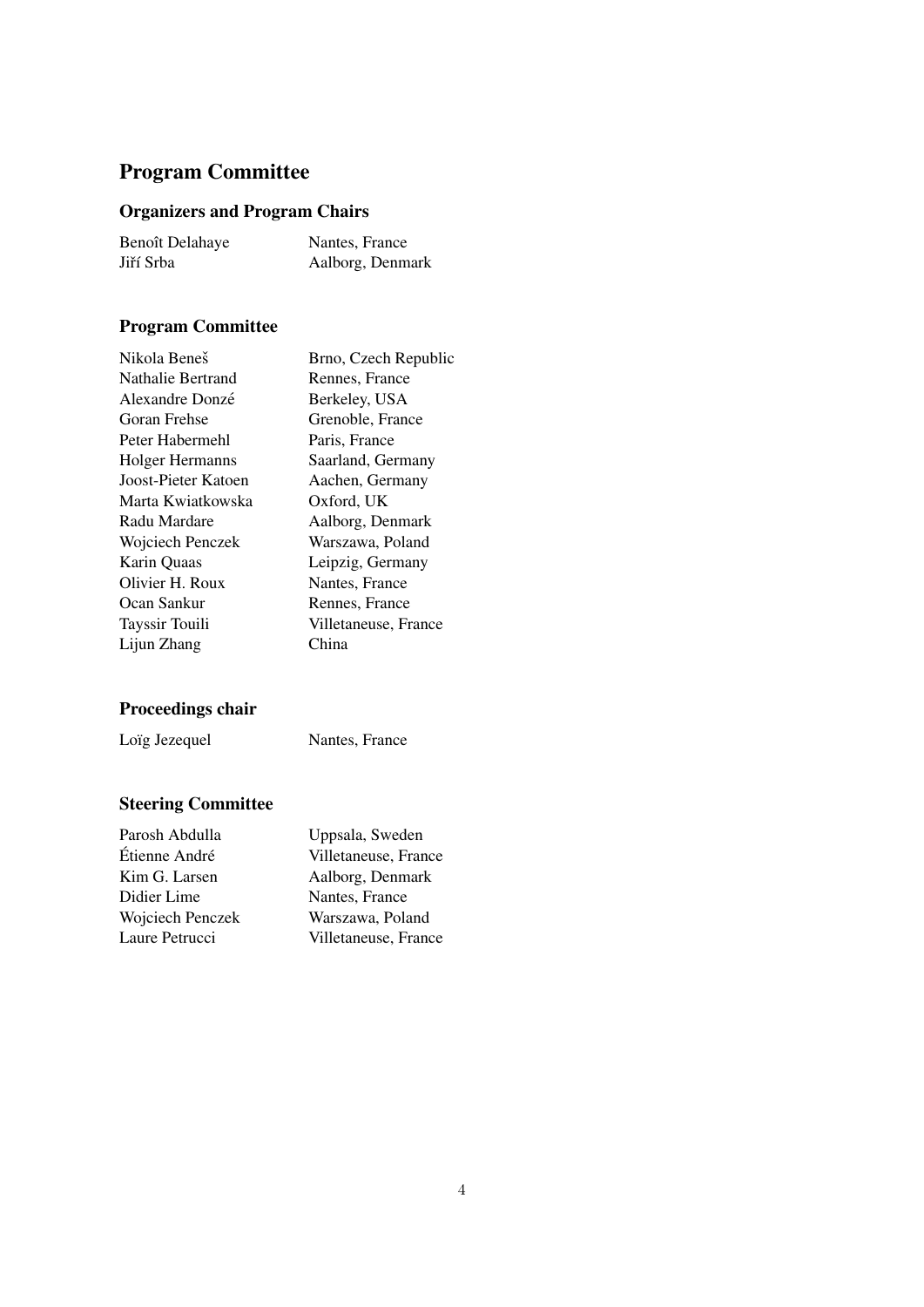# Program Committee

## Organizers and Program Chairs

| | |
|---|---|
| Benoît Delahaye | Nantes, France |
| Jiří Srba | Aalborg, Denmark |

## Program Committee

| | |
|---|---|
| Nikola Beneš | Brno, Czech Republic |
| Nathalie Bertrand | Rennes, France |
| Alexandre Donzé | Berkeley, USA |
| Goran Frehse | Grenoble, France |
| Peter Habermehl | Paris, France |
| Holger Hermanns | Saarland, Germany |
| Joost-Pieter Katoen | Aachen, Germany |
| Marta Kwiatkowska | Oxford, UK |
| Radu Mardare | Aalborg, Denmark |
| Wojciech Penczek | Warszawa, Poland |
| Karin Quaas | Leipzig, Germany |
| Olivier H. Roux | Nantes, France |
| Ocan Sankur | Rennes, France |
| Tayssir Touili | Villetaneuse, France |
| Lijun Zhang | China |

## Proceedings chair

| | |
|---|---|
| Loïg Jezequel | Nantes, France |

## Steering Committee

| | |
|---|---|
| Parosh Abdulla | Uppsala, Sweden |
| Étienne André | Villetaneuse, France |
| Kim G. Larsen | Aalborg, Denmark |
| Didier Lime | Nantes, France |
| Wojciech Penczek | Warszawa, Poland |
| Laure Petrucci | Villetaneuse, France |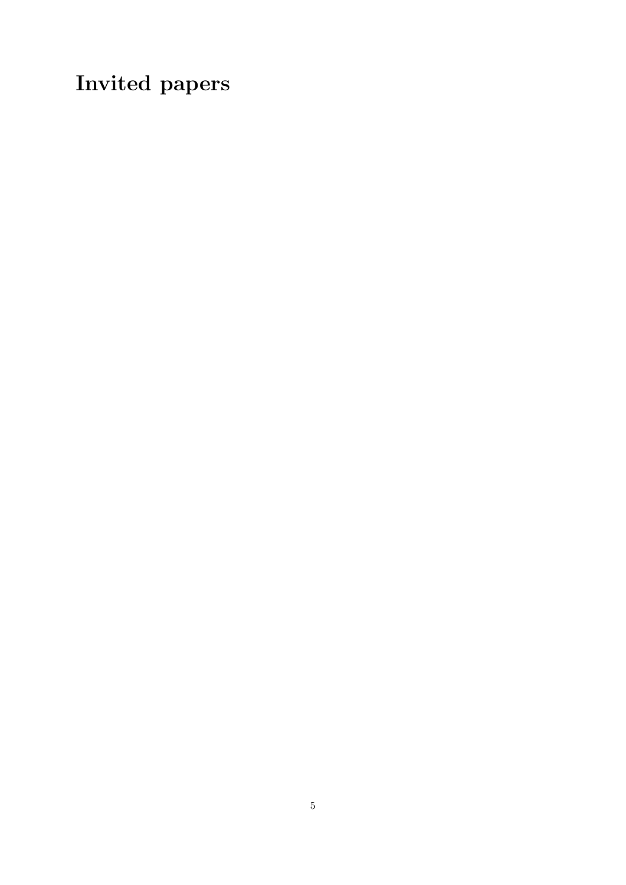# Invited papers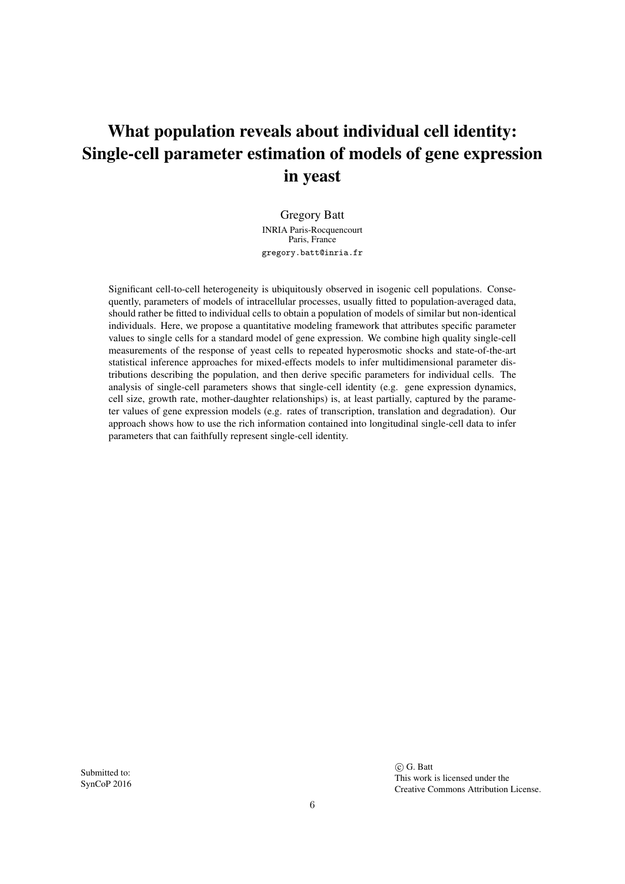# What population reveals about individual cell identity: Single-cell parameter estimation of models of gene expression in yeast

Gregory Batt

INRIA Paris-Rocquencourt
Paris, France

gregory.batt@inria.fr

Significant cell-to-cell heterogeneity is ubiquitously observed in isogenic cell populations. Consequently, parameters of models of intracellular processes, usually fitted to population-averaged data, should rather be fitted to individual cells to obtain a population of models of similar but non-identical individuals. Here, we propose a quantitative modeling framework that attributes specific parameter values to single cells for a standard model of gene expression. We combine high quality single-cell measurements of the response of yeast cells to repeated hyperosmotic shocks and state-of-the-art statistical inference approaches for mixed-effects models to infer multidimensional parameter distributions describing the population, and then derive specific parameters for individual cells. The analysis of single-cell parameters shows that single-cell identity (e.g. gene expression dynamics, cell size, growth rate, mother-daughter relationships) is, at least partially, captured by the parameter values of gene expression models (e.g. rates of transcription, translation and degradation). Our approach shows how to use the rich information contained into longitudinal single-cell data to infer parameters that can faithfully represent single-cell identity.

Submitted to:
SynCoP 2016

© G. Batt
This work is licensed under the
Creative Commons Attribution License.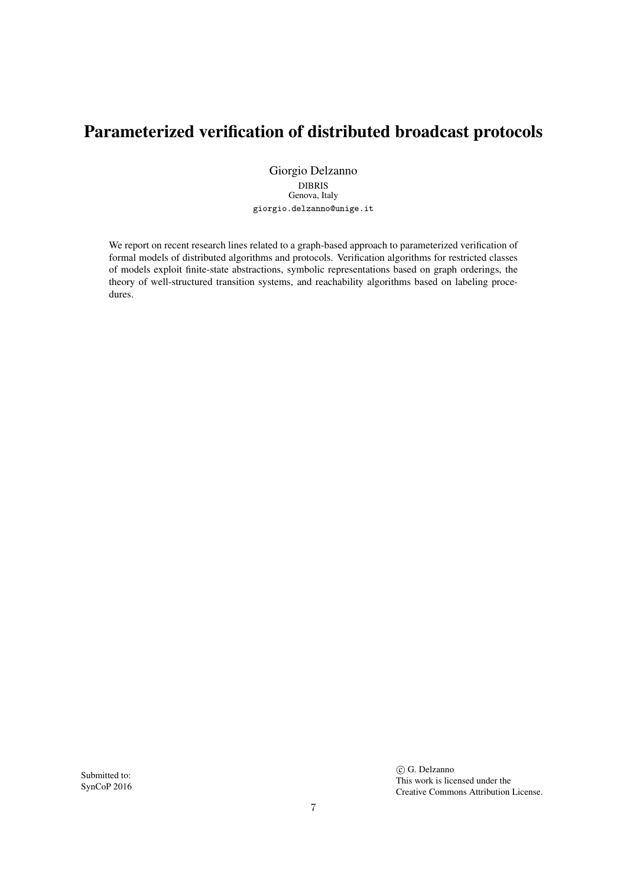# Parameterized verification of distributed broadcast protocols

Giorgio Delzanno
DIBRIS
Genova, Italy
giorgio.delzanno@unige.it

We report on recent research lines related to a graph-based approach to parameterized verification of formal models of distributed algorithms and protocols. Verification algorithms for restricted classes of models exploit finite-state abstractions, symbolic representations based on graph orderings, the theory of well-structured transition systems, and reachability algorithms based on labeling procedures.

Submitted to:
SynCoP 2016

© G. Delzanno
This work is licensed under the
Creative Commons Attribution License.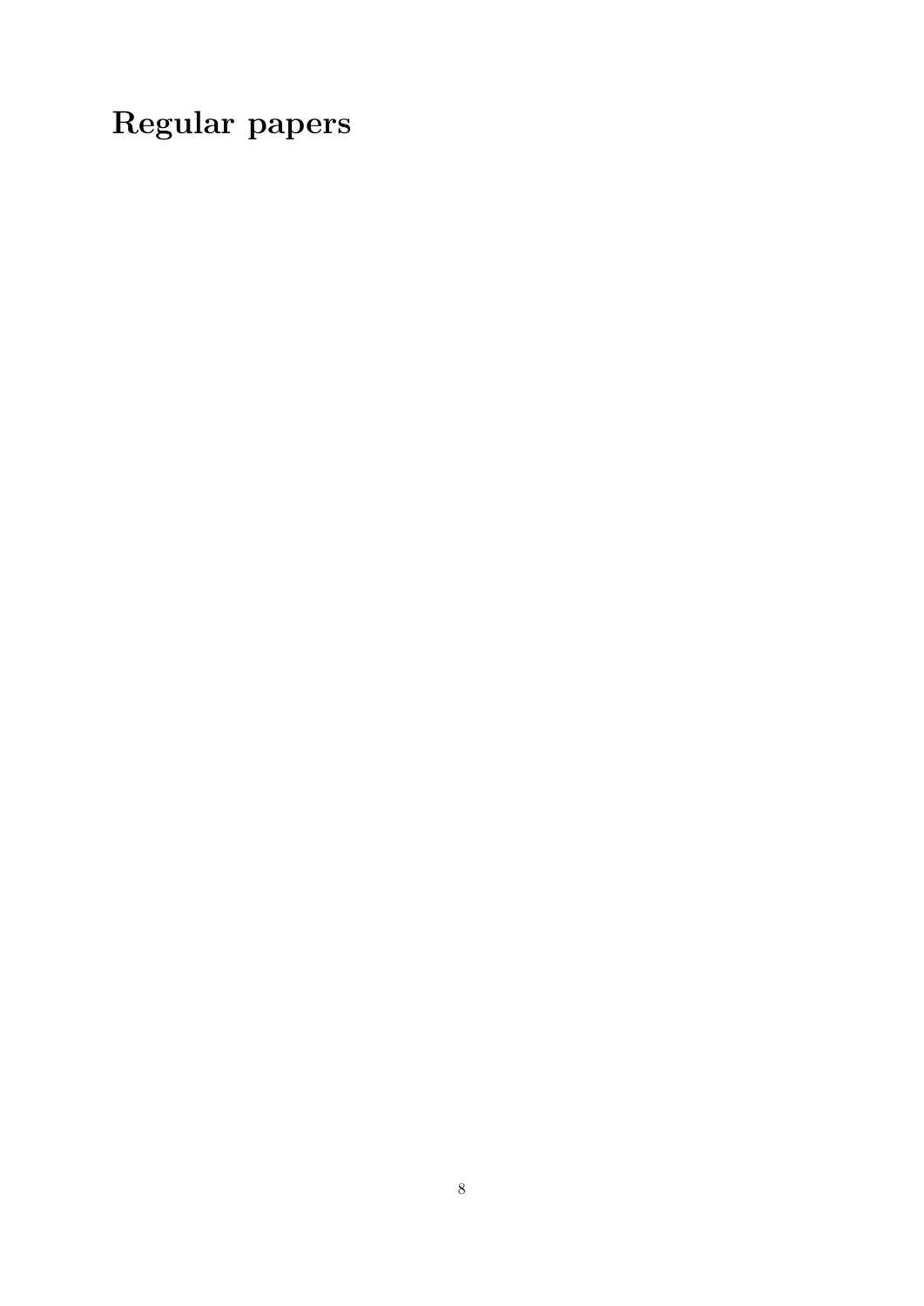# Regular papers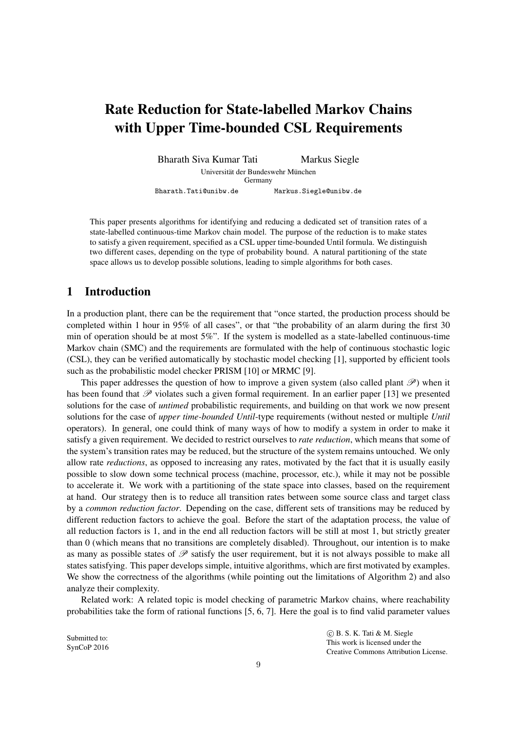# Rate Reduction for State-labelled Markov Chains with Upper Time-bounded CSL Requirements

Bharath Siva Kumar Tati  Markus Siegle

Universität der Bundeswehr München
Germany

Bharath.Tati@unibw.de  Markus.Siegle@unibw.de

This paper presents algorithms for identifying and reducing a dedicated set of transition rates of a state-labelled continuous-time Markov chain model. The purpose of the reduction is to make states to satisfy a given requirement, specified as a CSL upper time-bounded Until formula. We distinguish two different cases, depending on the type of probability bound. A natural partitioning of the state space allows us to develop possible solutions, leading to simple algorithms for both cases.

## 1 Introduction

In a production plant, there can be the requirement that "once started, the production process should be completed within 1 hour in 95% of all cases", or that "the probability of an alarm during the first 30 min of operation should be at most 5%". If the system is modelled as a state-labelled continuous-time Markov chain (SMC) and the requirements are formulated with the help of continuous stochastic logic (CSL), they can be verified automatically by stochastic model checking [1], supported by efficient tools such as the probabilistic model checker PRISM [10] or MRMC [9].

This paper addresses the question of how to improve a given system (also called plant $\mathscr{P}$) when it has been found that $\mathscr{P}$ violates such a given formal requirement. In an earlier paper [13] we presented solutions for the case of *untimed* probabilistic requirements, and building on that work we now present solutions for the case of *upper time-bounded Until*-type requirements (without nested or multiple *Until* operators). In general, one could think of many ways of how to modify a system in order to make it satisfy a given requirement. We decided to restrict ourselves to *rate reduction*, which means that some of the system's transition rates may be reduced, but the structure of the system remains untouched. We only allow rate *reductions*, as opposed to increasing any rates, motivated by the fact that it is usually easily possible to slow down some technical process (machine, processor, etc.), while it may not be possible to accelerate it. We work with a partitioning of the state space into classes, based on the requirement at hand. Our strategy then is to reduce all transition rates between some source class and target class by a *common reduction factor*. Depending on the case, different sets of transitions may be reduced by different reduction factors to achieve the goal. Before the start of the adaptation process, the value of all reduction factors is 1, and in the end all reduction factors will be still at most 1, but strictly greater than 0 (which means that no transitions are completely disabled). Throughout, our intention is to make as many as possible states of $\mathscr{P}$ satisfy the user requirement, but it is not always possible to make all states satisfying. This paper develops simple, intuitive algorithms, which are first motivated by examples. We show the correctness of the algorithms (while pointing out the limitations of Algorithm 2) and also analyze their complexity.

Related work: A related topic is model checking of parametric Markov chains, where reachability probabilities take the form of rational functions [5, 6, 7]. Here the goal is to find valid parameter values

Submitted to:
SynCoP 2016

© B. S. K. Tati & M. Siegle
This work is licensed under the
Creative Commons Attribution License.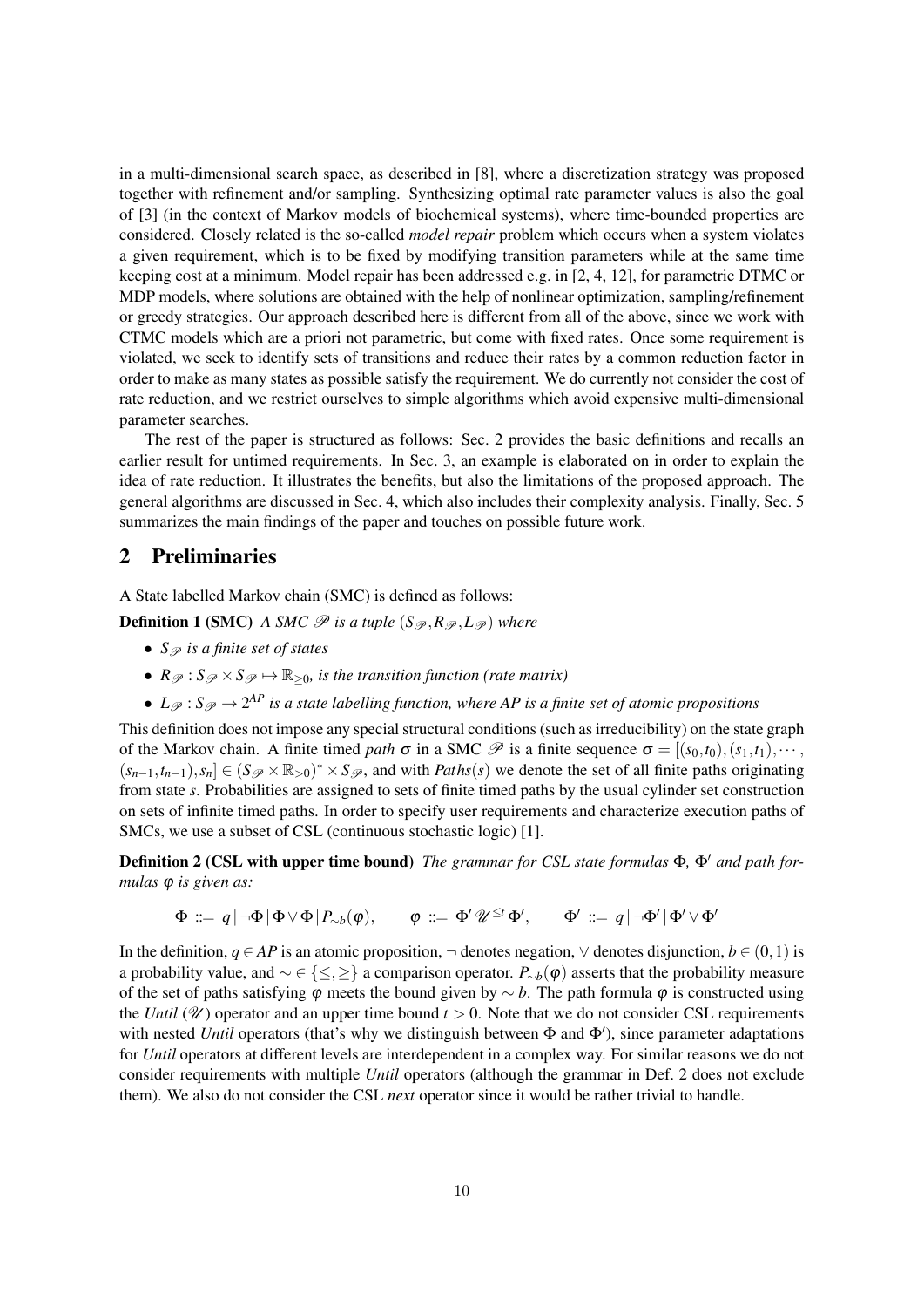in a multi-dimensional search space, as described in [8], where a discretization strategy was proposed together with refinement and/or sampling. Synthesizing optimal rate parameter values is also the goal of [3] (in the context of Markov models of biochemical systems), where time-bounded properties are considered. Closely related is the so-called *model repair* problem which occurs when a system violates a given requirement, which is to be fixed by modifying transition parameters while at the same time keeping cost at a minimum. Model repair has been addressed e.g. in [2, 4, 12], for parametric DTMC or MDP models, where solutions are obtained with the help of nonlinear optimization, sampling/refinement or greedy strategies. Our approach described here is different from all of the above, since we work with CTMC models which are a priori not parametric, but come with fixed rates. Once some requirement is violated, we seek to identify sets of transitions and reduce their rates by a common reduction factor in order to make as many states as possible satisfy the requirement. We do currently not consider the cost of rate reduction, and we restrict ourselves to simple algorithms which avoid expensive multi-dimensional parameter searches.

The rest of the paper is structured as follows: Sec. 2 provides the basic definitions and recalls an earlier result for untimed requirements. In Sec. 3, an example is elaborated on in order to explain the idea of rate reduction. It illustrates the benefits, but also the limitations of the proposed approach. The general algorithms are discussed in Sec. 4, which also includes their complexity analysis. Finally, Sec. 5 summarizes the main findings of the paper and touches on possible future work.

## 2 Preliminaries

A State labelled Markov chain (SMC) is defined as follows:

**Definition 1 (SMC)** *A SMC $\mathscr{P}$ is a tuple $(S_{\mathscr{P}}, R_{\mathscr{P}}, L_{\mathscr{P}})$ where*

- *$S_{\mathscr{P}}$ is a finite set of states*
- *$R_{\mathscr{P}} : S_{\mathscr{P}} \times S_{\mathscr{P}} \mapsto \mathbb{R}_{\geq 0}$, is the transition function (rate matrix)*
- *$L_{\mathscr{P}} : S_{\mathscr{P}} \to 2^{AP}$ is a state labelling function, where AP is a finite set of atomic propositions*

This definition does not impose any special structural conditions (such as irreducibility) on the state graph of the Markov chain. A finite timed *path* $\sigma$ in a SMC $\mathscr{P}$ is a finite sequence $\sigma = [(s_0,t_0),(s_1,t_1),\cdots,(s_{n-1},t_{n-1}),s_n] \in (S_{\mathscr{P}} \times \mathbb{R}_{>0})^* \times S_{\mathscr{P}}$, and with $Paths(s)$ we denote the set of all finite paths originating from state $s$. Probabilities are assigned to sets of finite timed paths by the usual cylinder set construction on sets of infinite timed paths. In order to specify user requirements and characterize execution paths of SMCs, we use a subset of CSL (continuous stochastic logic) [1].

**Definition 2 (CSL with upper time bound)** *The grammar for CSL state formulas $\Phi$, $\Phi'$ and path formulas $\varphi$ is given as:*

$$\Phi ::= q \,|\, \neg\Phi \,|\, \Phi \vee \Phi \,|\, P_{\sim b}(\varphi), \qquad \varphi ::= \Phi' \,\mathscr{U}^{\leq t}\, \Phi', \qquad \Phi' ::= q \,|\, \neg\Phi' \,|\, \Phi' \vee \Phi'$$

In the definition, $q \in AP$ is an atomic proposition, $\neg$ denotes negation, $\vee$ denotes disjunction, $b \in (0,1)$ is a probability value, and $\sim \in \{\leq, \geq\}$ a comparison operator. $P_{\sim b}(\varphi)$ asserts that the probability measure of the set of paths satisfying $\varphi$ meets the bound given by $\sim b$. The path formula $\varphi$ is constructed using the *Until* ($\mathscr{U}$) operator and an upper time bound $t > 0$. Note that we do not consider CSL requirements with nested *Until* operators (that's why we distinguish between $\Phi$ and $\Phi'$), since parameter adaptations for *Until* operators at different levels are interdependent in a complex way. For similar reasons we do not consider requirements with multiple *Until* operators (although the grammar in Def. 2 does not exclude them). We also do not consider the CSL *next* operator since it would be rather trivial to handle.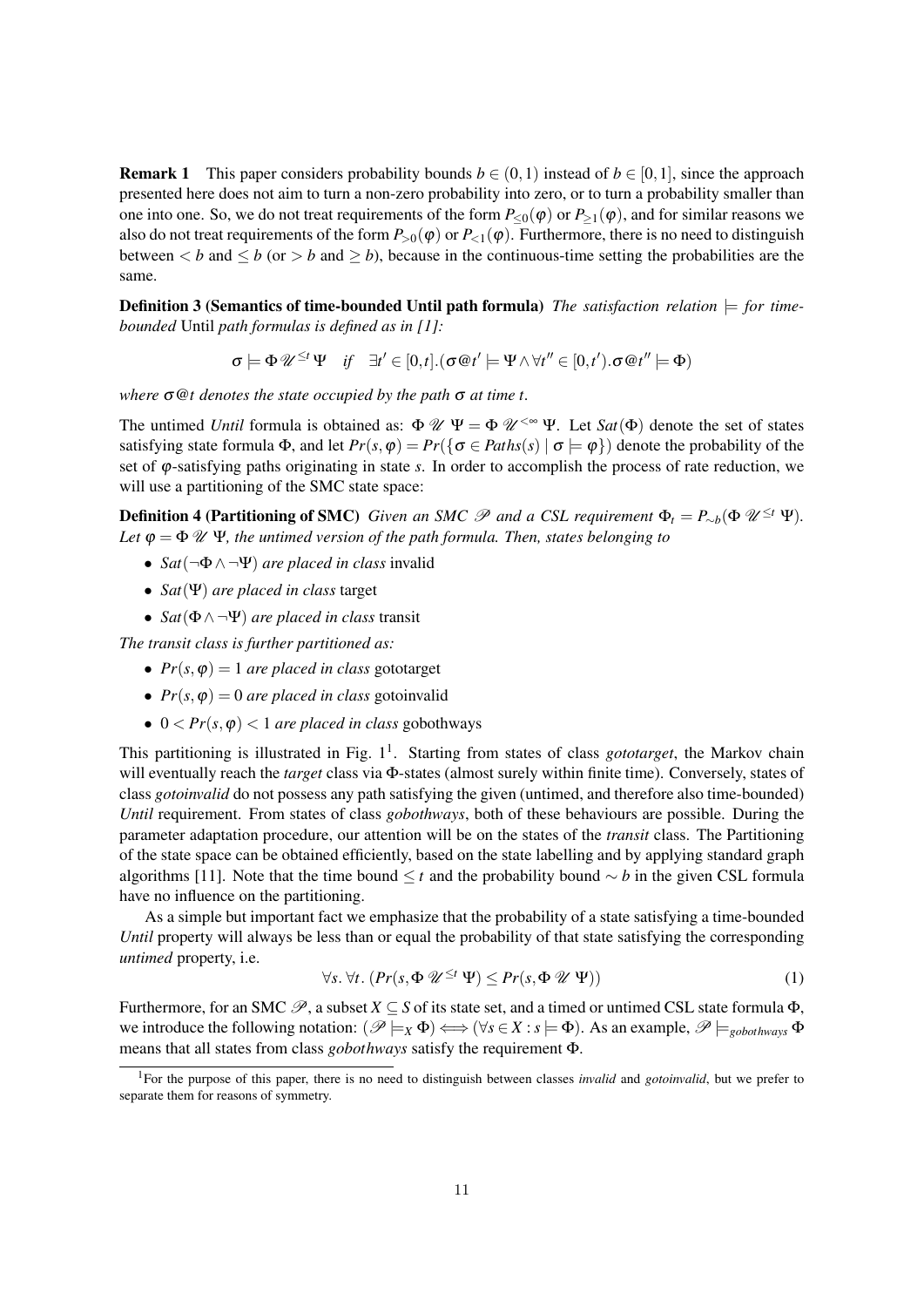**Remark 1** This paper considers probability bounds $b \in (0,1)$ instead of $b \in [0,1]$, since the approach presented here does not aim to turn a non-zero probability into zero, or to turn a probability smaller than one into one. So, we do not treat requirements of the form $P_{\leq 0}(\varphi)$ or $P_{\geq 1}(\varphi)$, and for similar reasons we also do not treat requirements of the form $P_{>0}(\varphi)$ or $P_{<1}(\varphi)$. Furthermore, there is no need to distinguish between $< b$ and $\leq b$ (or $> b$ and $\geq b$), because in the continuous-time setting the probabilities are the same.

**Definition 3 (Semantics of time-bounded Until path formula)** *The satisfaction relation $\models$ for time-bounded* Until *path formulas is defined as in [1]:*

$$\sigma \models \Phi \, \mathscr{U}^{\leq t} \, \Psi \quad \textit{if} \quad \exists t' \in [0,t].(\sigma @ t' \models \Psi \wedge \forall t'' \in [0,t').\sigma @ t'' \models \Phi)$$

*where $\sigma @ t$ denotes the state occupied by the path $\sigma$ at time $t$.*

The untimed *Until* formula is obtained as: $\Phi \, \mathscr{U} \, \Psi = \Phi \, \mathscr{U}^{<\infty} \, \Psi$. Let $Sat(\Phi)$ denote the set of states satisfying state formula $\Phi$, and let $Pr(s,\varphi) = Pr(\{\sigma \in Paths(s) \mid \sigma \models \varphi\})$ denote the probability of the set of $\varphi$-satisfying paths originating in state $s$. In order to accomplish the process of rate reduction, we will use a partitioning of the SMC state space:

**Definition 4 (Partitioning of SMC)** *Given an SMC $\mathscr{P}$ and a CSL requirement $\Phi_t = P_{\sim b}(\Phi \, \mathscr{U}^{\leq t} \, \Psi)$. Let $\varphi = \Phi \, \mathscr{U} \, \Psi$, the untimed version of the path formula. Then, states belonging to*

- *$Sat(\neg\Phi \wedge \neg\Psi)$ are placed in class* invalid
- *$Sat(\Psi)$ are placed in class* target
- *$Sat(\Phi \wedge \neg\Psi)$ are placed in class* transit

*The transit class is further partitioned as:*

- *$Pr(s,\varphi) = 1$ are placed in class* gototarget
- *$Pr(s,\varphi) = 0$ are placed in class* gotoinvalid
- *$0 < Pr(s,\varphi) < 1$ are placed in class* gobothways

This partitioning is illustrated in Fig. 1[1]. Starting from states of class *gototarget*, the Markov chain will eventually reach the *target* class via $\Phi$-states (almost surely within finite time). Conversely, states of class *gotoinvalid* do not possess any path satisfying the given (untimed, and therefore also time-bounded) *Until* requirement. From states of class *gobothways*, both of these behaviours are possible. During the parameter adaptation procedure, our attention will be on the states of the *transit* class. The Partitioning of the state space can be obtained efficiently, based on the state labelling and by applying standard graph algorithms [11]. Note that the time bound $\leq t$ and the probability bound $\sim b$ in the given CSL formula have no influence on the partitioning.

As a simple but important fact we emphasize that the probability of a state satisfying a time-bounded *Until* property will always be less than or equal the probability of that state satisfying the corresponding *untimed* property, i.e.

$$\forall s.\, \forall t.\, (Pr(s, \Phi \, \mathscr{U}^{\leq t} \, \Psi) \leq Pr(s, \Phi \, \mathscr{U} \, \Psi)) \tag{1}$$

Furthermore, for an SMC $\mathscr{P}$, a subset $X \subseteq S$ of its state set, and a timed or untimed CSL state formula $\Phi$, we introduce the following notation: $(\mathscr{P} \models_X \Phi) \Longleftrightarrow (\forall s \in X : s \models \Phi)$. As an example, $\mathscr{P} \models_{gobothways} \Phi$ means that all states from class *gobothways* satisfy the requirement $\Phi$.

[1] For the purpose of this paper, there is no need to distinguish between classes *invalid* and *gotoinvalid*, but we prefer to separate them for reasons of symmetry.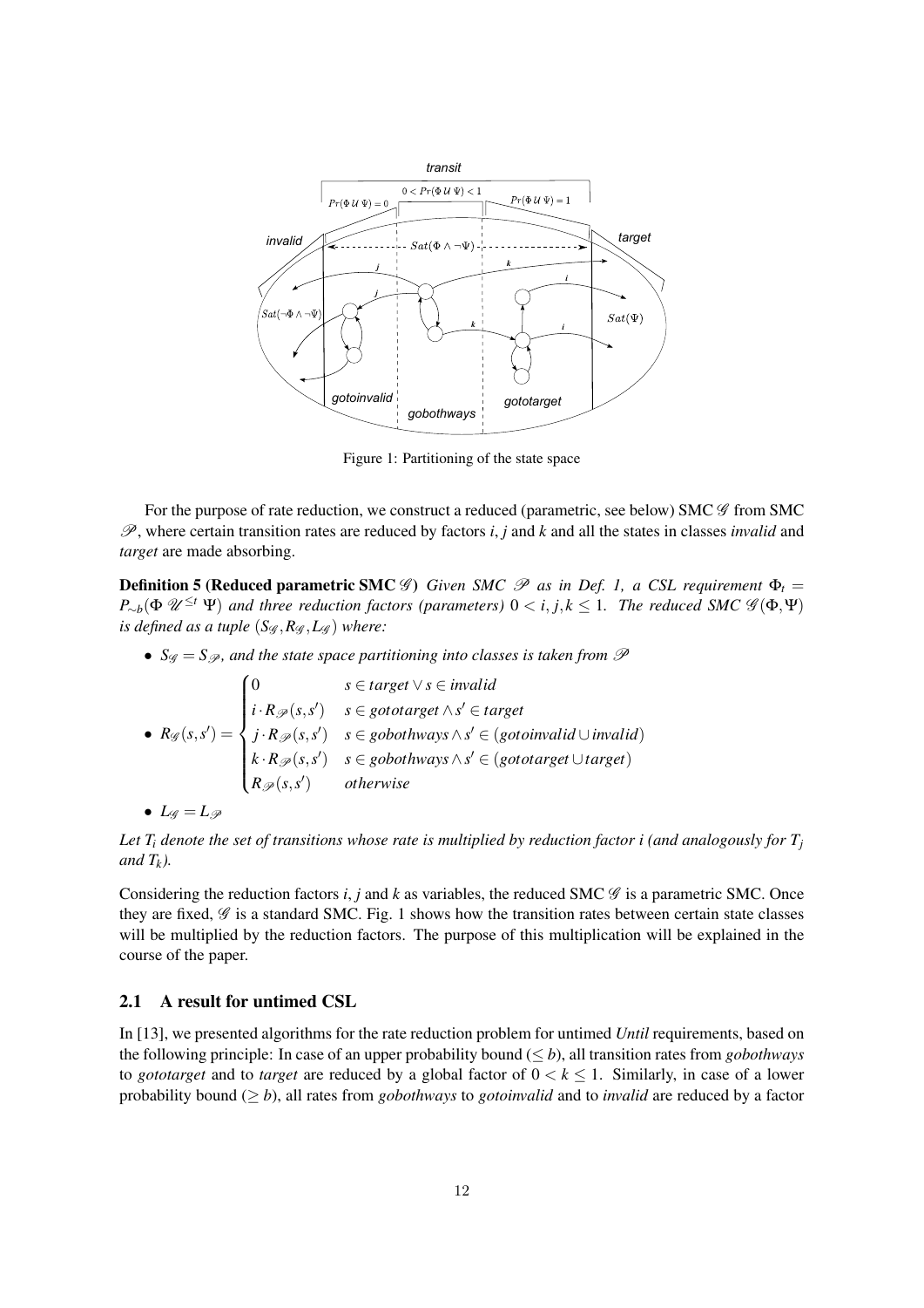Figure 1: Partitioning of the state space

For the purpose of rate reduction, we construct a reduced (parametric, see below) SMC $\mathscr{G}$ from SMC $\mathscr{P}$, where certain transition rates are reduced by factors $i$, $j$ and $k$ and all the states in classes *invalid* and *target* are made absorbing.

**Definition 5 (Reduced parametric SMC $\mathscr{G}$)** *Given SMC $\mathscr{P}$ as in Def. 1, a CSL requirement $\Phi_t = P_{\sim b}(\Phi\ \mathscr{U}^{\leq t}\ \Psi)$ and three reduction factors (parameters) $0 < i, j, k \leq 1$. The reduced SMC $\mathscr{G}(\Phi, \Psi)$ is defined as a tuple $(S_\mathscr{G}, R_\mathscr{G}, L_\mathscr{G})$ where:*

- $S_\mathscr{G} = S_\mathscr{P}$*, and the state space partitioning into classes is taken from* $\mathscr{P}$
- $R_\mathscr{G}(s,s') = \begin{cases} 0 & s \in target \vee s \in invalid \\ i \cdot R_\mathscr{P}(s,s') & s \in gototarget \wedge s' \in target \\ j \cdot R_\mathscr{P}(s,s') & s \in gobothways \wedge s' \in (gotoinvalid \cup invalid) \\ k \cdot R_\mathscr{P}(s,s') & s \in gobothways \wedge s' \in (gototarget \cup target) \\ R_\mathscr{P}(s,s') & otherwise \end{cases}$
- $L_\mathscr{G} = L_\mathscr{P}$

*Let $T_i$ denote the set of transitions whose rate is multiplied by reduction factor i (and analogously for $T_j$ and $T_k$).*

Considering the reduction factors $i$, $j$ and $k$ as variables, the reduced SMC $\mathscr{G}$ is a parametric SMC. Once they are fixed, $\mathscr{G}$ is a standard SMC. Fig. 1 shows how the transition rates between certain state classes will be multiplied by the reduction factors. The purpose of this multiplication will be explained in the course of the paper.

### 2.1 A result for untimed CSL

In [13], we presented algorithms for the rate reduction problem for untimed *Until* requirements, based on the following principle: In case of an upper probability bound ($\leq b$), all transition rates from *gobothways* to *gototarget* and to *target* are reduced by a global factor of $0 < k \leq 1$. Similarly, in case of a lower probability bound ($\geq b$), all rates from *gobothways* to *gotoinvalid* and to *invalid* are reduced by a factor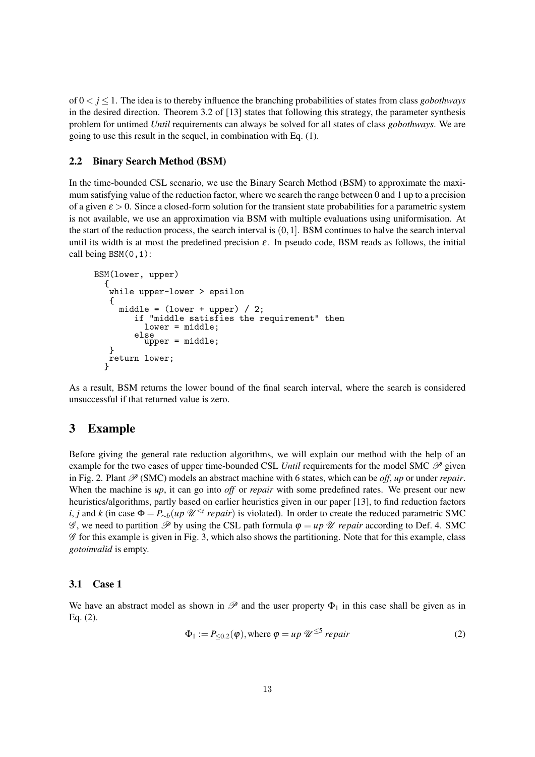of $0 < j \leq 1$. The idea is to thereby influence the branching probabilities of states from class *gobothways* in the desired direction. Theorem 3.2 of [13] states that following this strategy, the parameter synthesis problem for untimed *Until* requirements can always be solved for all states of class *gobothways*. We are going to use this result in the sequel, in combination with Eq. (1).

### 2.2 Binary Search Method (BSM)

In the time-bounded CSL scenario, we use the Binary Search Method (BSM) to approximate the maximum satisfying value of the reduction factor, where we search the range between 0 and 1 up to a precision of a given $\varepsilon > 0$. Since a closed-form solution for the transient state probabilities for a parametric system is not available, we use an approximation via BSM with multiple evaluations using uniformisation. At the start of the reduction process, the search interval is $(0,1]$. BSM continues to halve the search interval until its width is at most the predefined precision $\varepsilon$. In pseudo code, BSM reads as follows, the initial call being BSM(0,1):

```
BSM(lower, upper)
  {
   while upper-lower > epsilon
   {
     middle = (lower + upper) / 2;
        if "middle satisfies the requirement" then
          lower = middle;
        else
          upper = middle;
   }
   return lower;
  }
```

As a result, BSM returns the lower bound of the final search interval, where the search is considered unsuccessful if that returned value is zero.

## 3 Example

Before giving the general rate reduction algorithms, we will explain our method with the help of an example for the two cases of upper time-bounded CSL *Until* requirements for the model SMC $\mathscr{P}$ given in Fig. 2. Plant $\mathscr{P}$ (SMC) models an abstract machine with 6 states, which can be *off*, *up* or under *repair*. When the machine is *up*, it can go into *off* or *repair* with some predefined rates. We present our new heuristics/algorithms, partly based on earlier heuristics given in our paper [13], to find reduction factors $i$, $j$ and $k$ (in case $\Phi = P_{\sim b}(up\ \mathscr{U}^{\leq t}\ repair)$ is violated). In order to create the reduced parametric SMC $\mathscr{G}$, we need to partition $\mathscr{P}$ by using the CSL path formula $\varphi = up\ \mathscr{U}\ repair$ according to Def. 4. SMC $\mathscr{G}$ for this example is given in Fig. 3, which also shows the partitioning. Note that for this example, class *gotoinvalid* is empty.

### 3.1 Case 1

We have an abstract model as shown in $\mathscr{P}$ and the user property $\Phi_1$ in this case shall be given as in Eq. (2).

$$\Phi_1 := P_{\leq 0.2}(\varphi), \text{where } \varphi = up\ \mathscr{U}^{\leq 5}\ repair \tag{2}$$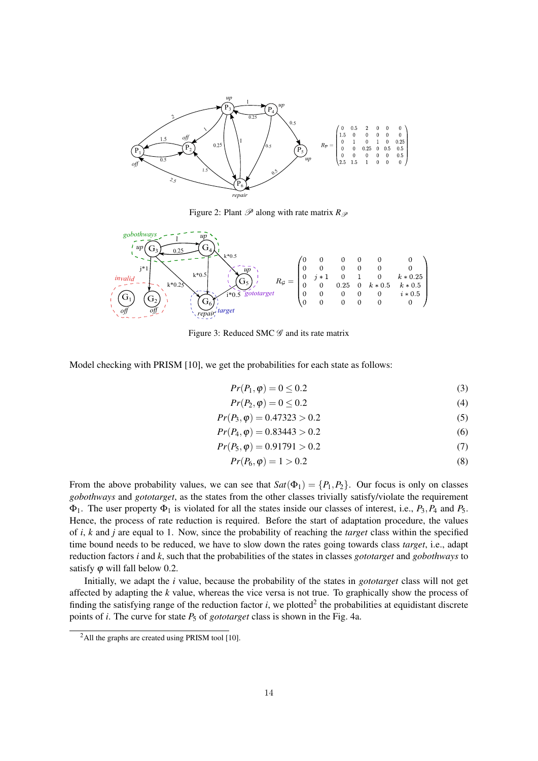Figure 2: Plant $\mathscr{P}$ along with rate matrix $R_{\mathscr{P}}$

$$R_{\mathcal{P}} = \begin{pmatrix} 0 & 0.5 & 2 & 0 & 0 & 0 \\ 1.5 & 0 & 0 & 0 & 0 & 0 \\ 0 & 1 & 0 & 1 & 0 & 0.25 \\ 0 & 0 & 0.25 & 0 & 0.5 & 0.5 \\ 0 & 0 & 0 & 0 & 0 & 0.5 \\ 2.5 & 1.5 & 1 & 0 & 0 & 0 \end{pmatrix}$$

Figure 3: Reduced SMC $\mathscr{G}$ and its rate matrix

$$R_{\mathcal{G}} = \begin{pmatrix} 0 & 0 & 0 & 0 & 0 & 0 \\ 0 & 0 & 0 & 0 & 0 & 0 \\ 0 & j*1 & 0 & 1 & 0 & k*0.25 \\ 0 & 0 & 0.25 & 0 & k*0.5 & k*0.5 \\ 0 & 0 & 0 & 0 & 0 & i*0.5 \\ 0 & 0 & 0 & 0 & 0 & 0 \end{pmatrix}$$

Model checking with PRISM [10], we get the probabilities for each state as follows:

$$Pr(P_1, \varphi) = 0 \leq 0.2 \tag{3}$$

$$Pr(P_2, \varphi) = 0 \leq 0.2 \tag{4}$$

$$Pr(P_3, \varphi) = 0.47323 > 0.2 \tag{5}$$

$$Pr(P_4, \varphi) = 0.83443 > 0.2 \tag{6}$$

$$Pr(P_5, \varphi) = 0.91791 > 0.2 \tag{7}$$

$$Pr(P_6, \varphi) = 1 > 0.2 \tag{8}$$

From the above probability values, we can see that $Sat(\Phi_1) = \{P_1, P_2\}$. Our focus is only on classes *gobothways* and *gototarget*, as the states from the other classes trivially satisfy/violate the requirement $\Phi_1$. The user property $\Phi_1$ is violated for all the states inside our classes of interest, i.e., $P_3, P_4$ and $P_5$. Hence, the process of rate reduction is required. Before the start of adaptation procedure, the values of $i$, $k$ and $j$ are equal to 1. Now, since the probability of reaching the *target* class within the specified time bound needs to be reduced, we have to slow down the rates going towards class *target*, i.e., adapt reduction factors $i$ and $k$, such that the probabilities of the states in classes *gototarget* and *gobothways* to satisfy $\varphi$ will fall below 0.2.

Initially, we adapt the $i$ value, because the probability of the states in *gototarget* class will not get affected by adapting the $k$ value, whereas the vice versa is not true. To graphically show the process of finding the satisfying range of the reduction factor $i$, we plotted[2] the probabilities at equidistant discrete points of $i$. The curve for state $P_5$ of *gototarget* class is shown in the Fig. 4a.

[2] All the graphs are created using PRISM tool [10].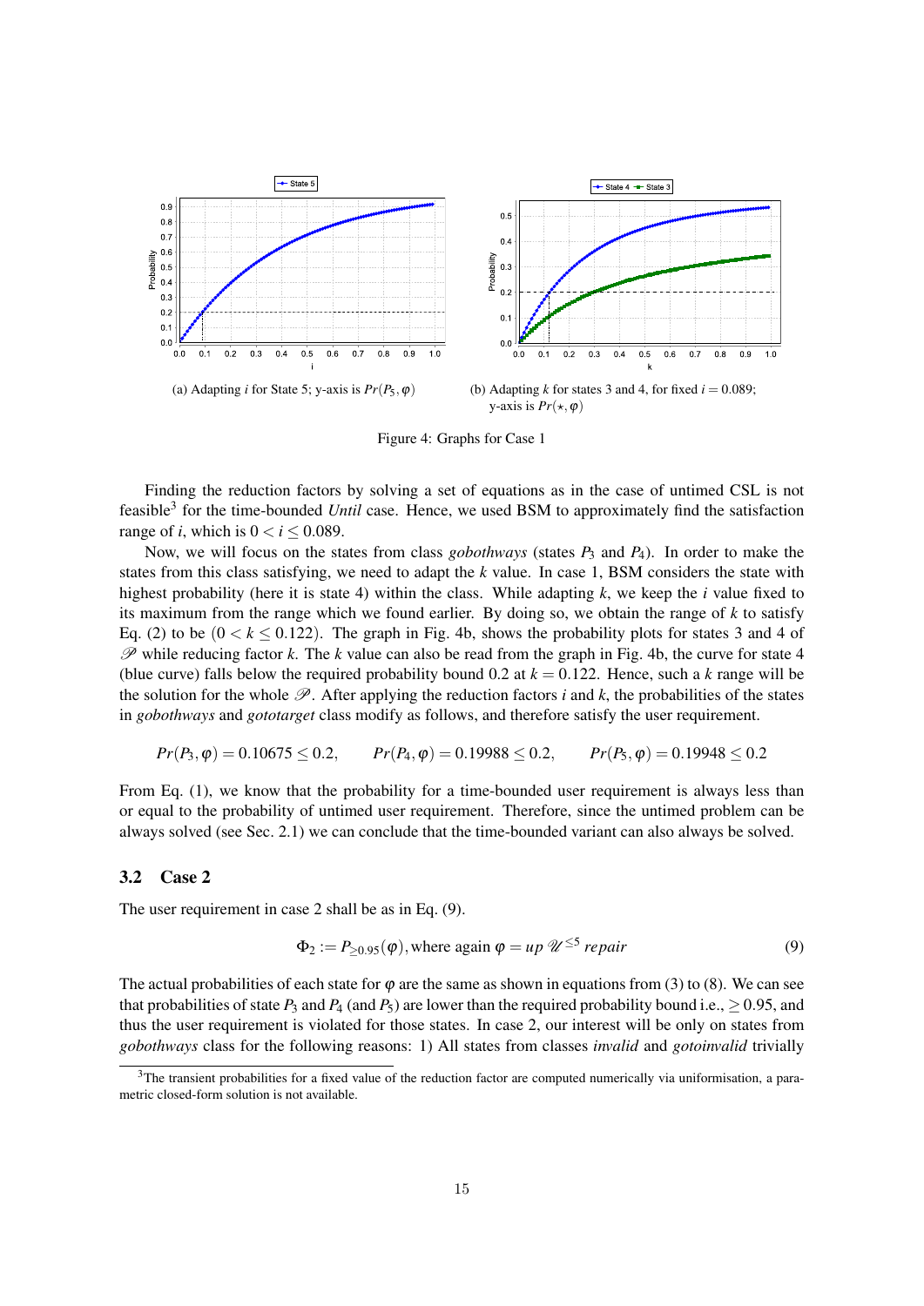(a) Adapting $i$ for State 5; y-axis is $Pr(P_5, \varphi)$

(b) Adapting $k$ for states 3 and 4, for fixed $i = 0.089$; y-axis is $Pr(\star, \varphi)$

Figure 4: Graphs for Case 1

Finding the reduction factors by solving a set of equations as in the case of untimed CSL is not feasible[3] for the time-bounded *Until* case. Hence, we used BSM to approximately find the satisfaction range of $i$, which is $0 < i \leq 0.089$.

Now, we will focus on the states from class *gobothways* (states $P_3$ and $P_4$). In order to make the states from this class satisfying, we need to adapt the $k$ value. In case 1, BSM considers the state with highest probability (here it is state 4) within the class. While adapting $k$, we keep the $i$ value fixed to its maximum from the range which we found earlier. By doing so, we obtain the range of $k$ to satisfy Eq. (2) to be $(0 < k \leq 0.122)$. The graph in Fig. 4b, shows the probability plots for states 3 and 4 of $\mathscr{P}$ while reducing factor $k$. The $k$ value can also be read from the graph in Fig. 4b, the curve for state 4 (blue curve) falls below the required probability bound 0.2 at $k = 0.122$. Hence, such a $k$ range will be the solution for the whole $\mathscr{P}$. After applying the reduction factors $i$ and $k$, the probabilities of the states in *gobothways* and *gototarget* class modify as follows, and therefore satisfy the user requirement.

$$Pr(P_3, \varphi) = 0.10675 \leq 0.2, \qquad Pr(P_4, \varphi) = 0.19988 \leq 0.2, \qquad Pr(P_5, \varphi) = 0.19948 \leq 0.2$$

From Eq. (1), we know that the probability for a time-bounded user requirement is always less than or equal to the probability of untimed user requirement. Therefore, since the untimed problem can be always solved (see Sec. 2.1) we can conclude that the time-bounded variant can also always be solved.

### 3.2 Case 2

The user requirement in case 2 shall be as in Eq. (9).

$$\Phi_2 := P_{\geq 0.95}(\varphi), \text{where again } \varphi = up\ \mathscr{U}^{\leq 5}\ repair \tag{9}$$

The actual probabilities of each state for $\varphi$ are the same as shown in equations from (3) to (8). We can see that probabilities of state $P_3$ and $P_4$ (and $P_5$) are lower than the required probability bound i.e., $\geq 0.95$, and thus the user requirement is violated for those states. In case 2, our interest will be only on states from *gobothways* class for the following reasons: 1) All states from classes *invalid* and *gotoinvalid* trivially

[3]The transient probabilities for a fixed value of the reduction factor are computed numerically via uniformisation, a parametric closed-form solution is not available.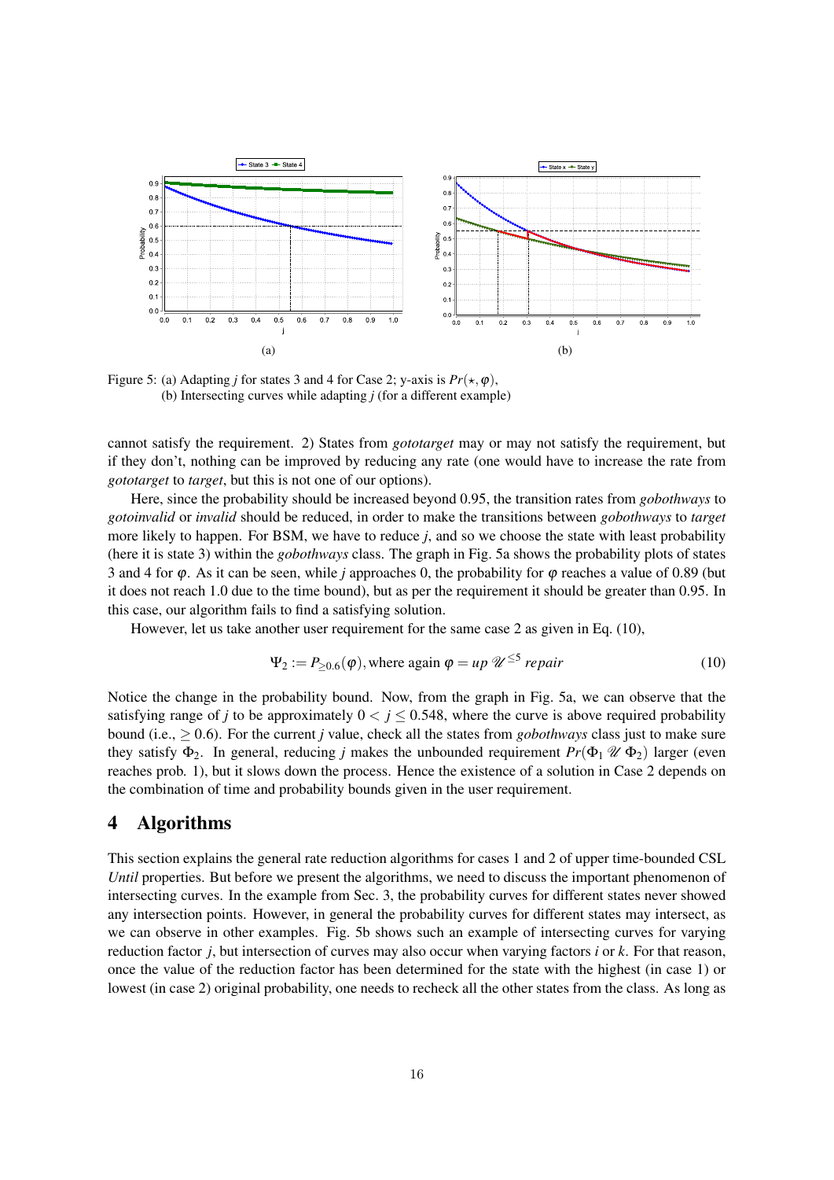Figure 5: (a) Adapting $j$ for states 3 and 4 for Case 2; y-axis is $Pr(\star, \varphi)$,
(b) Intersecting curves while adapting $j$ (for a different example)

cannot satisfy the requirement. 2) States from *gototarget* may or may not satisfy the requirement, but if they don't, nothing can be improved by reducing any rate (one would have to increase the rate from *gototarget* to *target*, but this is not one of our options).

Here, since the probability should be increased beyond 0.95, the transition rates from *gobothways* to *gotoinvalid* or *invalid* should be reduced, in order to make the transitions between *gobothways* to *target* more likely to happen. For BSM, we have to reduce $j$, and so we choose the state with least probability (here it is state 3) within the *gobothways* class. The graph in Fig. 5a shows the probability plots of states 3 and 4 for $\varphi$. As it can be seen, while $j$ approaches 0, the probability for $\varphi$ reaches a value of 0.89 (but it does not reach 1.0 due to the time bound), but as per the requirement it should be greater than 0.95. In this case, our algorithm fails to find a satisfying solution.

However, let us take another user requirement for the same case 2 as given in Eq. (10),

$$\Psi_2 := P_{\geq 0.6}(\varphi), \text{where again } \varphi = up\ \mathcal{U}^{\leq 5}\ repair \tag{10}$$

Notice the change in the probability bound. Now, from the graph in Fig. 5a, we can observe that the satisfying range of $j$ to be approximately $0 < j \leq 0.548$, where the curve is above required probability bound (i.e., $\geq 0.6$). For the current $j$ value, check all the states from *gobothways* class just to make sure they satisfy $\Phi_2$. In general, reducing $j$ makes the unbounded requirement $Pr(\Phi_1\ \mathcal{U}\ \Phi_2)$ larger (even reaches prob. 1), but it slows down the process. Hence the existence of a solution in Case 2 depends on the combination of time and probability bounds given in the user requirement.

## 4 Algorithms

This section explains the general rate reduction algorithms for cases 1 and 2 of upper time-bounded CSL *Until* properties. But before we present the algorithms, we need to discuss the important phenomenon of intersecting curves. In the example from Sec. 3, the probability curves for different states never showed any intersection points. However, in general the probability curves for different states may intersect, as we can observe in other examples. Fig. 5b shows such an example of intersecting curves for varying reduction factor $j$, but intersection of curves may also occur when varying factors $i$ or $k$. For that reason, once the value of the reduction factor has been determined for the state with the highest (in case 1) or lowest (in case 2) original probability, one needs to recheck all the other states from the class. As long as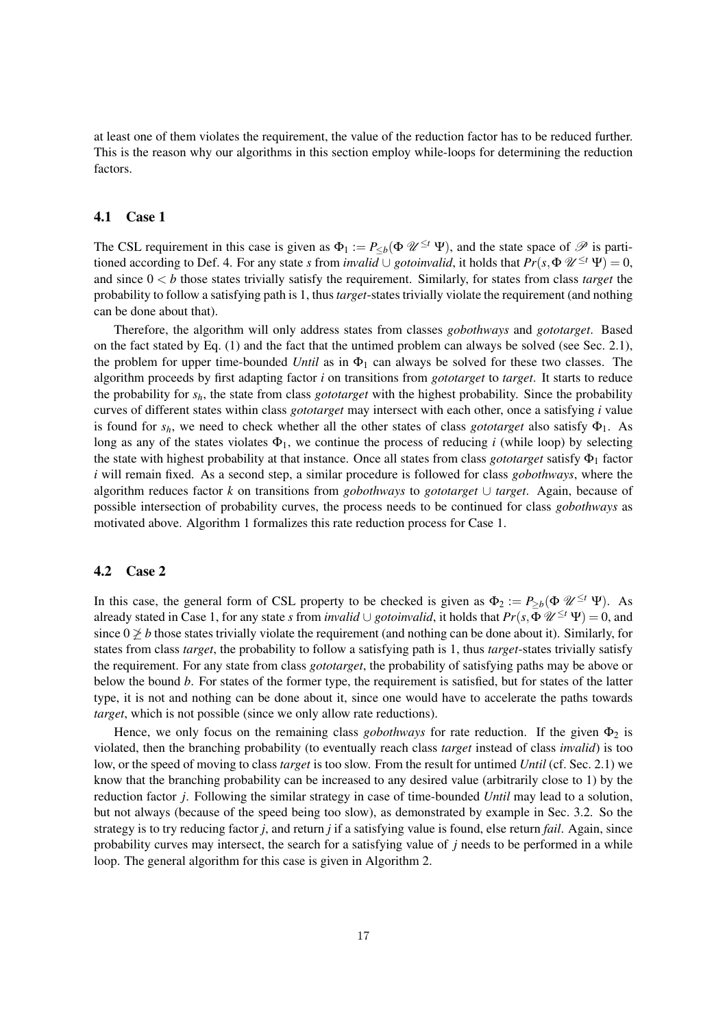at least one of them violates the requirement, the value of the reduction factor has to be reduced further. This is the reason why our algorithms in this section employ while-loops for determining the reduction factors.

### 4.1 Case 1

The CSL requirement in this case is given as $\Phi_1 := P_{\leq b}(\Phi\, \mathscr{U}^{\leq t}\, \Psi)$, and the state space of $\mathscr{P}$ is partitioned according to Def. 4. For any state $s$ from *invalid* $\cup$ *gotoinvalid*, it holds that $Pr(s, \Phi\, \mathscr{U}^{\leq t}\, \Psi) = 0$, and since $0 < b$ those states trivially satisfy the requirement. Similarly, for states from class *target* the probability to follow a satisfying path is 1, thus *target*-states trivially violate the requirement (and nothing can be done about that).

Therefore, the algorithm will only address states from classes *gobothways* and *gototarget*. Based on the fact stated by Eq. (1) and the fact that the untimed problem can always be solved (see Sec. 2.1), the problem for upper time-bounded *Until* as in $\Phi_1$ can always be solved for these two classes. The algorithm proceeds by first adapting factor $i$ on transitions from *gototarget* to *target*. It starts to reduce the probability for $s_h$, the state from class *gototarget* with the highest probability. Since the probability curves of different states within class *gototarget* may intersect with each other, once a satisfying $i$ value is found for $s_h$, we need to check whether all the other states of class *gototarget* also satisfy $\Phi_1$. As long as any of the states violates $\Phi_1$, we continue the process of reducing $i$ (while loop) by selecting the state with highest probability at that instance. Once all states from class *gototarget* satisfy $\Phi_1$ factor $i$ will remain fixed. As a second step, a similar procedure is followed for class *gobothways*, where the algorithm reduces factor $k$ on transitions from *gobothways* to *gototarget* $\cup$ *target*. Again, because of possible intersection of probability curves, the process needs to be continued for class *gobothways* as motivated above. Algorithm 1 formalizes this rate reduction process for Case 1.

### 4.2 Case 2

In this case, the general form of CSL property to be checked is given as $\Phi_2 := P_{\geq b}(\Phi\, \mathscr{U}^{\leq t}\, \Psi)$. As already stated in Case 1, for any state $s$ from *invalid* $\cup$ *gotoinvalid*, it holds that $Pr(s, \Phi\, \mathscr{U}^{\leq t}\, \Psi) = 0$, and since $0 \ngeq b$ those states trivially violate the requirement (and nothing can be done about it). Similarly, for states from class *target*, the probability to follow a satisfying path is 1, thus *target*-states trivially satisfy the requirement. For any state from class *gototarget*, the probability of satisfying paths may be above or below the bound $b$. For states of the former type, the requirement is satisfied, but for states of the latter type, it is not and nothing can be done about it, since one would have to accelerate the paths towards *target*, which is not possible (since we only allow rate reductions).

Hence, we only focus on the remaining class *gobothways* for rate reduction. If the given $\Phi_2$ is violated, then the branching probability (to eventually reach class *target* instead of class *invalid*) is too low, or the speed of moving to class *target* is too slow. From the result for untimed *Until* (cf. Sec. 2.1) we know that the branching probability can be increased to any desired value (arbitrarily close to 1) by the reduction factor $j$. Following the similar strategy in case of time-bounded *Until* may lead to a solution, but not always (because of the speed being too slow), as demonstrated by example in Sec. 3.2. So the strategy is to try reducing factor $j$, and return $j$ if a satisfying value is found, else return *fail*. Again, since probability curves may intersect, the search for a satisfying value of $j$ needs to be performed in a while loop. The general algorithm for this case is given in Algorithm 2.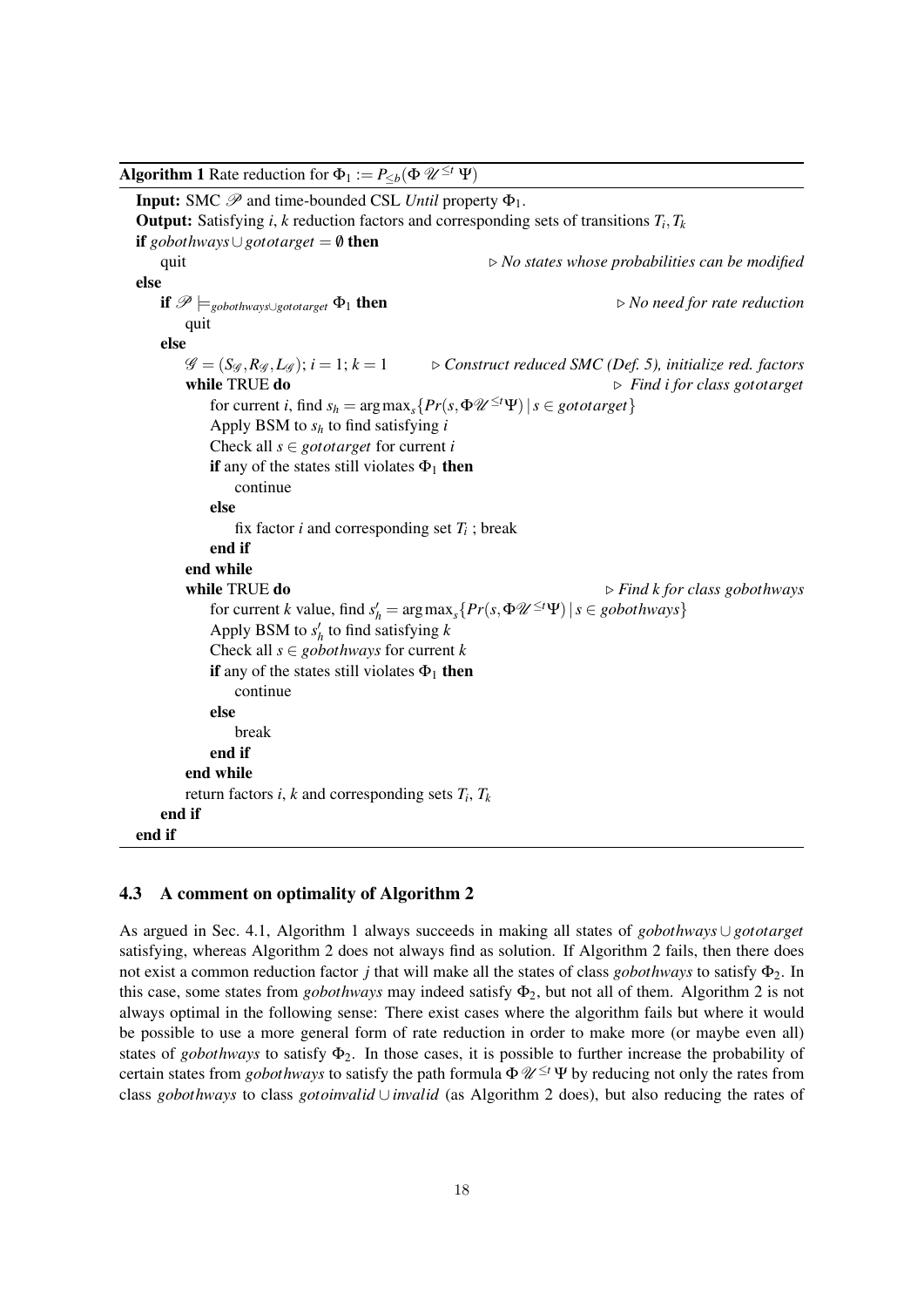**Algorithm 1** Rate reduction for $\Phi_1 := P_{\leq b}(\Phi\, \mathscr{U}^{\leq t}\, \Psi)$

```
Input: SMC 𝒫 and time-bounded CSL Until property Φ1.
Output: Satisfying i, k reduction factors and corresponding sets of transitions Ti, Tk
if gobothways ∪ gototarget = ∅ then
    quit                                        ▷ No states whose probabilities can be modified
else
    if 𝒫 ⊨_{gobothways ∪ gototarget} Φ1 then    ▷ No need for rate reduction
        quit
    else
        𝒢 = (S_𝒢, R_𝒢, L_𝒢); i = 1; k = 1        ▷ Construct reduced SMC (Def. 5), initialize red. factors
        while TRUE do                            ▷ Find i for class gototarget
            for current i, find s_h = argmax_s{Pr(s, Φ𝒰^{≤t}Ψ) | s ∈ gototarget}
            Apply BSM to s_h to find satisfying i
            Check all s ∈ gototarget for current i
            if any of the states still violates Φ1 then
                continue
            else
                fix factor i and corresponding set Ti ; break
            end if
        end while
        while TRUE do                            ▷ Find k for class gobothways
            for current k value, find s'_h = argmax_s{Pr(s, Φ𝒰^{≤t}Ψ) | s ∈ gobothways}
            Apply BSM to s'_h to find satisfying k
            Check all s ∈ gobothways for current k
            if any of the states still violates Φ1 then
                continue
            else
                break
            end if
        end while
        return factors i, k and corresponding sets Ti, Tk
    end if
end if
```

### 4.3 A comment on optimality of Algorithm 2

As argued in Sec. 4.1, Algorithm 1 always succeeds in making all states of *gobothways* $\cup$ *gototarget* satisfying, whereas Algorithm 2 does not always find as solution. If Algorithm 2 fails, then there does not exist a common reduction factor $j$ that will make all the states of class *gobothways* to satisfy $\Phi_2$. In this case, some states from *gobothways* may indeed satisfy $\Phi_2$, but not all of them. Algorithm 2 is not always optimal in the following sense: There exist cases where the algorithm fails but where it would be possible to use a more general form of rate reduction in order to make more (or maybe even all) states of *gobothways* to satisfy $\Phi_2$. In those cases, it is possible to further increase the probability of certain states from *gobothways* to satisfy the path formula $\Phi\, \mathscr{U}^{\leq t}\, \Psi$ by reducing not only the rates from class *gobothways* to class *gotoinvalid* $\cup$ *invalid* (as Algorithm 2 does), but also reducing the rates of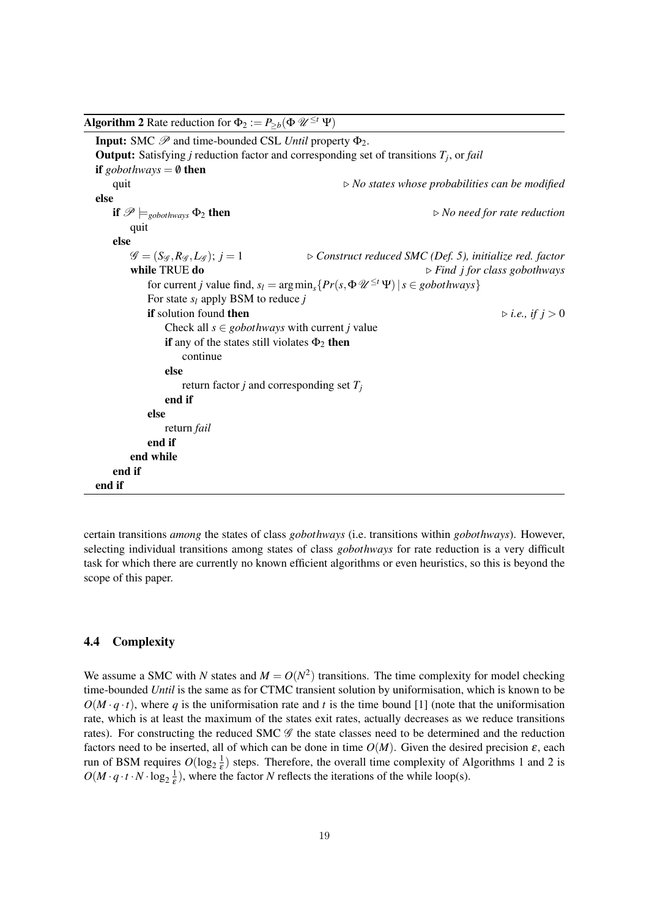**Algorithm 2** Rate reduction for $\Phi_2 := P_{\geq b}(\Phi\, \mathcal{U}^{\leq t}\, \Psi)$

```
Input: SMC 𝒫 and time-bounded CSL Until property Φ2.
Output: Satisfying j reduction factor and corresponding set of transitions T_j, or fail
if gobothways = ∅ then
    quit                                                ▷ No states whose probabilities can be modified
else
    if 𝒫 ⊨_gobothways Φ2 then                           ▷ No need for rate reduction
        quit
    else
        𝒢 = (S_𝒢, R_𝒢, L_𝒢); j = 1                      ▷ Construct reduced SMC (Def. 5), initialize red. factor
        while TRUE do                                   ▷ Find j for class gobothways
            for current j value find, s_l = argmin_s{Pr(s, Φ 𝒰^≤t Ψ) | s ∈ gobothways}
            For state s_l apply BSM to reduce j
            if solution found then                      ▷ i.e., if j > 0
                Check all s ∈ gobothways with current j value
                if any of the states still violates Φ2 then
                    continue
                else
                    return factor j and corresponding set T_j
                end if
            else
                return fail
            end if
        end while
    end if
end if
```

certain transitions *among* the states of class *gobothways* (i.e. transitions within *gobothways*). However, selecting individual transitions among states of class *gobothways* for rate reduction is a very difficult task for which there are currently no known efficient algorithms or even heuristics, so this is beyond the scope of this paper.

### 4.4 Complexity

We assume a SMC with $N$ states and $M = O(N^2)$ transitions. The time complexity for model checking time-bounded *Until* is the same as for CTMC transient solution by uniformisation, which is known to be $O(M \cdot q \cdot t)$, where $q$ is the uniformisation rate and $t$ is the time bound [1] (note that the uniformisation rate, which is at least the maximum of the states exit rates, actually decreases as we reduce transitions rates). For constructing the reduced SMC $\mathcal{G}$ the state classes need to be determined and the reduction factors need to be inserted, all of which can be done in time $O(M)$. Given the desired precision $\varepsilon$, each run of BSM requires $O(\log_2 \frac{1}{\varepsilon})$ steps. Therefore, the overall time complexity of Algorithms 1 and 2 is $O(M \cdot q \cdot t \cdot N \cdot \log_2 \frac{1}{\varepsilon})$, where the factor $N$ reflects the iterations of the while loop(s).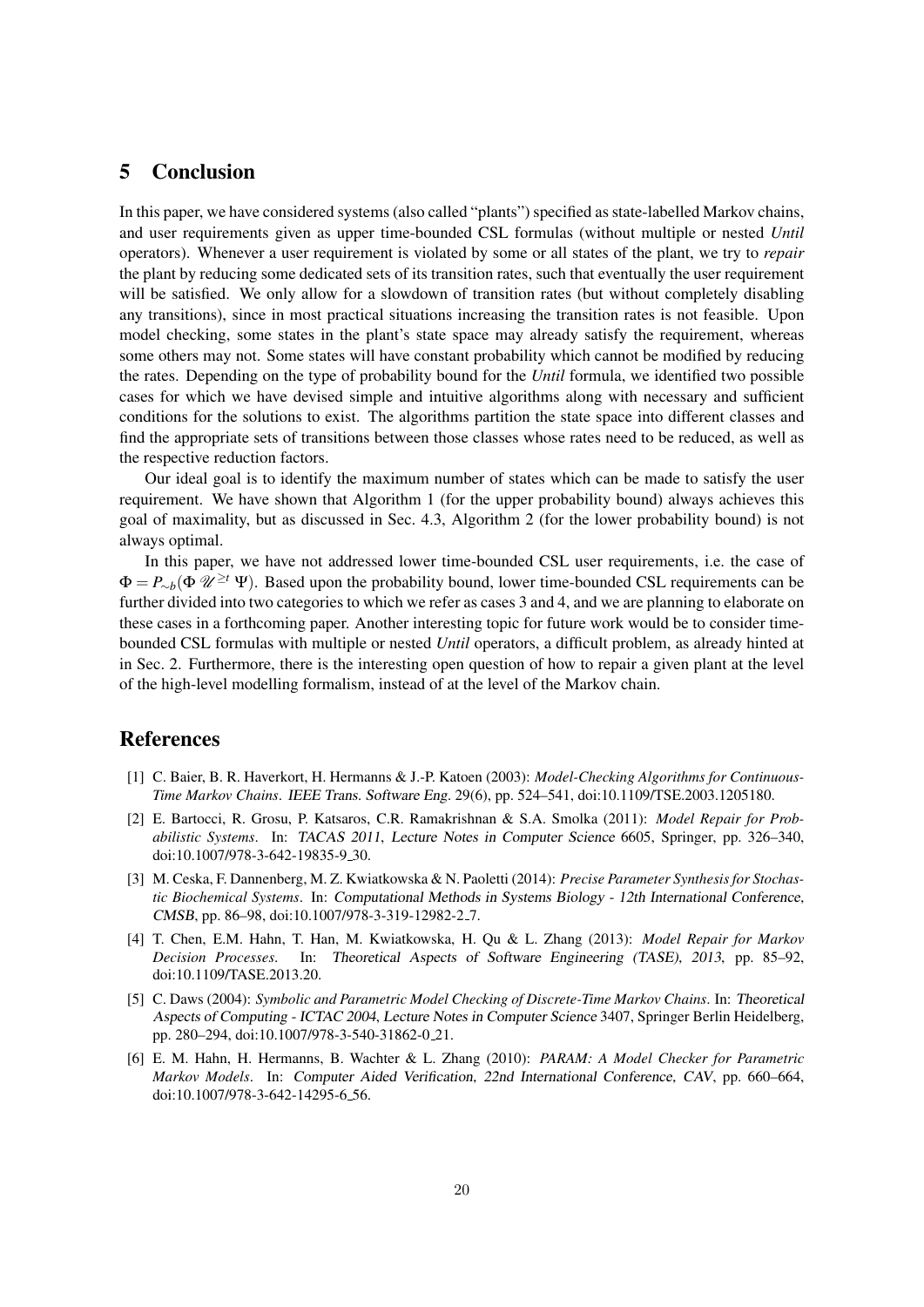## 5 Conclusion

In this paper, we have considered systems (also called "plants") specified as state-labelled Markov chains, and user requirements given as upper time-bounded CSL formulas (without multiple or nested *Until* operators). Whenever a user requirement is violated by some or all states of the plant, we try to *repair* the plant by reducing some dedicated sets of its transition rates, such that eventually the user requirement will be satisfied. We only allow for a slowdown of transition rates (but without completely disabling any transitions), since in most practical situations increasing the transition rates is not feasible. Upon model checking, some states in the plant's state space may already satisfy the requirement, whereas some others may not. Some states will have constant probability which cannot be modified by reducing the rates. Depending on the type of probability bound for the *Until* formula, we identified two possible cases for which we have devised simple and intuitive algorithms along with necessary and sufficient conditions for the solutions to exist. The algorithms partition the state space into different classes and find the appropriate sets of transitions between those classes whose rates need to be reduced, as well as the respective reduction factors.

Our ideal goal is to identify the maximum number of states which can be made to satisfy the user requirement. We have shown that Algorithm 1 (for the upper probability bound) always achieves this goal of maximality, but as discussed in Sec. 4.3, Algorithm 2 (for the lower probability bound) is not always optimal.

In this paper, we have not addressed lower time-bounded CSL user requirements, i.e. the case of $\Phi = P_{\sim b}(\Phi \, \mathscr{U}^{\geq t} \, \Psi)$. Based upon the probability bound, lower time-bounded CSL requirements can be further divided into two categories to which we refer as cases 3 and 4, and we are planning to elaborate on these cases in a forthcoming paper. Another interesting topic for future work would be to consider time-bounded CSL formulas with multiple or nested *Until* operators, a difficult problem, as already hinted at in Sec. 2. Furthermore, there is the interesting open question of how to repair a given plant at the level of the high-level modelling formalism, instead of at the level of the Markov chain.

## References

[1] C. Baier, B. R. Haverkort, H. Hermanns & J.-P. Katoen (2003): *Model-Checking Algorithms for Continuous-Time Markov Chains*. IEEE Trans. Software Eng. 29(6), pp. 524–541, doi:10.1109/TSE.2003.1205180.

[2] E. Bartocci, R. Grosu, P. Katsaros, C.R. Ramakrishnan & S.A. Smolka (2011): *Model Repair for Probabilistic Systems*. In: TACAS 2011, Lecture Notes in Computer Science 6605, Springer, pp. 326–340, doi:10.1007/978-3-642-19835-9_30.

[3] M. Ceska, F. Dannenberg, M. Z. Kwiatkowska & N. Paoletti (2014): *Precise Parameter Synthesis for Stochastic Biochemical Systems*. In: Computational Methods in Systems Biology - 12th International Conference, CMSB, pp. 86–98, doi:10.1007/978-3-319-12982-2_7.

[4] T. Chen, E.M. Hahn, T. Han, M. Kwiatkowska, H. Qu & L. Zhang (2013): *Model Repair for Markov Decision Processes*. In: Theoretical Aspects of Software Engineering (TASE), 2013, pp. 85–92, doi:10.1109/TASE.2013.20.

[5] C. Daws (2004): *Symbolic and Parametric Model Checking of Discrete-Time Markov Chains*. In: Theoretical Aspects of Computing - ICTAC 2004, Lecture Notes in Computer Science 3407, Springer Berlin Heidelberg, pp. 280–294, doi:10.1007/978-3-540-31862-0_21.

[6] E. M. Hahn, H. Hermanns, B. Wachter & L. Zhang (2010): *PARAM: A Model Checker for Parametric Markov Models*. In: Computer Aided Verification, 22nd International Conference, CAV, pp. 660–664, doi:10.1007/978-3-642-14295-6_56.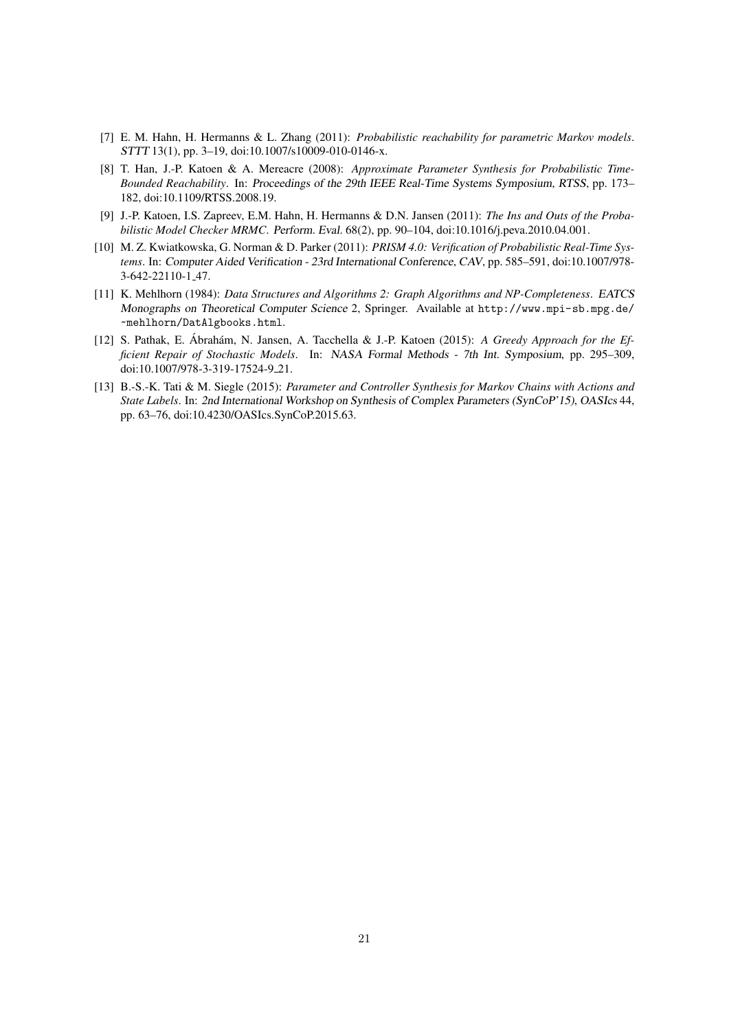- [7] E. M. Hahn, H. Hermanns & L. Zhang (2011): *Probabilistic reachability for parametric Markov models*. *STTT* 13(1), pp. 3–19, doi:10.1007/s10009-010-0146-x.
- [8] T. Han, J.-P. Katoen & A. Mereacre (2008): *Approximate Parameter Synthesis for Probabilistic Time-Bounded Reachability*. In: *Proceedings of the 29th IEEE Real-Time Systems Symposium, RTSS*, pp. 173–182, doi:10.1109/RTSS.2008.19.
- [9] J.-P. Katoen, I.S. Zapreev, E.M. Hahn, H. Hermanns & D.N. Jansen (2011): *The Ins and Outs of the Probabilistic Model Checker MRMC*. *Perform. Eval.* 68(2), pp. 90–104, doi:10.1016/j.peva.2010.04.001.
- [10] M. Z. Kwiatkowska, G. Norman & D. Parker (2011): *PRISM 4.0: Verification of Probabilistic Real-Time Systems*. In: *Computer Aided Verification - 23rd International Conference, CAV*, pp. 585–591, doi:10.1007/978-3-642-22110-1_47.
- [11] K. Mehlhorn (1984): *Data Structures and Algorithms 2: Graph Algorithms and NP-Completeness*. *EATCS Monographs on Theoretical Computer Science* 2, Springer. Available at `http://www.mpi-sb.mpg.de/~mehlhorn/DatAlgbooks.html`.
- [12] S. Pathak, E. Ábrahám, N. Jansen, A. Tacchella & J.-P. Katoen (2015): *A Greedy Approach for the Efficient Repair of Stochastic Models*. In: *NASA Formal Methods - 7th Int. Symposium*, pp. 295–309, doi:10.1007/978-3-319-17524-9_21.
- [13] B.-S.-K. Tati & M. Siegle (2015): *Parameter and Controller Synthesis for Markov Chains with Actions and State Labels*. In: *2nd International Workshop on Synthesis of Complex Parameters (SynCoP'15)*, *OASIcs* 44, pp. 63–76, doi:10.4230/OASIcs.SynCoP.2015.63.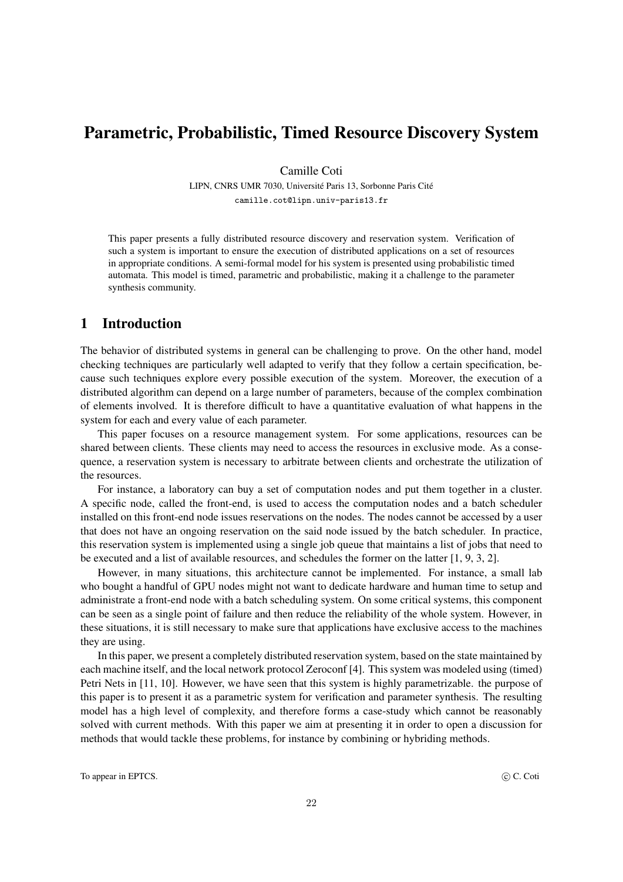# Parametric, Probabilistic, Timed Resource Discovery System

Camille Coti

LIPN, CNRS UMR 7030, Université Paris 13, Sorbonne Paris Cité

camille.cot@lipn.univ-paris13.fr

This paper presents a fully distributed resource discovery and reservation system. Verification of such a system is important to ensure the execution of distributed applications on a set of resources in appropriate conditions. A semi-formal model for his system is presented using probabilistic timed automata. This model is timed, parametric and probabilistic, making it a challenge to the parameter synthesis community.

## 1 Introduction

The behavior of distributed systems in general can be challenging to prove. On the other hand, model checking techniques are particularly well adapted to verify that they follow a certain specification, because such techniques explore every possible execution of the system. Moreover, the execution of a distributed algorithm can depend on a large number of parameters, because of the complex combination of elements involved. It is therefore difficult to have a quantitative evaluation of what happens in the system for each and every value of each parameter.

This paper focuses on a resource management system. For some applications, resources can be shared between clients. These clients may need to access the resources in exclusive mode. As a consequence, a reservation system is necessary to arbitrate between clients and orchestrate the utilization of the resources.

For instance, a laboratory can buy a set of computation nodes and put them together in a cluster. A specific node, called the front-end, is used to access the computation nodes and a batch scheduler installed on this front-end node issues reservations on the nodes. The nodes cannot be accessed by a user that does not have an ongoing reservation on the said node issued by the batch scheduler. In practice, this reservation system is implemented using a single job queue that maintains a list of jobs that need to be executed and a list of available resources, and schedules the former on the latter [1, 9, 3, 2].

However, in many situations, this architecture cannot be implemented. For instance, a small lab who bought a handful of GPU nodes might not want to dedicate hardware and human time to setup and administrate a front-end node with a batch scheduling system. On some critical systems, this component can be seen as a single point of failure and then reduce the reliability of the whole system. However, in these situations, it is still necessary to make sure that applications have exclusive access to the machines they are using.

In this paper, we present a completely distributed reservation system, based on the state maintained by each machine itself, and the local network protocol Zeroconf [4]. This system was modeled using (timed) Petri Nets in [11, 10]. However, we have seen that this system is highly parametrizable. the purpose of this paper is to present it as a parametric system for verification and parameter synthesis. The resulting model has a high level of complexity, and therefore forms a case-study which cannot be reasonably solved with current methods. With this paper we aim at presenting it in order to open a discussion for methods that would tackle these problems, for instance by combining or hybriding methods.

To appear in EPTCS. © C. Coti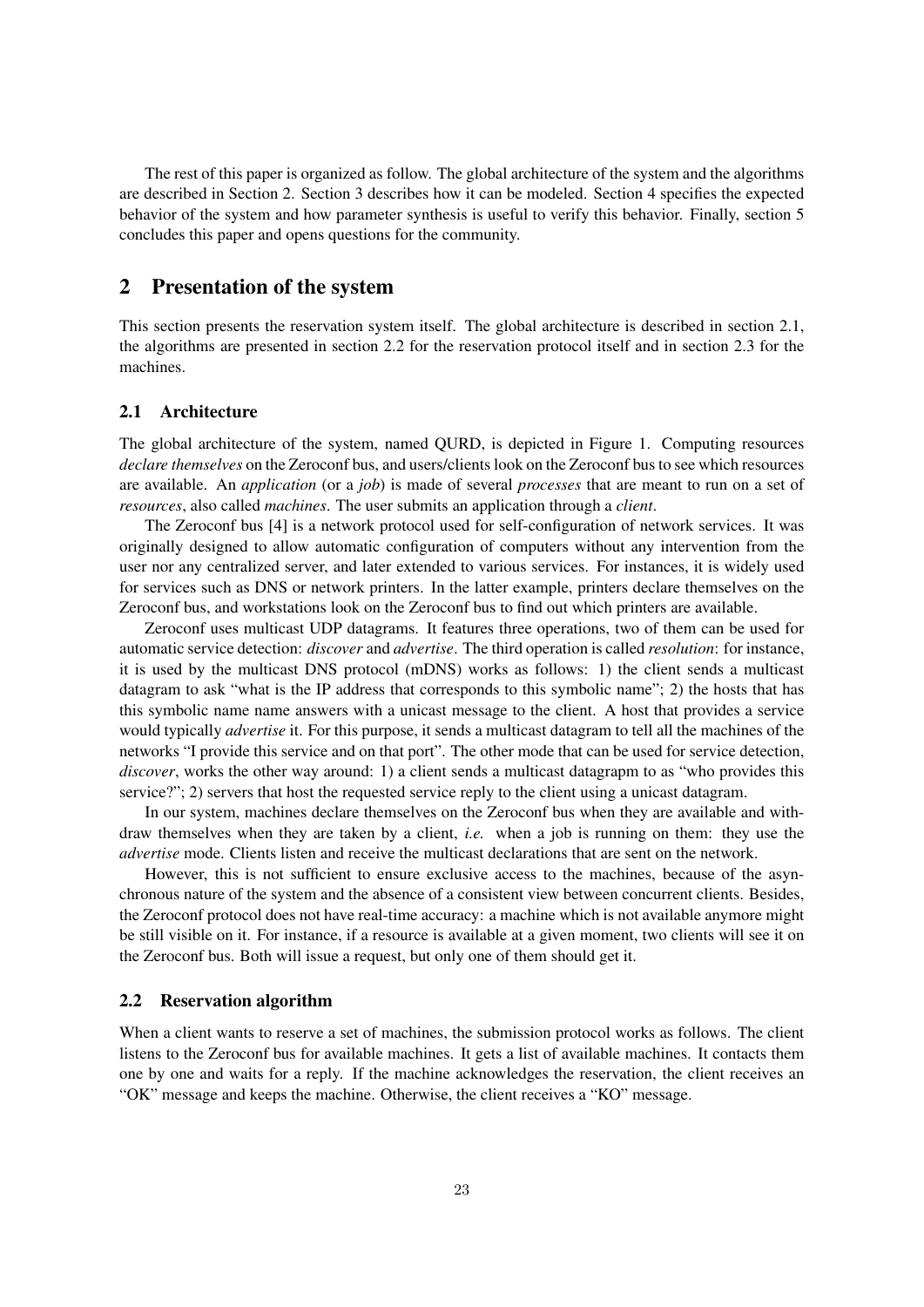The rest of this paper is organized as follow. The global architecture of the system and the algorithms are described in Section 2. Section 3 describes how it can be modeled. Section 4 specifies the expected behavior of the system and how parameter synthesis is useful to verify this behavior. Finally, section 5 concludes this paper and opens questions for the community.

## 2 Presentation of the system

This section presents the reservation system itself. The global architecture is described in section 2.1, the algorithms are presented in section 2.2 for the reservation protocol itself and in section 2.3 for the machines.

### 2.1 Architecture

The global architecture of the system, named QURD, is depicted in Figure 1. Computing resources *declare themselves* on the Zeroconf bus, and users/clients look on the Zeroconf bus to see which resources are available. An *application* (or a *job*) is made of several *processes* that are meant to run on a set of *resources*, also called *machines*. The user submits an application through a *client*.

The Zeroconf bus [4] is a network protocol used for self-configuration of network services. It was originally designed to allow automatic configuration of computers without any intervention from the user nor any centralized server, and later extended to various services. For instances, it is widely used for services such as DNS or network printers. In the latter example, printers declare themselves on the Zeroconf bus, and workstations look on the Zeroconf bus to find out which printers are available.

Zeroconf uses multicast UDP datagrams. It features three operations, two of them can be used for automatic service detection: *discover* and *advertise*. The third operation is called *resolution*: for instance, it is used by the multicast DNS protocol (mDNS) works as follows: 1) the client sends a multicast datagram to ask "what is the IP address that corresponds to this symbolic name"; 2) the hosts that has this symbolic name name answers with a unicast message to the client. A host that provides a service would typically *advertise* it. For this purpose, it sends a multicast datagram to tell all the machines of the networks "I provide this service and on that port". The other mode that can be used for service detection, *discover*, works the other way around: 1) a client sends a multicast datagrapm to as "who provides this service?"; 2) servers that host the requested service reply to the client using a unicast datagram.

In our system, machines declare themselves on the Zeroconf bus when they are available and withdraw themselves when they are taken by a client, *i.e.* when a job is running on them: they use the *advertise* mode. Clients listen and receive the multicast declarations that are sent on the network.

However, this is not sufficient to ensure exclusive access to the machines, because of the asynchronous nature of the system and the absence of a consistent view between concurrent clients. Besides, the Zeroconf protocol does not have real-time accuracy: a machine which is not available anymore might be still visible on it. For instance, if a resource is available at a given moment, two clients will see it on the Zeroconf bus. Both will issue a request, but only one of them should get it.

### 2.2 Reservation algorithm

When a client wants to reserve a set of machines, the submission protocol works as follows. The client listens to the Zeroconf bus for available machines. It gets a list of available machines. It contacts them one by one and waits for a reply. If the machine acknowledges the reservation, the client receives an "OK" message and keeps the machine. Otherwise, the client receives a "KO" message.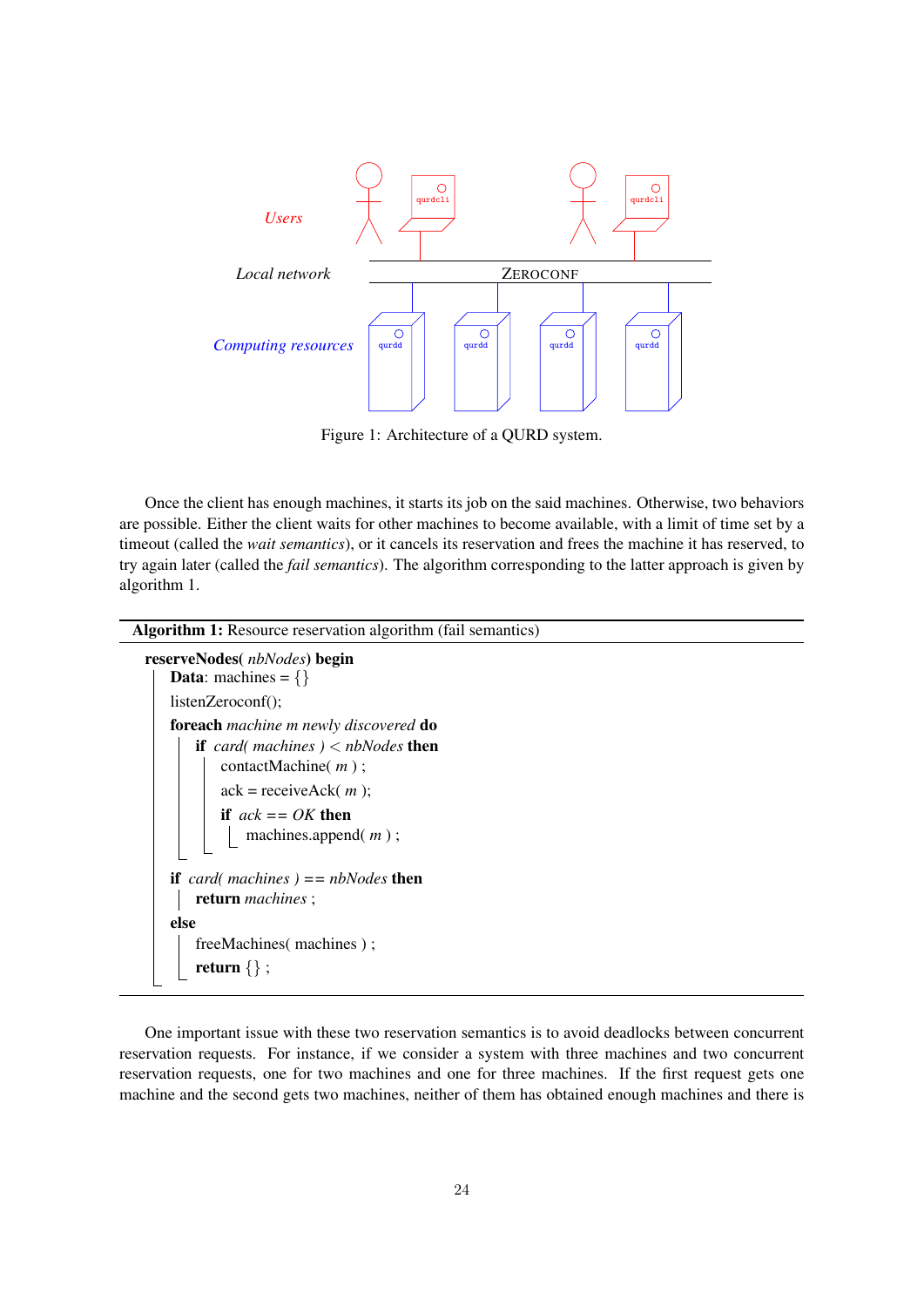Figure 1: Architecture of a QURD system.

Once the client has enough machines, it starts its job on the said machines. Otherwise, two behaviors are possible. Either the client waits for other machines to become available, with a limit of time set by a timeout (called the *wait semantics*), or it cancels its reservation and frees the machine it has reserved, to try again later (called the *fail semantics*). The algorithm corresponding to the latter approach is given by algorithm 1.

**Algorithm 1:** Resource reservation algorithm (fail semantics)

```
reserveNodes( nbNodes) begin
    Data: machines = {}
    listenZeroconf();
    foreach machine m newly discovered do
        if card( machines ) < nbNodes then
            contactMachine( m ) ;
            ack = receiveAck( m );
            if ack == OK then
                machines.append( m ) ;
    if card( machines ) == nbNodes then
        return machines ;
    else
        freeMachines( machines ) ;
        return {} ;
```

One important issue with these two reservation semantics is to avoid deadlocks between concurrent reservation requests. For instance, if we consider a system with three machines and two concurrent reservation requests, one for two machines and one for three machines. If the first request gets one machine and the second gets two machines, neither of them has obtained enough machines and there is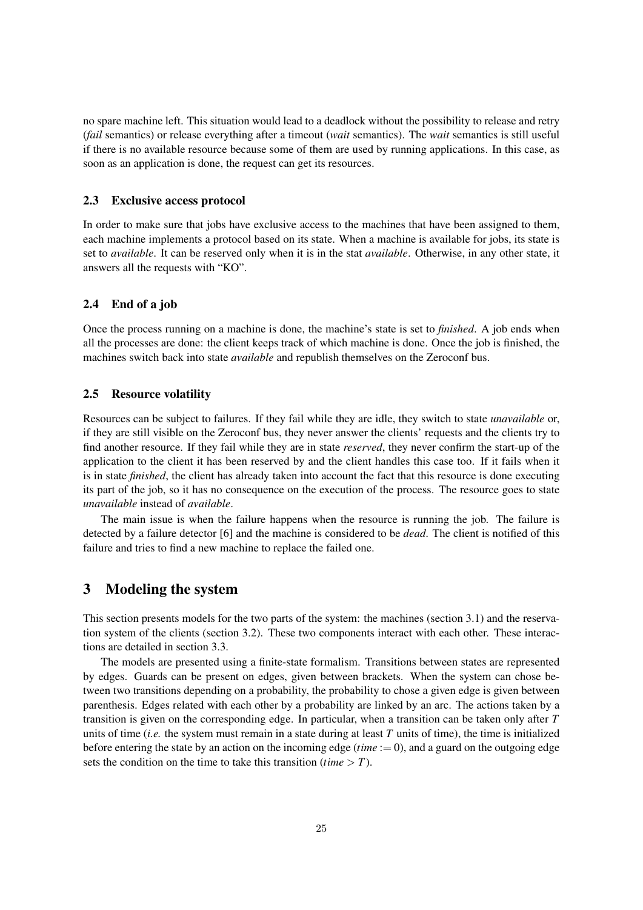no spare machine left. This situation would lead to a deadlock without the possibility to release and retry (*fail* semantics) or release everything after a timeout (*wait* semantics). The *wait* semantics is still useful if there is no available resource because some of them are used by running applications. In this case, as soon as an application is done, the request can get its resources.

### 2.3 Exclusive access protocol

In order to make sure that jobs have exclusive access to the machines that have been assigned to them, each machine implements a protocol based on its state. When a machine is available for jobs, its state is set to *available*. It can be reserved only when it is in the stat *available*. Otherwise, in any other state, it answers all the requests with "KO".

### 2.4 End of a job

Once the process running on a machine is done, the machine's state is set to *finished*. A job ends when all the processes are done: the client keeps track of which machine is done. Once the job is finished, the machines switch back into state *available* and republish themselves on the Zeroconf bus.

### 2.5 Resource volatility

Resources can be subject to failures. If they fail while they are idle, they switch to state *unavailable* or, if they are still visible on the Zeroconf bus, they never answer the clients' requests and the clients try to find another resource. If they fail while they are in state *reserved*, they never confirm the start-up of the application to the client it has been reserved by and the client handles this case too. If it fails when it is in state *finished*, the client has already taken into account the fact that this resource is done executing its part of the job, so it has no consequence on the execution of the process. The resource goes to state *unavailable* instead of *available*.

The main issue is when the failure happens when the resource is running the job. The failure is detected by a failure detector [6] and the machine is considered to be *dead*. The client is notified of this failure and tries to find a new machine to replace the failed one.

## 3 Modeling the system

This section presents models for the two parts of the system: the machines (section 3.1) and the reservation system of the clients (section 3.2). These two components interact with each other. These interactions are detailed in section 3.3.

The models are presented using a finite-state formalism. Transitions between states are represented by edges. Guards can be present on edges, given between brackets. When the system can chose between two transitions depending on a probability, the probability to chose a given edge is given between parenthesis. Edges related with each other by a probability are linked by an arc. The actions taken by a transition is given on the corresponding edge. In particular, when a transition can be taken only after $T$ units of time (*i.e.* the system must remain in a state during at least $T$ units of time), the time is initialized before entering the state by an action on the incoming edge ($time := 0$), and a guard on the outgoing edge sets the condition on the time to take this transition ($time > T$).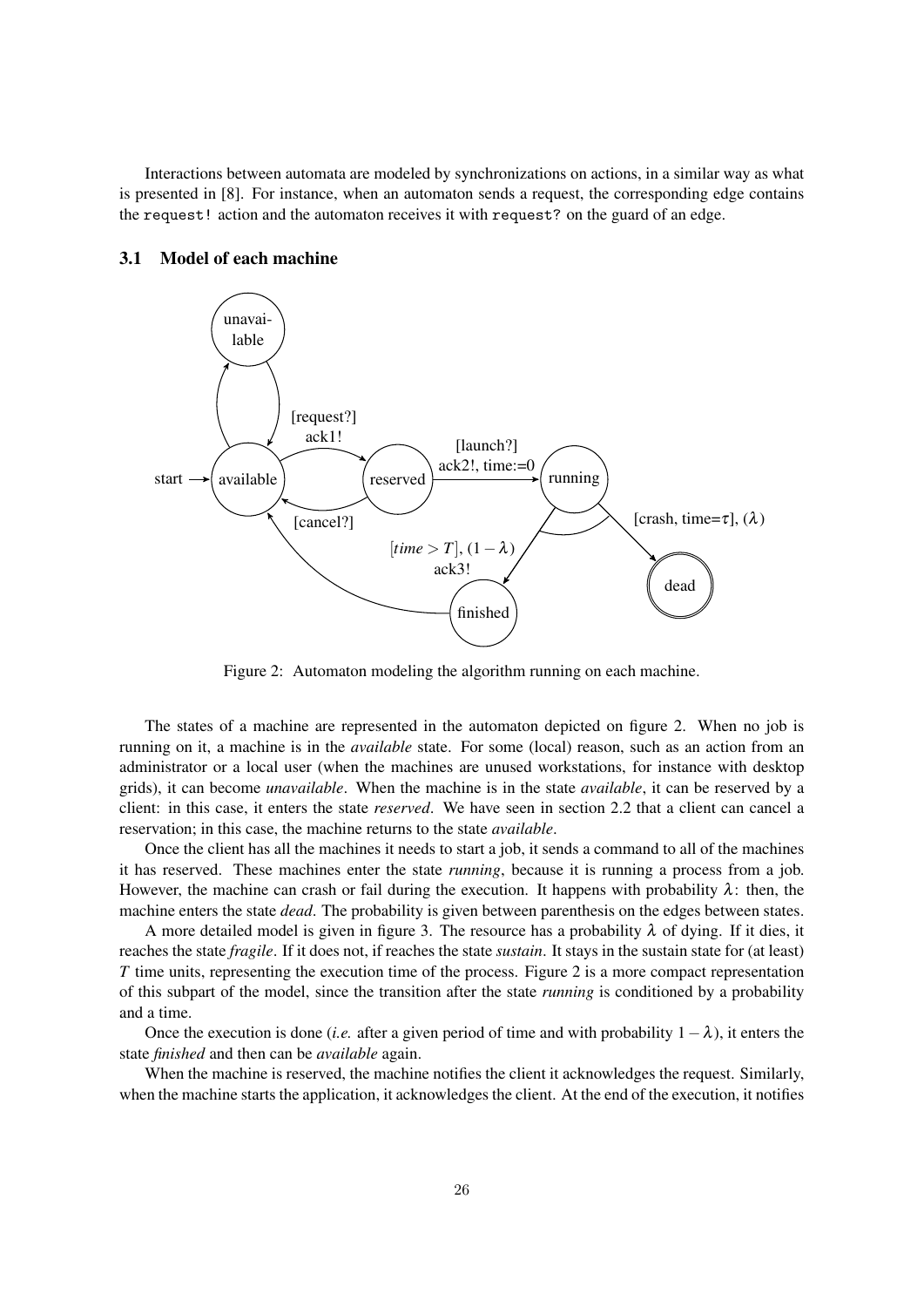Interactions between automata are modeled by synchronizations on actions, in a similar way as what is presented in [8]. For instance, when an automaton sends a request, the corresponding edge contains the `request!` action and the automaton receives it with `request?` on the guard of an edge.

### 3.1 Model of each machine

Figure 2: Automaton modeling the algorithm running on each machine.

The states of a machine are represented in the automaton depicted on figure 2. When no job is running on it, a machine is in the *available* state. For some (local) reason, such as an action from an administrator or a local user (when the machines are unused workstations, for instance with desktop grids), it can become *unavailable*. When the machine is in the state *available*, it can be reserved by a client: in this case, it enters the state *reserved*. We have seen in section 2.2 that a client can cancel a reservation; in this case, the machine returns to the state *available*.

Once the client has all the machines it needs to start a job, it sends a command to all of the machines it has reserved. These machines enter the state *running*, because it is running a process from a job. However, the machine can crash or fail during the execution. It happens with probability $\lambda$: then, the machine enters the state *dead*. The probability is given between parenthesis on the edges between states.

A more detailed model is given in figure 3. The resource has a probability $\lambda$ of dying. If it dies, it reaches the state *fragile*. If it does not, if reaches the state *sustain*. It stays in the sustain state for (at least) $T$ time units, representing the execution time of the process. Figure 2 is a more compact representation of this subpart of the model, since the transition after the state *running* is conditioned by a probability and a time.

Once the execution is done (*i.e.* after a given period of time and with probability $1 - \lambda$), it enters the state *finished* and then can be *available* again.

When the machine is reserved, the machine notifies the client it acknowledges the request. Similarly, when the machine starts the application, it acknowledges the client. At the end of the execution, it notifies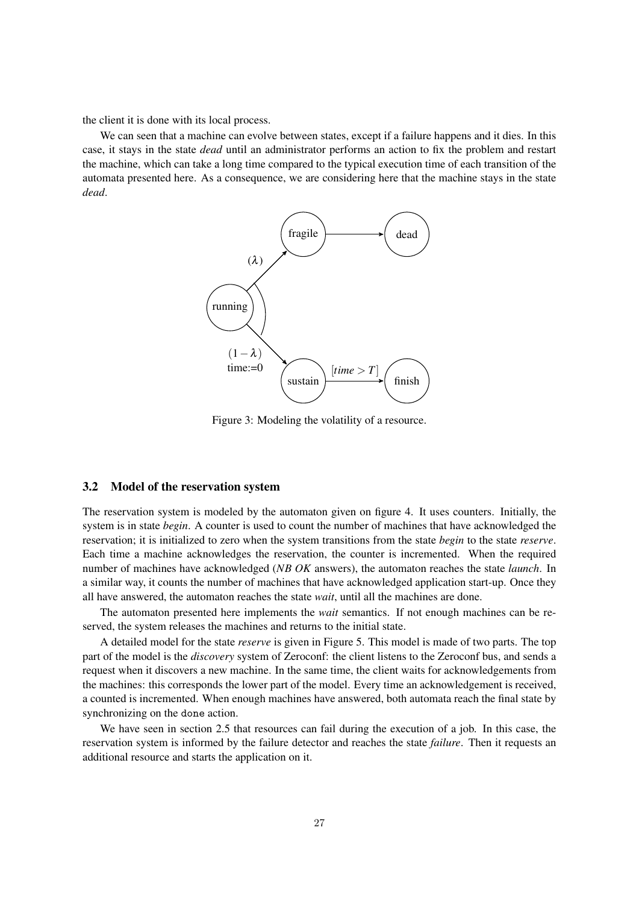the client it is done with its local process.

We can seen that a machine can evolve between states, except if a failure happens and it dies. In this case, it stays in the state *dead* until an administrator performs an action to fix the problem and restart the machine, which can take a long time compared to the typical execution time of each transition of the automata presented here. As a consequence, we are considering here that the machine stays in the state *dead*.

Figure 3: Modeling the volatility of a resource.

### 3.2 Model of the reservation system

The reservation system is modeled by the automaton given on figure 4. It uses counters. Initially, the system is in state *begin*. A counter is used to count the number of machines that have acknowledged the reservation; it is initialized to zero when the system transitions from the state *begin* to the state *reserve*. Each time a machine acknowledges the reservation, the counter is incremented. When the required number of machines have acknowledged (*NB OK* answers), the automaton reaches the state *launch*. In a similar way, it counts the number of machines that have acknowledged application start-up. Once they all have answered, the automaton reaches the state *wait*, until all the machines are done.

The automaton presented here implements the *wait* semantics. If not enough machines can be reserved, the system releases the machines and returns to the initial state.

A detailed model for the state *reserve* is given in Figure 5. This model is made of two parts. The top part of the model is the *discovery* system of Zeroconf: the client listens to the Zeroconf bus, and sends a request when it discovers a new machine. In the same time, the client waits for acknowledgements from the machines: this corresponds the lower part of the model. Every time an acknowledgement is received, a counted is incremented. When enough machines have answered, both automata reach the final state by synchronizing on the `done` action.

We have seen in section 2.5 that resources can fail during the execution of a job. In this case, the reservation system is informed by the failure detector and reaches the state *failure*. Then it requests an additional resource and starts the application on it.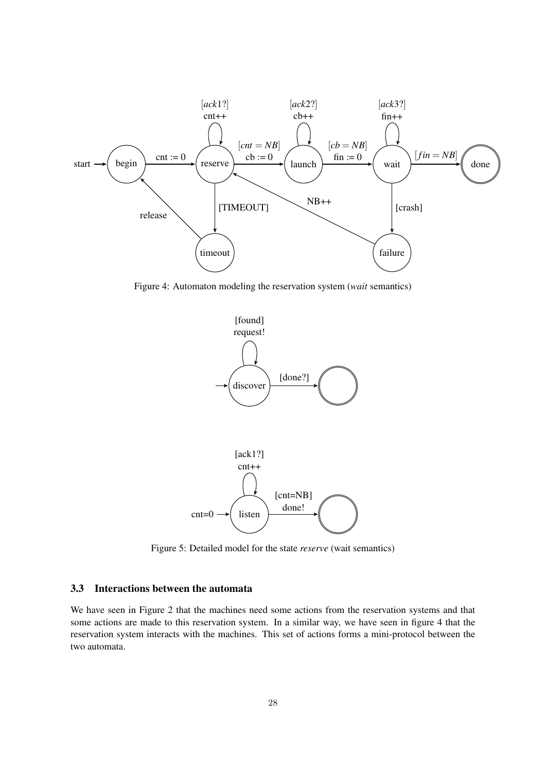Figure 4: Automaton modeling the reservation system (*wait* semantics)

Figure 5: Detailed model for the state *reserve* (wait semantics)

### 3.3 Interactions between the automata

We have seen in Figure 2 that the machines need some actions from the reservation systems and that some actions are made to this reservation system. In a similar way, we have seen in figure 4 that the reservation system interacts with the machines. This set of actions forms a mini-protocol between the two automata.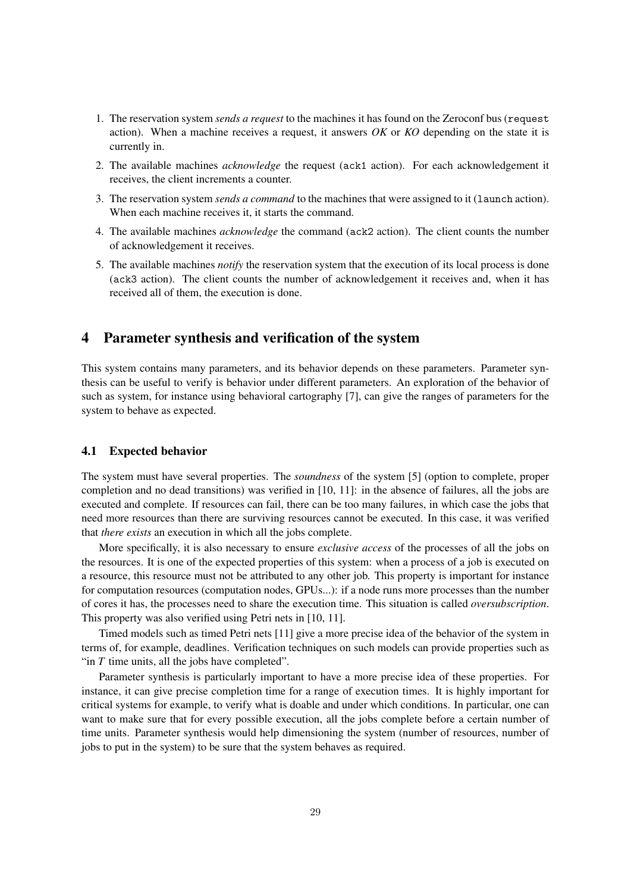1. The reservation system *sends a request* to the machines it has found on the Zeroconf bus (`request` action). When a machine receives a request, it answers *OK* or *KO* depending on the state it is currently in.
2. The available machines *acknowledge* the request (`ack1` action). For each acknowledgement it receives, the client increments a counter.
3. The reservation system *sends a command* to the machines that were assigned to it (`launch` action). When each machine receives it, it starts the command.
4. The available machines *acknowledge* the command (`ack2` action). The client counts the number of acknowledgement it receives.
5. The available machines *notify* the reservation system that the execution of its local process is done (`ack3` action). The client counts the number of acknowledgement it receives and, when it has received all of them, the execution is done.

## 4 Parameter synthesis and verification of the system

This system contains many parameters, and its behavior depends on these parameters. Parameter synthesis can be useful to verify is behavior under different parameters. An exploration of the behavior of such as system, for instance using behavioral cartography [7], can give the ranges of parameters for the system to behave as expected.

### 4.1 Expected behavior

The system must have several properties. The *soundness* of the system [5] (option to complete, proper completion and no dead transitions) was verified in [10, 11]: in the absence of failures, all the jobs are executed and complete. If resources can fail, there can be too many failures, in which case the jobs that need more resources than there are surviving resources cannot be executed. In this case, it was verified that *there exists* an execution in which all the jobs complete.

More specifically, it is also necessary to ensure *exclusive access* of the processes of all the jobs on the resources. It is one of the expected properties of this system: when a process of a job is executed on a resource, this resource must not be attributed to any other job. This property is important for instance for computation resources (computation nodes, GPUs...): if a node runs more processes than the number of cores it has, the processes need to share the execution time. This situation is called *oversubscription*. This property was also verified using Petri nets in [10, 11].

Timed models such as timed Petri nets [11] give a more precise idea of the behavior of the system in terms of, for example, deadlines. Verification techniques on such models can provide properties such as "in $T$ time units, all the jobs have completed".

Parameter synthesis is particularly important to have a more precise idea of these properties. For instance, it can give precise completion time for a range of execution times. It is highly important for critical systems for example, to verify what is doable and under which conditions. In particular, one can want to make sure that for every possible execution, all the jobs complete before a certain number of time units. Parameter synthesis would help dimensioning the system (number of resources, number of jobs to put in the system) to be sure that the system behaves as required.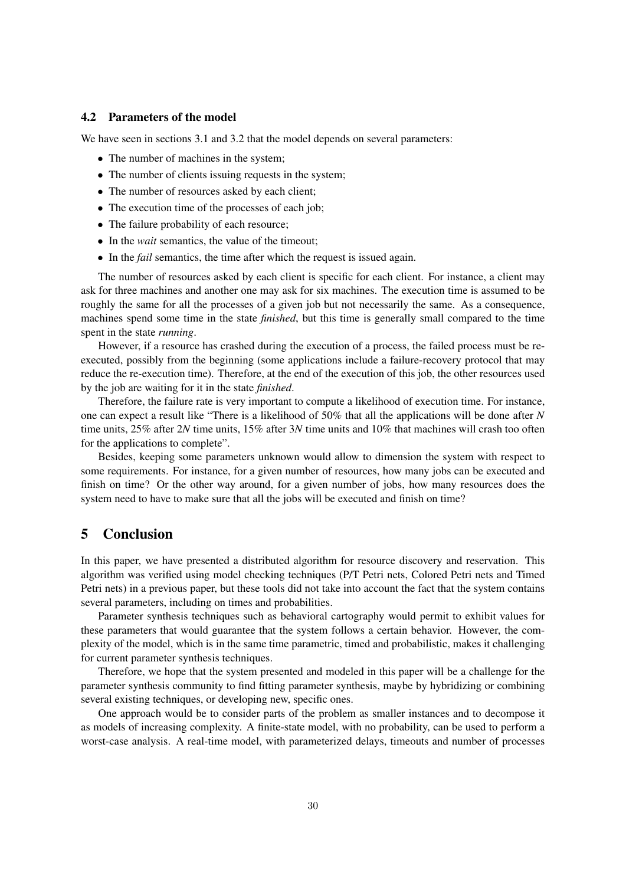### 4.2 Parameters of the model

We have seen in sections 3.1 and 3.2 that the model depends on several parameters:

- The number of machines in the system;
- The number of clients issuing requests in the system;
- The number of resources asked by each client;
- The execution time of the processes of each job;
- The failure probability of each resource;
- In the *wait* semantics, the value of the timeout;
- In the *fail* semantics, the time after which the request is issued again.

The number of resources asked by each client is specific for each client. For instance, a client may ask for three machines and another one may ask for six machines. The execution time is assumed to be roughly the same for all the processes of a given job but not necessarily the same. As a consequence, machines spend some time in the state *finished*, but this time is generally small compared to the time spent in the state *running*.

However, if a resource has crashed during the execution of a process, the failed process must be re-executed, possibly from the beginning (some applications include a failure-recovery protocol that may reduce the re-execution time). Therefore, at the end of the execution of this job, the other resources used by the job are waiting for it in the state *finished*.

Therefore, the failure rate is very important to compute a likelihood of execution time. For instance, one can expect a result like "There is a likelihood of 50% that all the applications will be done after $N$ time units, 25% after $2N$ time units, 15% after $3N$ time units and 10% that machines will crash too often for the applications to complete".

Besides, keeping some parameters unknown would allow to dimension the system with respect to some requirements. For instance, for a given number of resources, how many jobs can be executed and finish on time? Or the other way around, for a given number of jobs, how many resources does the system need to have to make sure that all the jobs will be executed and finish on time?

## 5 Conclusion

In this paper, we have presented a distributed algorithm for resource discovery and reservation. This algorithm was verified using model checking techniques (P/T Petri nets, Colored Petri nets and Timed Petri nets) in a previous paper, but these tools did not take into account the fact that the system contains several parameters, including on times and probabilities.

Parameter synthesis techniques such as behavioral cartography would permit to exhibit values for these parameters that would guarantee that the system follows a certain behavior. However, the complexity of the model, which is in the same time parametric, timed and probabilistic, makes it challenging for current parameter synthesis techniques.

Therefore, we hope that the system presented and modeled in this paper will be a challenge for the parameter synthesis community to find fitting parameter synthesis, maybe by hybridizing or combining several existing techniques, or developing new, specific ones.

One approach would be to consider parts of the problem as smaller instances and to decompose it as models of increasing complexity. A finite-state model, with no probability, can be used to perform a worst-case analysis. A real-time model, with parameterized delays, timeouts and number of processes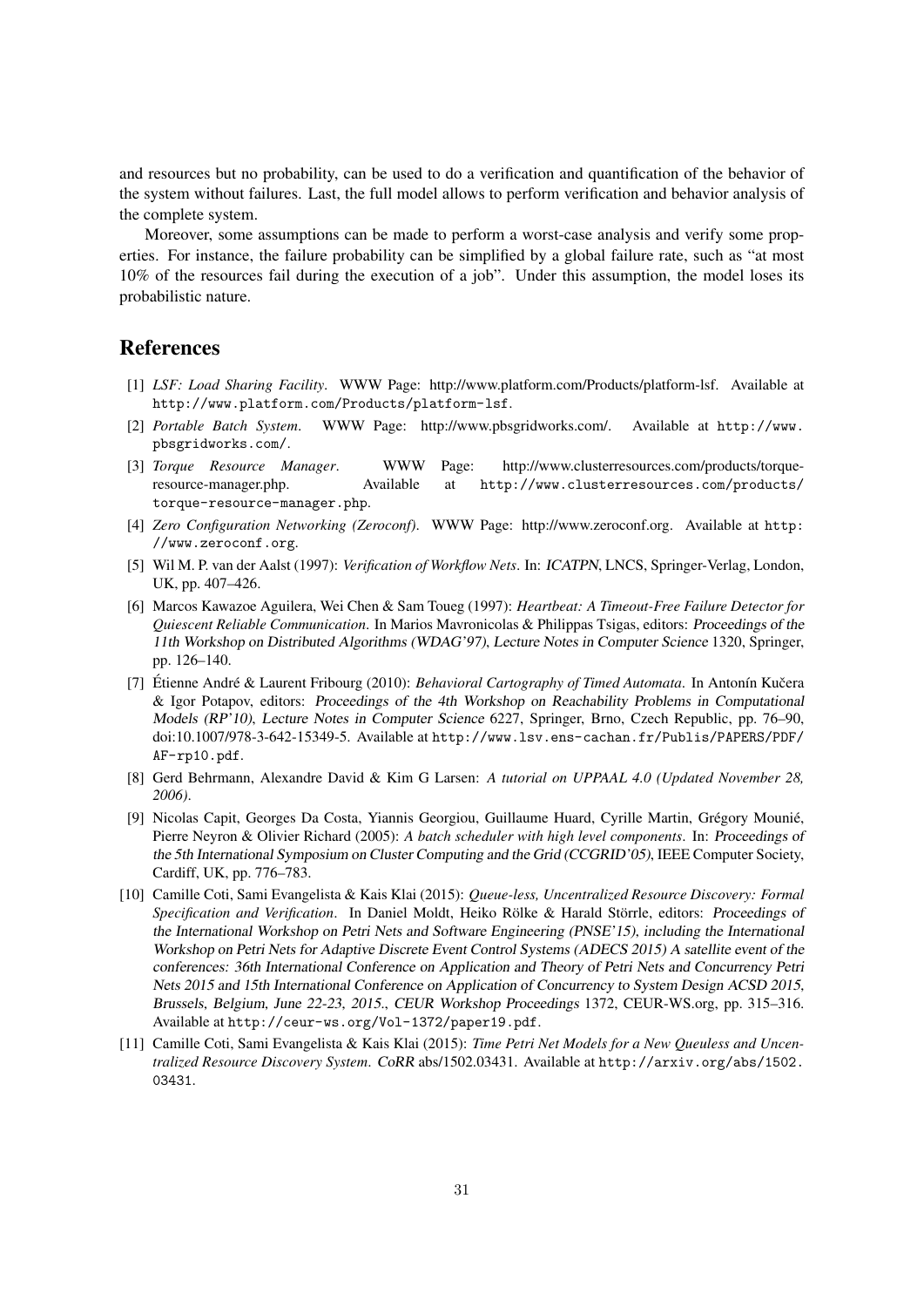and resources but no probability, can be used to do a verification and quantification of the behavior of the system without failures. Last, the full model allows to perform verification and behavior analysis of the complete system.

Moreover, some assumptions can be made to perform a worst-case analysis and verify some properties. For instance, the failure probability can be simplified by a global failure rate, such as "at most 10% of the resources fail during the execution of a job". Under this assumption, the model loses its probabilistic nature.

## References

[1] *LSF: Load Sharing Facility*. WWW Page: http://www.platform.com/Products/platform-lsf. Available at `http://www.platform.com/Products/platform-lsf`.

[2] *Portable Batch System*. WWW Page: http://www.pbsgridworks.com/. Available at `http://www.pbsgridworks.com/`.

[3] *Torque Resource Manager*. WWW Page: http://www.clusterresources.com/products/torque-resource-manager.php. Available at `http://www.clusterresources.com/products/torque-resource-manager.php`.

[4] *Zero Configuration Networking (Zeroconf)*. WWW Page: http://www.zeroconf.org. Available at `http://www.zeroconf.org`.

[5] Wil M. P. van der Aalst (1997): *Verification of Workflow Nets*. In: ICATPN, LNCS, Springer-Verlag, London, UK, pp. 407–426.

[6] Marcos Kawazoe Aguilera, Wei Chen & Sam Toueg (1997): *Heartbeat: A Timeout-Free Failure Detector for Quiescent Reliable Communication*. In Marios Mavronicolas & Philippas Tsigas, editors: Proceedings of the 11th Workshop on Distributed Algorithms (WDAG'97), Lecture Notes in Computer Science 1320, Springer, pp. 126–140.

[7] Étienne André & Laurent Fribourg (2010): *Behavioral Cartography of Timed Automata*. In Antonín Kučera & Igor Potapov, editors: Proceedings of the 4th Workshop on Reachability Problems in Computational Models (RP'10), Lecture Notes in Computer Science 6227, Springer, Brno, Czech Republic, pp. 76–90, doi:10.1007/978-3-642-15349-5. Available at `http://www.lsv.ens-cachan.fr/Publis/PAPERS/PDF/AF-rp10.pdf`.

[8] Gerd Behrmann, Alexandre David & Kim G Larsen: *A tutorial on UPPAAL 4.0 (Updated November 28, 2006)*.

[9] Nicolas Capit, Georges Da Costa, Yiannis Georgiou, Guillaume Huard, Cyrille Martin, Grégory Mounié, Pierre Neyron & Olivier Richard (2005): *A batch scheduler with high level components*. In: Proceedings of the 5th International Symposium on Cluster Computing and the Grid (CCGRID'05), IEEE Computer Society, Cardiff, UK, pp. 776–783.

[10] Camille Coti, Sami Evangelista & Kais Klai (2015): *Queue-less, Uncentralized Resource Discovery: Formal Specification and Verification*. In Daniel Moldt, Heiko Rölke & Harald Störrle, editors: Proceedings of the International Workshop on Petri Nets and Software Engineering (PNSE'15), including the International Workshop on Petri Nets for Adaptive Discrete Event Control Systems (ADECS 2015) A satellite event of the conferences: 36th International Conference on Application and Theory of Petri Nets and Concurrency Petri Nets 2015 and 15th International Conference on Application of Concurrency to System Design ACSD 2015, Brussels, Belgium, June 22-23, 2015., CEUR Workshop Proceedings 1372, CEUR-WS.org, pp. 315–316. Available at `http://ceur-ws.org/Vol-1372/paper19.pdf`.

[11] Camille Coti, Sami Evangelista & Kais Klai (2015): *Time Petri Net Models for a New Queueless and Uncentralized Resource Discovery System*. CoRR abs/1502.03431. Available at `http://arxiv.org/abs/1502.03431`.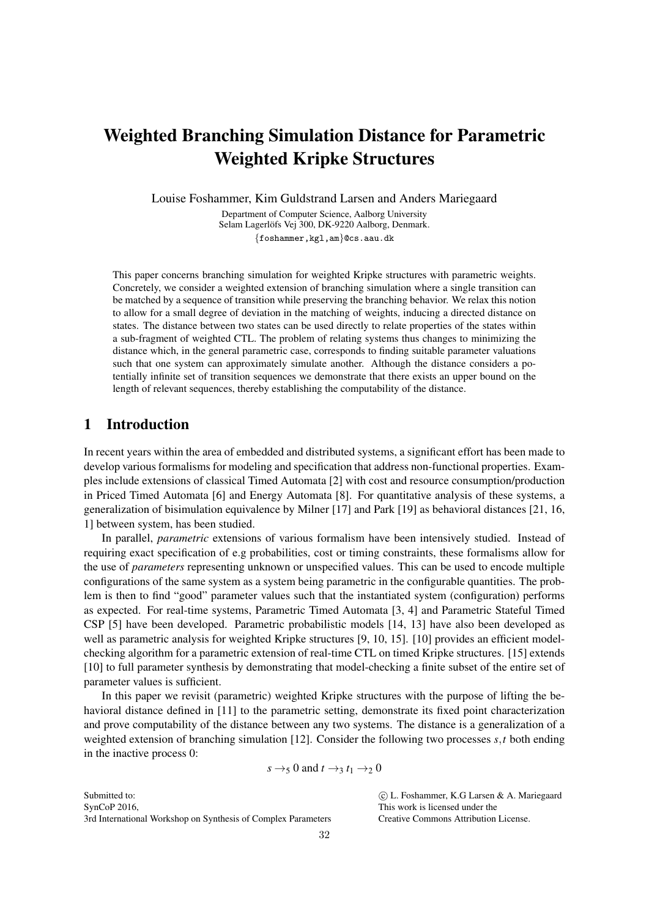# Weighted Branching Simulation Distance for Parametric Weighted Kripke Structures

Louise Foshammer, Kim Guldstrand Larsen and Anders Mariegaard

Department of Computer Science, Aalborg University
Selam Lagerlöfs Vej 300, DK-9220 Aalborg, Denmark.
{foshammer,kgl,am}@cs.aau.dk

This paper concerns branching simulation for weighted Kripke structures with parametric weights. Concretely, we consider a weighted extension of branching simulation where a single transition can be matched by a sequence of transition while preserving the branching behavior. We relax this notion to allow for a small degree of deviation in the matching of weights, inducing a directed distance on states. The distance between two states can be used directly to relate properties of the states within a sub-fragment of weighted CTL. The problem of relating systems thus changes to minimizing the distance which, in the general parametric case, corresponds to finding suitable parameter valuations such that one system can approximately simulate another. Although the distance considers a potentially infinite set of transition sequences we demonstrate that there exists an upper bound on the length of relevant sequences, thereby establishing the computability of the distance.

## 1 Introduction

In recent years within the area of embedded and distributed systems, a significant effort has been made to develop various formalisms for modeling and specification that address non-functional properties. Examples include extensions of classical Timed Automata [2] with cost and resource consumption/production in Priced Timed Automata [6] and Energy Automata [8]. For quantitative analysis of these systems, a generalization of bisimulation equivalence by Milner [17] and Park [19] as behavioral distances [21, 16, 1] between system, has been studied.

In parallel, *parametric* extensions of various formalism have been intensively studied. Instead of requiring exact specification of e.g probabilities, cost or timing constraints, these formalisms allow for the use of *parameters* representing unknown or unspecified values. This can be used to encode multiple configurations of the same system as a system being parametric in the configurable quantities. The problem is then to find "good" parameter values such that the instantiated system (configuration) performs as expected. For real-time systems, Parametric Timed Automata [3, 4] and Parametric Stateful Timed CSP [5] have been developed. Parametric probabilistic models [14, 13] have also been developed as well as parametric analysis for weighted Kripke structures [9, 10, 15]. [10] provides an efficient model-checking algorithm for a parametric extension of real-time CTL on timed Kripke structures. [15] extends [10] to full parameter synthesis by demonstrating that model-checking a finite subset of the entire set of parameter values is sufficient.

In this paper we revisit (parametric) weighted Kripke structures with the purpose of lifting the behavioral distance defined in [11] to the parametric setting, demonstrate its fixed point characterization and prove computability of the distance between any two systems. The distance is a generalization of a weighted extension of branching simulation [12]. Consider the following two processes $s,t$ both ending in the inactive process 0:

$$s \rightarrow_5 0 \text{ and } t \rightarrow_3 t_1 \rightarrow_2 0$$

Submitted to:
SynCoP 2016,
3rd International Workshop on Synthesis of Complex Parameters

© L. Foshammer, K.G Larsen & A. Mariegaard
This work is licensed under the
Creative Commons Attribution License.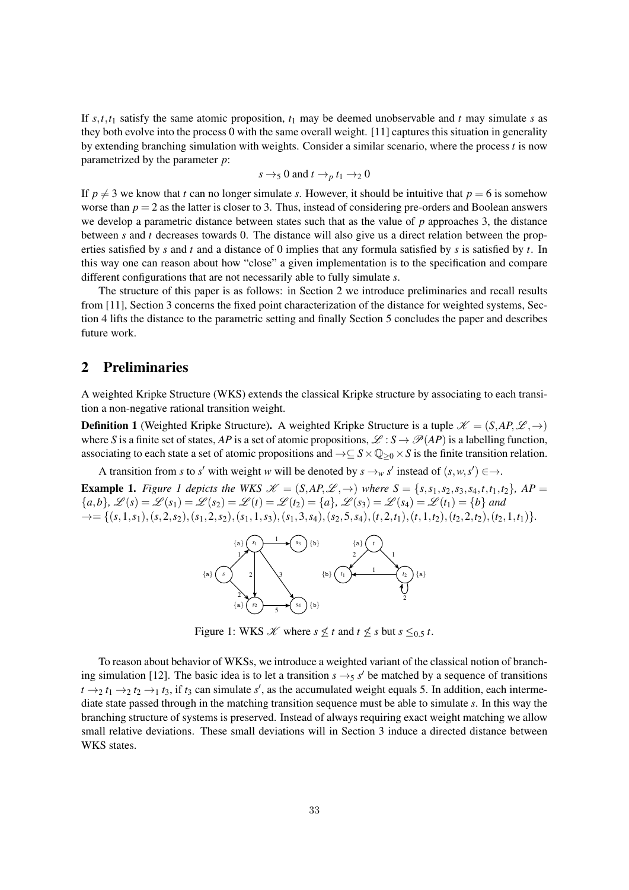If $s, t, t_1$ satisfy the same atomic proposition, $t_1$ may be deemed unobservable and $t$ may simulate $s$ as they both evolve into the process 0 with the same overall weight. [11] captures this situation in generality by extending branching simulation with weights. Consider a similar scenario, where the process $t$ is now parametrized by the parameter $p$:

$$s \rightarrow_5 0 \text{ and } t \rightarrow_p t_1 \rightarrow_2 0$$

If $p \neq 3$ we know that $t$ can no longer simulate $s$. However, it should be intuitive that $p = 6$ is somehow worse than $p = 2$ as the latter is closer to 3. Thus, instead of considering pre-orders and Boolean answers we develop a parametric distance between states such that as the value of $p$ approaches 3, the distance between $s$ and $t$ decreases towards 0. The distance will also give us a direct relation between the properties satisfied by $s$ and $t$ and a distance of 0 implies that any formula satisfied by $s$ is satisfied by $t$. In this way one can reason about how "close" a given implementation is to the specification and compare different configurations that are not necessarily able to fully simulate $s$.

The structure of this paper is as follows: in Section 2 we introduce preliminaries and recall results from [11], Section 3 concerns the fixed point characterization of the distance for weighted systems, Section 4 lifts the distance to the parametric setting and finally Section 5 concludes the paper and describes future work.

## 2 Preliminaries

A weighted Kripke Structure (WKS) extends the classical Kripke structure by associating to each transition a non-negative rational transition weight.

**Definition 1** (Weighted Kripke Structure)**.** A weighted Kripke Structure is a tuple $\mathscr{K} = (S, AP, \mathscr{L}, \rightarrow)$ where $S$ is a finite set of states, $AP$ is a set of atomic propositions, $\mathscr{L} : S \rightarrow \mathscr{P}(AP)$ is a labelling function, associating to each state a set of atomic propositions and $\rightarrow \subseteq S \times \mathbb{Q}_{\geq 0} \times S$ is the finite transition relation.

A transition from $s$ to $s'$ with weight $w$ will be denoted by $s \rightarrow_w s'$ instead of $(s, w, s') \in \rightarrow$.

**Example 1.** *Figure 1 depicts the WKS* $\mathscr{K} = (S, AP, \mathscr{L}, \rightarrow)$ *where* $S = \{s, s_1, s_2, s_3, s_4, t, t_1, t_2\}$*,* $AP = \{a, b\}$*,* $\mathscr{L}(s) = \mathscr{L}(s_1) = \mathscr{L}(s_2) = \mathscr{L}(t) = \mathscr{L}(t_2) = \{a\}$*,* $\mathscr{L}(s_3) = \mathscr{L}(s_4) = \mathscr{L}(t_1) = \{b\}$ *and* $\rightarrow = \{(s, 1, s_1), (s, 2, s_2), (s_1, 2, s_2), (s_1, 1, s_3), (s_1, 3, s_4), (s_2, 5, s_4), (t, 2, t_1), (t, 1, t_2), (t_2, 2, t_2), (t_2, 1, t_1)\}$*.*

Figure 1: WKS $\mathscr{K}$ where $s \not\leq t$ and $t \not\leq s$ but $s \leq_{0.5} t$.

To reason about behavior of WKSs, we introduce a weighted variant of the classical notion of branching simulation [12]. The basic idea is to let a transition $s \rightarrow_5 s'$ be matched by a sequence of transitions $t \rightarrow_2 t_1 \rightarrow_2 t_2 \rightarrow_1 t_3$, if $t_3$ can simulate $s'$, as the accumulated weight equals 5. In addition, each intermediate state passed through in the matching transition sequence must be able to simulate $s$. In this way the branching structure of systems is preserved. Instead of always requiring exact weight matching we allow small relative deviations. These small deviations will in Section 3 induce a directed distance between WKS states.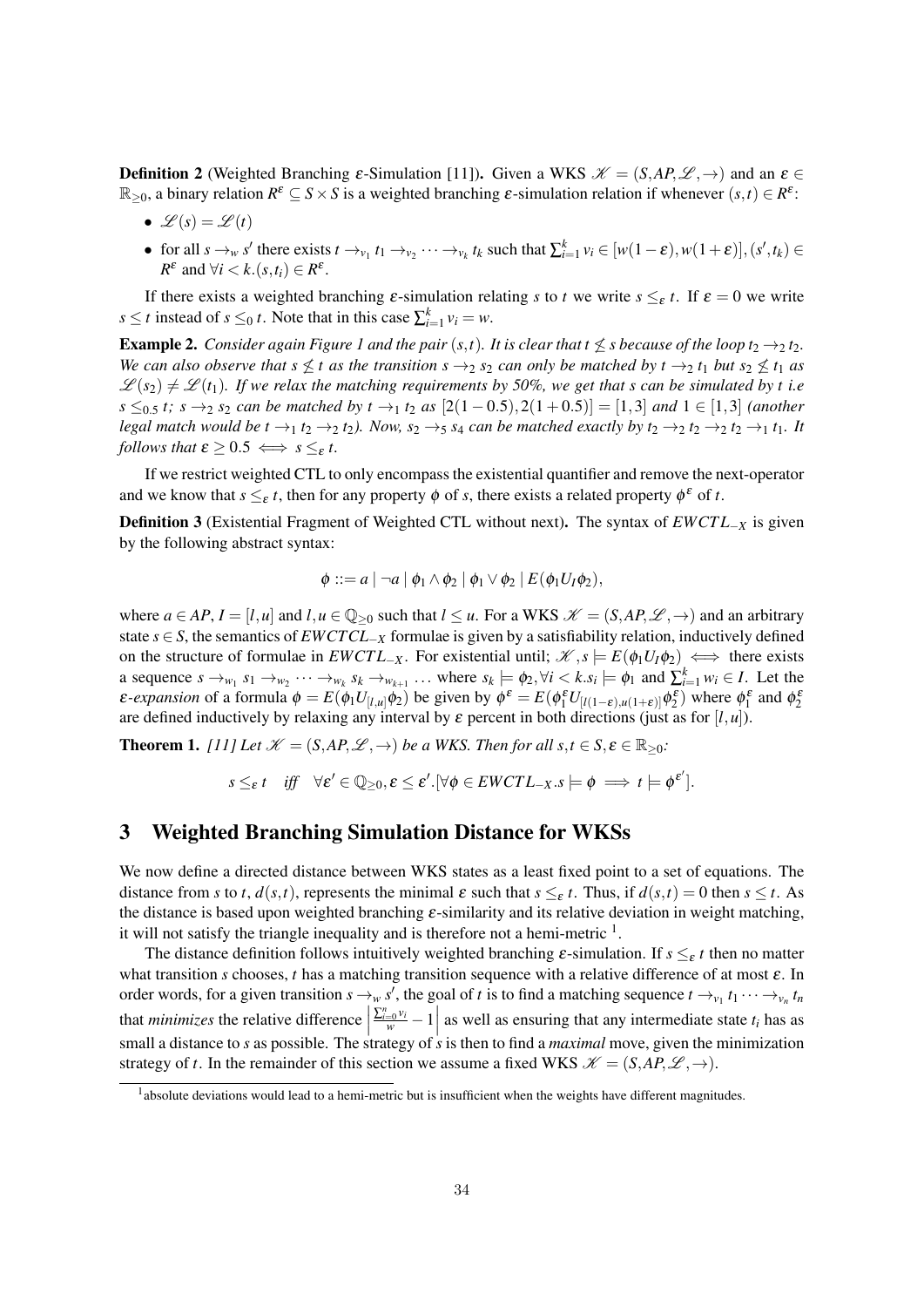**Definition 2** (Weighted Branching $\varepsilon$-Simulation [11]). Given a WKS $\mathscr{K} = (S, AP, \mathscr{L}, \rightarrow)$ and an $\varepsilon \in \mathbb{R}_{\geq 0}$, a binary relation $R^\varepsilon \subseteq S \times S$ is a weighted branching $\varepsilon$-simulation relation if whenever $(s,t) \in R^\varepsilon$:

- $\mathscr{L}(s) = \mathscr{L}(t)$
- for all $s \rightarrow_w s'$ there exists $t \rightarrow_{v_1} t_1 \rightarrow_{v_2} \cdots \rightarrow_{v_k} t_k$ such that $\sum_{i=1}^{k} v_i \in [w(1-\varepsilon), w(1+\varepsilon)]$, $(s', t_k) \in R^\varepsilon$ and $\forall i < k.(s, t_i) \in R^\varepsilon$.

If there exists a weighted branching $\varepsilon$-simulation relating $s$ to $t$ we write $s \leq_\varepsilon t$. If $\varepsilon = 0$ we write $s \leq t$ instead of $s \leq_0 t$. Note that in this case $\sum_{i=1}^{k} v_i = w$.

**Example 2.** *Consider again Figure 1 and the pair $(s,t)$. It is clear that $t \not\leq s$ because of the loop $t_2 \rightarrow_2 t_2$. We can also observe that $s \not\leq t$ as the transition $s \rightarrow_2 s_2$ can only be matched by $t \rightarrow_2 t_1$ but $s_2 \not\leq t_1$ as $\mathscr{L}(s_2) \neq \mathscr{L}(t_1)$. If we relax the matching requirements by 50%, we get that $s$ can be simulated by $t$ i.e $s \leq_{0.5} t$; $s \rightarrow_2 s_2$ can be matched by $t \rightarrow_1 t_2$ as $[2(1-0.5), 2(1+0.5)] = [1,3]$ and $1 \in [1,3]$ (another legal match would be $t \rightarrow_1 t_2 \rightarrow_2 t_2$). Now, $s_2 \rightarrow_5 s_4$ can be matched exactly by $t_2 \rightarrow_2 t_2 \rightarrow_2 t_2 \rightarrow_1 t_1$. It follows that $\varepsilon \geq 0.5 \iff s \leq_\varepsilon t$.*

If we restrict weighted CTL to only encompass the existential quantifier and remove the next-operator and we know that $s \leq_\varepsilon t$, then for any property $\phi$ of $s$, there exists a related property $\phi^\varepsilon$ of $t$.

**Definition 3** (Existential Fragment of Weighted CTL without next). The syntax of $EWCTL_{-X}$ is given by the following abstract syntax:

$$\phi ::= a \mid \neg a \mid \phi_1 \wedge \phi_2 \mid \phi_1 \vee \phi_2 \mid E(\phi_1 U_I \phi_2),$$

where $a \in AP$, $I = [l,u]$ and $l,u \in \mathbb{Q}_{\geq 0}$ such that $l \leq u$. For a WKS $\mathscr{K} = (S, AP, \mathscr{L}, \rightarrow)$ and an arbitrary state $s \in S$, the semantics of $EWCTCL_{-X}$ formulae is given by a satisfiability relation, inductively defined on the structure of formulae in $EWCTL_{-X}$. For existential until; $\mathscr{K}, s \models E(\phi_1 U_I \phi_2) \iff$ there exists a sequence $s \rightarrow_{w_1} s_1 \rightarrow_{w_2} \cdots \rightarrow_{w_k} s_k \rightarrow_{w_{k+1}} \ldots$ where $s_k \models \phi_2, \forall i < k. s_i \models \phi_1$ and $\sum_{i=1}^{k} w_i \in I$. Let the *$\varepsilon$-expansion* of a formula $\phi = E(\phi_1 U_{[l,u]} \phi_2)$ be given by $\phi^\varepsilon = E(\phi_1^\varepsilon U_{[l(1-\varepsilon), u(1+\varepsilon)]} \phi_2^\varepsilon)$ where $\phi_1^\varepsilon$ and $\phi_2^\varepsilon$ are defined inductively by relaxing any interval by $\varepsilon$ percent in both directions (just as for $[l,u]$).

**Theorem 1.** *[11] Let $\mathscr{K} = (S, AP, \mathscr{L}, \rightarrow)$ be a WKS. Then for all $s,t \in S, \varepsilon \in \mathbb{R}_{\geq 0}$:*

$$s \leq_\varepsilon t \quad \textit{iff} \quad \forall \varepsilon' \in \mathbb{Q}_{\geq 0}, \varepsilon \leq \varepsilon'.[\forall \phi \in EWCTL_{-X}. s \models \phi \implies t \models \phi^{\varepsilon'}].$$

## 3 Weighted Branching Simulation Distance for WKSs

We now define a directed distance between WKS states as a least fixed point to a set of equations. The distance from $s$ to $t$, $d(s,t)$, represents the minimal $\varepsilon$ such that $s \leq_\varepsilon t$. Thus, if $d(s,t) = 0$ then $s \leq t$. As the distance is based upon weighted branching $\varepsilon$-similarity and its relative deviation in weight matching, it will not satisfy the triangle inequality and is therefore not a hemi-metric [1].

The distance definition follows intuitively weighted branching $\varepsilon$-simulation. If $s \leq_\varepsilon t$ then no matter what transition $s$ chooses, $t$ has a matching transition sequence with a relative difference of at most $\varepsilon$. In order words, for a given transition $s \rightarrow_w s'$, the goal of $t$ is to find a matching sequence $t \rightarrow_{v_1} t_1 \cdots \rightarrow_{v_n} t_n$ that *minimizes* the relative difference $\left| \frac{\sum_{i=0}^{n} v_i}{w} - 1 \right|$ as well as ensuring that any intermediate state $t_i$ has as small a distance to $s$ as possible. The strategy of $s$ is then to find a *maximal* move, given the minimization strategy of $t$. In the remainder of this section we assume a fixed WKS $\mathscr{K} = (S, AP, \mathscr{L}, \rightarrow)$.

[1] absolute deviations would lead to a hemi-metric but is insufficient when the weights have different magnitudes.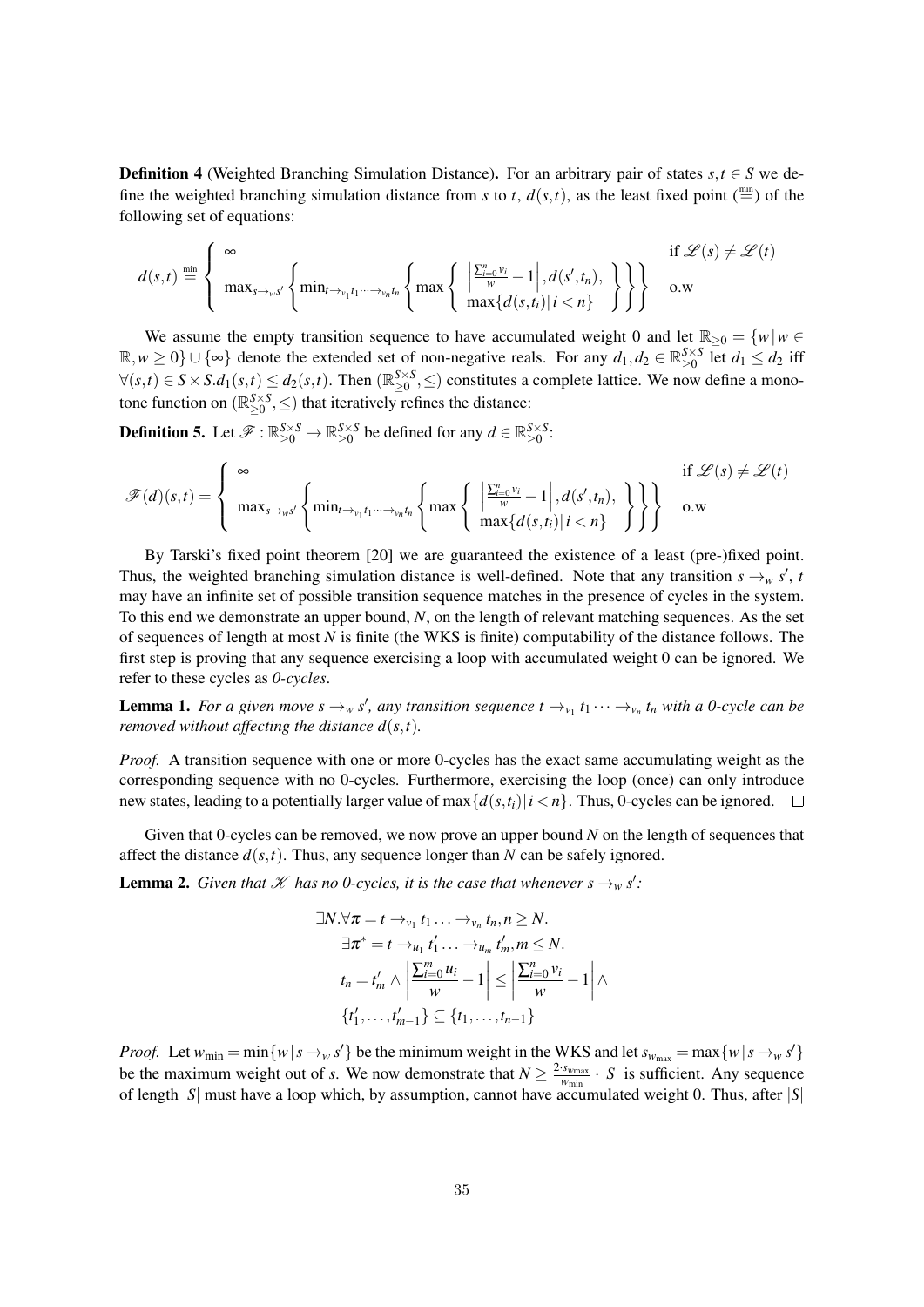**Definition 4** (Weighted Branching Simulation Distance)**.** For an arbitrary pair of states $s,t \in S$ we define the weighted branching simulation distance from $s$ to $t$, $d(s,t)$, as the least fixed point ($\stackrel{\min}{=}$) of the following set of equations:

$$d(s,t) \stackrel{\min}{=} \begin{cases} \infty & \text{if } \mathscr{L}(s) \neq \mathscr{L}(t) \\ \max_{s \to_w s'} \left\{ \min_{t \to_{v_1} t_1 \cdots \to_{v_n} t_n} \left\{ \max \left\{ \begin{array}{c} \left| \frac{\sum_{i=0}^{n} v_i}{w} - 1 \right|, d(s',t_n), \\ \max\{d(s,t_i) \,|\, i < n\} \end{array} \right\} \right\} \right\} & \text{o.w} \end{cases}$$

We assume the empty transition sequence to have accumulated weight 0 and let $\mathbb{R}_{\geq 0} = \{w \,|\, w \in \mathbb{R}, w \geq 0\} \cup \{\infty\}$ denote the extended set of non-negative reals. For any $d_1, d_2 \in \mathbb{R}_{\geq 0}^{S \times S}$ let $d_1 \leq d_2$ iff $\forall (s,t) \in S \times S. d_1(s,t) \leq d_2(s,t)$. Then $(\mathbb{R}_{\geq 0}^{S \times S}, \leq)$ constitutes a complete lattice. We now define a monotone function on $(\mathbb{R}_{\geq 0}^{S \times S}, \leq)$ that iteratively refines the distance:

**Definition 5.** Let $\mathscr{F} : \mathbb{R}_{\geq 0}^{S \times S} \to \mathbb{R}_{\geq 0}^{S \times S}$ be defined for any $d \in \mathbb{R}_{\geq 0}^{S \times S}$:

$$\mathscr{F}(d)(s,t) = \begin{cases} \infty & \text{if } \mathscr{L}(s) \neq \mathscr{L}(t) \\ \max_{s \to_w s'} \left\{ \min_{t \to_{v_1} t_1 \cdots \to_{v_n} t_n} \left\{ \max \left\{ \begin{array}{c} \left| \frac{\sum_{i=0}^{n} v_i}{w} - 1 \right|, d(s',t_n), \\ \max\{d(s,t_i) \,|\, i < n\} \end{array} \right\} \right\} \right\} & \text{o.w} \end{cases}$$

By Tarski's fixed point theorem [20] we are guaranteed the existence of a least (pre-)fixed point. Thus, the weighted branching simulation distance is well-defined. Note that any transition $s \to_w s'$, $t$ may have an infinite set of possible transition sequence matches in the presence of cycles in the system. To this end we demonstrate an upper bound, $N$, on the length of relevant matching sequences. As the set of sequences of length at most $N$ is finite (the WKS is finite) computability of the distance follows. The first step is proving that any sequence exercising a loop with accumulated weight 0 can be ignored. We refer to these cycles as *0-cycles*.

**Lemma 1.** *For a given move $s \to_w s'$, any transition sequence $t \to_{v_1} t_1 \cdots \to_{v_n} t_n$ with a 0-cycle can be removed without affecting the distance $d(s,t)$.*

*Proof.* A transition sequence with one or more 0-cycles has the exact same accumulating weight as the corresponding sequence with no 0-cycles. Furthermore, exercising the loop (once) can only introduce new states, leading to a potentially larger value of $\max\{d(s,t_i) \,|\, i < n\}$. Thus, 0-cycles can be ignored. $\square$

Given that 0-cycles can be removed, we now prove an upper bound $N$ on the length of sequences that affect the distance $d(s,t)$. Thus, any sequence longer than $N$ can be safely ignored.

**Lemma 2.** *Given that $\mathscr{K}$ has no 0-cycles, it is the case that whenever $s \to_w s'$:*

$$\begin{aligned} &\exists N. \forall \pi = t \to_{v_1} t_1 \ldots \to_{v_n} t_n, n \geq N. \\ &\quad \exists \pi^* = t \to_{u_1} t_1' \ldots \to_{u_m} t_m', m \leq N. \\ &\quad t_n = t_m' \wedge \left| \frac{\sum_{i=0}^{m} u_i}{w} - 1 \right| \leq \left| \frac{\sum_{i=0}^{n} v_i}{w} - 1 \right| \wedge \\ &\quad \{t_1', \ldots, t_{m-1}'\} \subseteq \{t_1, \ldots, t_{n-1}\} \end{aligned}$$

*Proof.* Let $w_{\min} = \min\{w \,|\, s \to_w s'\}$ be the minimum weight in the WKS and let $s_{w_{\max}} = \max\{w \,|\, s \to_w s'\}$ be the maximum weight out of $s$. We now demonstrate that $N \geq \frac{2 \cdot s_{w_{\max}}}{w_{\min}} \cdot |S|$ is sufficient. Any sequence of length $|S|$ must have a loop which, by assumption, cannot have accumulated weight 0. Thus, after $|S|$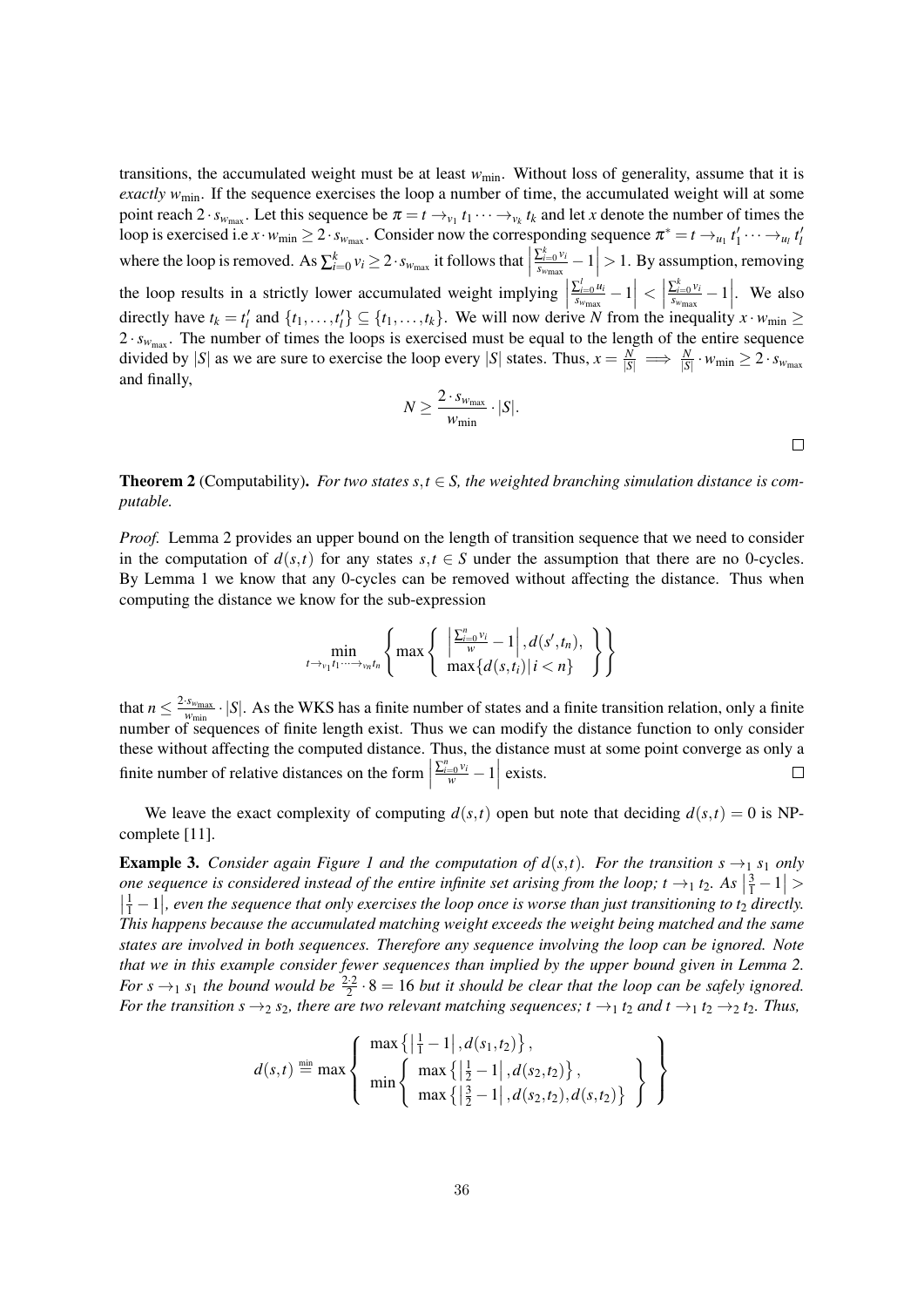transitions, the accumulated weight must be at least $w_{\min}$. Without loss of generality, assume that it is *exactly* $w_{\min}$. If the sequence exercises the loop a number of time, the accumulated weight will at some point reach $2 \cdot s_{w_{\max}}$. Let this sequence be $\pi = t \rightarrow_{v_1} t_1 \cdots \rightarrow_{v_k} t_k$ and let $x$ denote the number of times the loop is exercised i.e $x \cdot w_{\min} \geq 2 \cdot s_{w_{\max}}$. Consider now the corresponding sequence $\pi^* = t \rightarrow_{u_1} t_1' \cdots \rightarrow_{u_l} t_l'$ where the loop is removed. As $\sum_{i=0}^{k} v_i \geq 2 \cdot s_{w_{\max}}$ it follows that $\left| \frac{\sum_{i=0}^{k} v_i}{s_{w_{\max}}} - 1 \right| > 1$. By assumption, removing the loop results in a strictly lower accumulated weight implying $\left| \frac{\sum_{i=0}^{l} u_i}{s_{w_{\max}}} - 1 \right| < \left| \frac{\sum_{i=0}^{k} v_i}{s_{w_{\max}}} - 1 \right|$. We also directly have $t_k = t_l'$ and $\{t_1, \ldots, t_l'\} \subseteq \{t_1, \ldots, t_k\}$. We will now derive $N$ from the inequality $x \cdot w_{\min} \geq 2 \cdot s_{w_{\max}}$. The number of times the loops is exercised must be equal to the length of the entire sequence divided by $|S|$ as we are sure to exercise the loop every $|S|$ states. Thus, $x = \frac{N}{|S|} \implies \frac{N}{|S|} \cdot w_{\min} \geq 2 \cdot s_{w_{\max}}$ and finally,

$$N \geq \frac{2 \cdot s_{w_{\max}}}{w_{\min}} \cdot |S|.$$

□

**Theorem 2** (Computability). *For two states $s, t \in S$, the weighted branching simulation distance is computable.*

*Proof.* Lemma 2 provides an upper bound on the length of transition sequence that we need to consider in the computation of $d(s,t)$ for any states $s, t \in S$ under the assumption that there are no 0-cycles. By Lemma 1 we know that any 0-cycles can be removed without affecting the distance. Thus when computing the distance we know for the sub-expression

$$\min_{t \rightarrow_{v_1} t_1 \cdots \rightarrow_{v_n} t_n} \left\{ \max \left\{ \begin{array}{c} \left| \frac{\sum_{i=0}^{n} v_i}{w} - 1 \right|, d(s', t_n), \\ \max\{d(s, t_i) | i < n\} \end{array} \right\} \right\}$$

that $n \leq \frac{2 \cdot s_{w_{\max}}}{w_{\min}} \cdot |S|$. As the WKS has a finite number of states and a finite transition relation, only a finite number of sequences of finite length exist. Thus we can modify the distance function to only consider these without affecting the computed distance. Thus, the distance must at some point converge as only a finite number of relative distances on the form $\left| \frac{\sum_{i=0}^{n} v_i}{w} - 1 \right|$ exists. □

We leave the exact complexity of computing $d(s,t)$ open but note that deciding $d(s,t) = 0$ is NP-complete [11].

**Example 3.** *Consider again Figure 1 and the computation of $d(s,t)$. For the transition $s \rightarrow_1 s_1$ only one sequence is considered instead of the entire infinite set arising from the loop; $t \rightarrow_1 t_2$. As $\left| \frac{3}{1} - 1 \right| > \left| \frac{1}{1} - 1 \right|$, even the sequence that only exercises the loop once is worse than just transitioning to $t_2$ directly. This happens because the accumulated matching weight exceeds the weight being matched and the same states are involved in both sequences. Therefore any sequence involving the loop can be ignored. Note that we in this example consider fewer sequences than implied by the upper bound given in Lemma 2. For $s \rightarrow_1 s_1$ the bound would be $\frac{2 \cdot 2}{2} \cdot 8 = 16$ but it should be clear that the loop can be safely ignored. For the transition $s \rightarrow_2 s_2$, there are two relevant matching sequences; $t \rightarrow_1 t_2$ and $t \rightarrow_1 t_2 \rightarrow_2 t_2$. Thus,*

$$d(s,t) \stackrel{\min}{=} \max \left\{ \begin{array}{l} \max\left\{ \left| \frac{1}{1} - 1 \right|, d(s_1, t_2) \right\}, \\ \min \left\{ \begin{array}{l} \max\left\{ \left| \frac{1}{2} - 1 \right|, d(s_2, t_2) \right\}, \\ \max\left\{ \left| \frac{3}{2} - 1 \right|, d(s_2, t_2), d(s, t_2) \right\} \end{array} \right\} \end{array} \right\}$$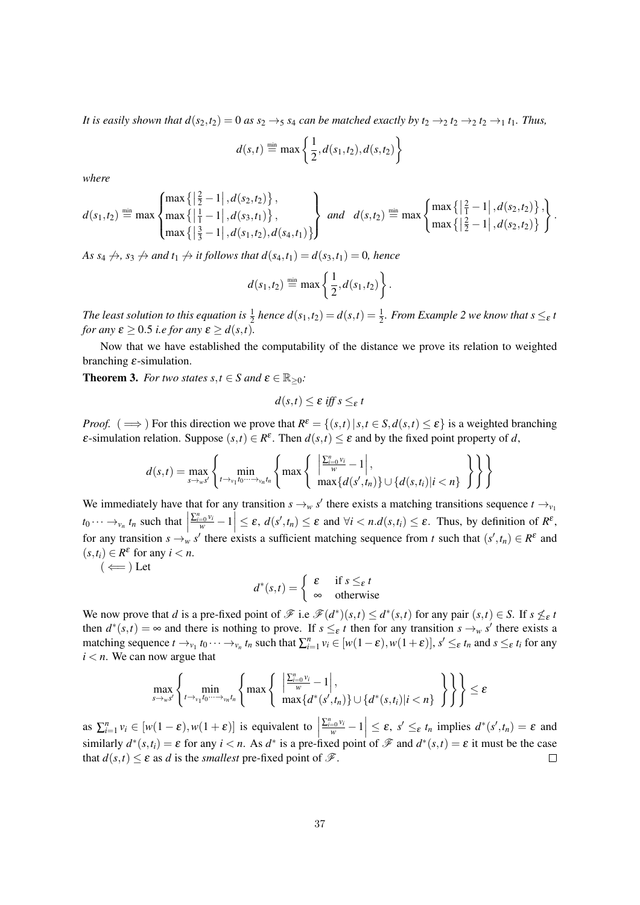*It is easily shown that $d(s_2,t_2) = 0$ as $s_2 \to_5 s_4$ can be matched exactly by $t_2 \to_2 t_2 \to_2 t_2 \to_1 t_1$. Thus,*

$$d(s,t) \stackrel{\min}{=} \max\left\{\frac{1}{2}, d(s_1,t_2), d(s,t_2)\right\}$$

*where*

$$d(s_1,t_2) \stackrel{\min}{=} \max\begin{Bmatrix} \max\left\{\left|\frac{2}{2}-1\right|, d(s_2,t_2)\right\}, \\ \max\left\{\left|\frac{1}{1}-1\right|, d(s_3,t_1)\right\}, \\ \max\left\{\left|\frac{3}{2}-1\right|, d(s_1,t_2), d(s_4,t_1)\right\} \end{Bmatrix} \quad and \quad d(s,t_2) \stackrel{\min}{=} \max\begin{Bmatrix} \max\left\{\left|\frac{2}{1}-1\right|, d(s_2,t_2)\right\}, \\ \max\left\{\left|\frac{2}{2}-1\right|, d(s_2,t_2)\right\} \end{Bmatrix}.$$

*As $s_4 \not\to$, $s_3 \not\to$ and $t_1 \not\to$ it follows that $d(s_4,t_1) = d(s_3,t_1) = 0$, hence*

$$d(s_1,t_2) \stackrel{\min}{=} \max\left\{\frac{1}{2}, d(s_1,t_2)\right\}.$$

*The least solution to this equation is $\frac{1}{2}$ hence $d(s_1,t_2) = d(s,t) = \frac{1}{2}$. From Example 2 we know that $s \leq_\varepsilon t$ for any $\varepsilon \geq 0.5$ i.e for any $\varepsilon \geq d(s,t)$.*

Now that we have established the computability of the distance we prove its relation to weighted branching $\varepsilon$-simulation.

**Theorem 3.** *For two states $s,t \in S$ and $\varepsilon \in \mathbb{R}_{\geq 0}$:*

$$d(s,t) \leq \varepsilon \text{ iff } s \leq_\varepsilon t$$

*Proof.* ($\Longrightarrow$) For this direction we prove that $R^\varepsilon = \{(s,t) \mid s,t \in S, d(s,t) \leq \varepsilon\}$ is a weighted branching $\varepsilon$-simulation relation. Suppose $(s,t) \in R^\varepsilon$. Then $d(s,t) \leq \varepsilon$ and by the fixed point property of $d$,

$$d(s,t) = \max_{s \to_w s'}\left\{\min_{t \to_{v_1} t_0 \cdots \to_{v_n} t_n}\left\{\max\left\{\begin{array}{c}\left|\frac{\sum_{i=0}^n v_i}{w} - 1\right|, \\ \max\{d(s',t_n)\} \cup \{d(s,t_i) \mid i < n\}\end{array}\right\}\right\}\right\}$$

We immediately have that for any transition $s \to_w s'$ there exists a matching transitions sequence $t \to_{v_1} t_0 \cdots \to_{v_n} t_n$ such that $\left|\frac{\sum_{i=0}^n v_i}{w} - 1\right| \leq \varepsilon$, $d(s',t_n) \leq \varepsilon$ and $\forall i < n. d(s,t_i) \leq \varepsilon$. Thus, by definition of $R^\varepsilon$, for any transition $s \to_w s'$ there exists a sufficient matching sequence from $t$ such that $(s',t_n) \in R^\varepsilon$ and $(s,t_i) \in R^\varepsilon$ for any $i < n$.

($\Longleftarrow$) Let

$$d^*(s,t) = \begin{cases} \varepsilon & \text{if } s \leq_\varepsilon t \\ \infty & \text{otherwise} \end{cases}$$

We now prove that $d$ is a pre-fixed point of $\mathscr{F}$ i.e $\mathscr{F}(d^*)(s,t) \leq d^*(s,t)$ for any pair $(s,t) \in S$. If $s \not\leq_\varepsilon t$ then $d^*(s,t) = \infty$ and there is nothing to prove. If $s \leq_\varepsilon t$ then for any transition $s \to_w s'$ there exists a matching sequence $t \to_{v_1} t_0 \cdots \to_{v_n} t_n$ such that $\sum_{i=1}^n v_i \in [w(1-\varepsilon), w(1+\varepsilon)]$, $s' \leq_\varepsilon t_n$ and $s \leq_\varepsilon t_i$ for any $i < n$. We can now argue that

$$\max_{s \to_w s'}\left\{\min_{t \to_{v_1} t_0 \cdots \to_{v_n} t_n}\left\{\max\left\{\begin{array}{c}\left|\frac{\sum_{i=0}^n v_i}{w} - 1\right|, \\ \max\{d^*(s',t_n)\} \cup \{d^*(s,t_i) \mid i < n\}\end{array}\right\}\right\}\right\} \leq \varepsilon$$

as $\sum_{i=1}^n v_i \in [w(1-\varepsilon), w(1+\varepsilon)]$ is equivalent to $\left|\frac{\sum_{i=0}^n v_i}{w} - 1\right| \leq \varepsilon$, $s' \leq_\varepsilon t_n$ implies $d^*(s',t_n) = \varepsilon$ and similarly $d^*(s,t_i) = \varepsilon$ for any $i < n$. As $d^*$ is a pre-fixed point of $\mathscr{F}$ and $d^*(s,t) = \varepsilon$ it must be the case that $d(s,t) \leq \varepsilon$ as $d$ is the *smallest* pre-fixed point of $\mathscr{F}$. $\square$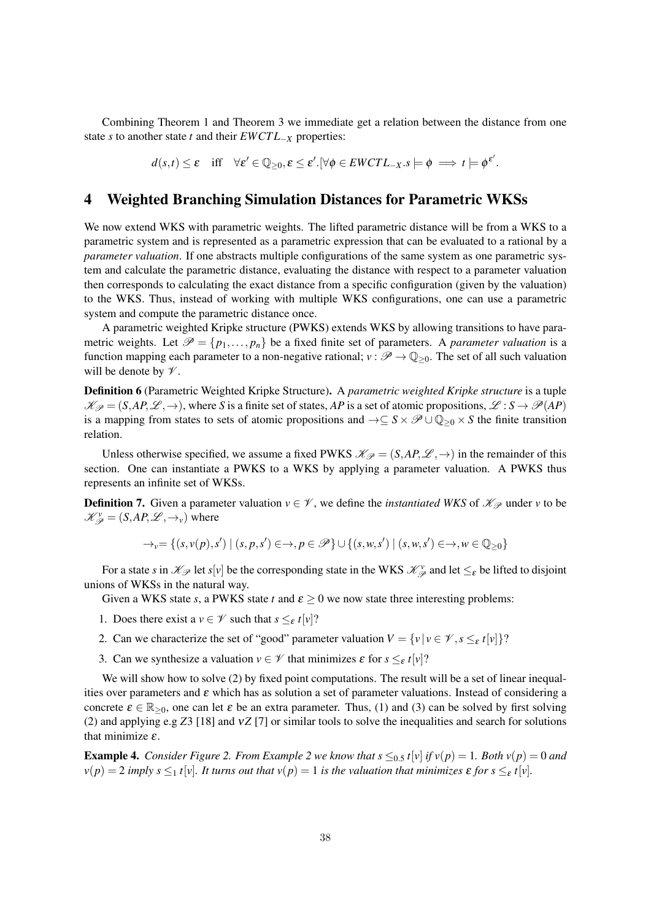Combining Theorem 1 and Theorem 3 we immediate get a relation between the distance from one state $s$ to another state $t$ and their $EWCTL_{-X}$ properties:

$$d(s,t) \leq \varepsilon \quad \text{iff} \quad \forall \varepsilon' \in \mathbb{Q}_{\geq 0}, \varepsilon \leq \varepsilon'.[\forall \phi \in EWCTL_{-X}.s \models \phi \implies t \models \phi^{\varepsilon'}.$$

# 4 Weighted Branching Simulation Distances for Parametric WKSs

We now extend WKS with parametric weights. The lifted parametric distance will be from a WKS to a parametric system and is represented as a parametric expression that can be evaluated to a rational by a *parameter valuation*. If one abstracts multiple configurations of the same system as one parametric system and calculate the parametric distance, evaluating the distance with respect to a parameter valuation then corresponds to calculating the exact distance from a specific configuration (given by the valuation) to the WKS. Thus, instead of working with multiple WKS configurations, one can use a parametric system and compute the parametric distance once.

A parametric weighted Kripke structure (PWKS) extends WKS by allowing transitions to have parametric weights. Let $\mathscr{P} = \{p_1, \dots, p_n\}$ be a fixed finite set of parameters. A *parameter valuation* is a function mapping each parameter to a non-negative rational; $v : \mathscr{P} \to \mathbb{Q}_{\geq 0}$. The set of all such valuation will be denote by $\mathscr{V}$.

**Definition 6** (Parametric Weighted Kripke Structure)**.** A *parametric weighted Kripke structure* is a tuple $\mathscr{K}_{\mathscr{P}} = (S, AP, \mathscr{L}, \to)$, where $S$ is a finite set of states, $AP$ is a set of atomic propositions, $\mathscr{L} : S \to \mathscr{P}(AP)$ is a mapping from states to sets of atomic propositions and $\to \subseteq S \times \mathscr{P} \cup \mathbb{Q}_{\geq 0} \times S$ the finite transition relation.

Unless otherwise specified, we assume a fixed PWKS $\mathscr{K}_{\mathscr{P}} = (S, AP, \mathscr{L}, \to)$ in the remainder of this section. One can instantiate a PWKS to a WKS by applying a parameter valuation. A PWKS thus represents an infinite set of WKSs.

**Definition 7.** Given a parameter valuation $v \in \mathscr{V}$, we define the *instantiated WKS* of $\mathscr{K}_{\mathscr{P}}$ under $v$ to be $\mathscr{K}_{\mathscr{P}}^{v} = (S, AP, \mathscr{L}, \to_v)$ where

$$\to_v = \{(s, v(p), s') \mid (s, p, s') \in \to, p \in \mathscr{P}\} \cup \{(s, w, s') \mid (s, w, s') \in \to, w \in \mathbb{Q}_{\geq 0}\}$$

For a state $s$ in $\mathscr{K}_{\mathscr{P}}$ let $s[v]$ be the corresponding state in the WKS $\mathscr{K}_{\mathscr{P}}^{v}$ and let $\leq_\varepsilon$ be lifted to disjoint unions of WKSs in the natural way.

Given a WKS state $s$, a PWKS state $t$ and $\varepsilon \geq 0$ we now state three interesting problems:

1. Does there exist a $v \in \mathscr{V}$ such that $s \leq_\varepsilon t[v]$?
2. Can we characterize the set of "good" parameter valuation $V = \{v \mid v \in \mathscr{V}, s \leq_\varepsilon t[v]\}$?
3. Can we synthesize a valuation $v \in \mathscr{V}$ that minimizes $\varepsilon$ for $s \leq_\varepsilon t[v]$?

We will show how to solve (2) by fixed point computations. The result will be a set of linear inequalities over parameters and $\varepsilon$ which has as solution a set of parameter valuations. Instead of considering a concrete $\varepsilon \in \mathbb{R}_{\geq 0}$, one can let $\varepsilon$ be an extra parameter. Thus, (1) and (3) can be solved by first solving (2) and applying e.g *Z3* [18] and $\nu Z$ [7] or similar tools to solve the inequalities and search for solutions that minimize $\varepsilon$.

**Example 4.** *Consider Figure 2. From Example 2 we know that $s \leq_{0.5} t[v]$ if $v(p) = 1$. Both $v(p) = 0$ and $v(p) = 2$ imply $s \leq_1 t[v]$. It turns out that $v(p) = 1$ is the valuation that minimizes $\varepsilon$ for $s \leq_\varepsilon t[v]$.*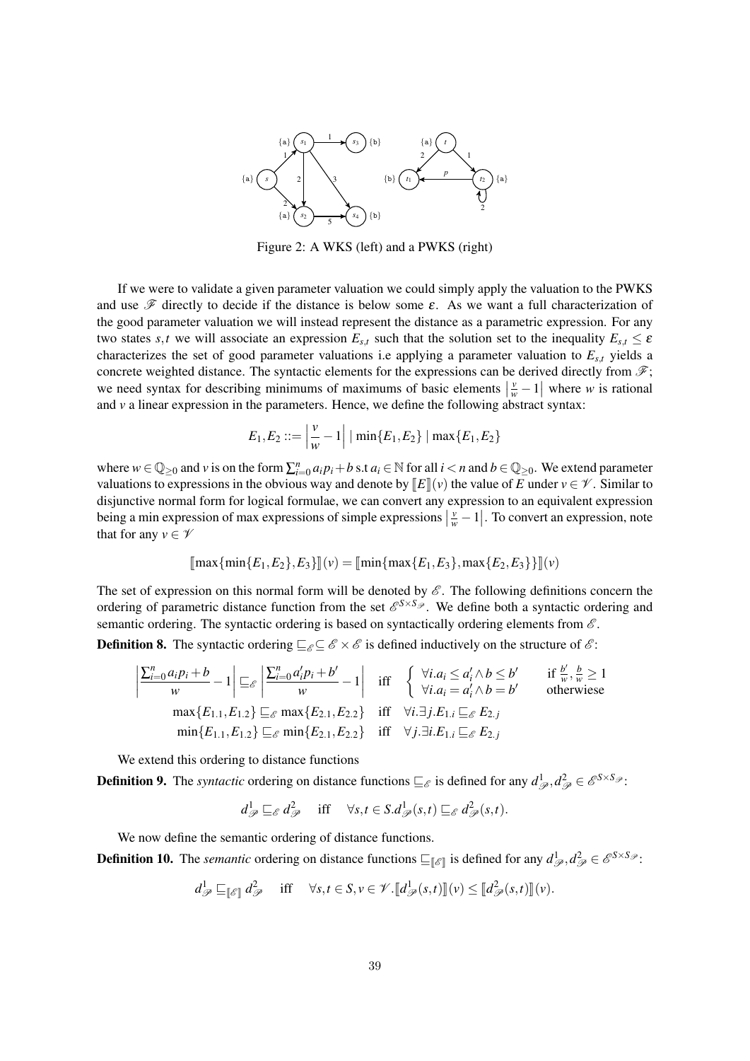Figure 2: A WKS (left) and a PWKS (right)

If we were to validate a given parameter valuation we could simply apply the valuation to the PWKS and use $\mathscr{F}$ directly to decide if the distance is below some $\varepsilon$. As we want a full characterization of the good parameter valuation we will instead represent the distance as a parametric expression. For any two states $s,t$ we will associate an expression $E_{s,t}$ such that the solution set to the inequality $E_{s,t} \leq \varepsilon$ characterizes the set of good parameter valuations i.e applying a parameter valuation to $E_{s,t}$ yields a concrete weighted distance. The syntactic elements for the expressions can be derived directly from $\mathscr{F}$; we need syntax for describing minimums of maximums of basic elements $\left|\frac{v}{w} - 1\right|$ where $w$ is rational and $v$ a linear expression in the parameters. Hence, we define the following abstract syntax:

$$E_1, E_2 ::= \left|\frac{v}{w} - 1\right| \mid \min\{E_1, E_2\} \mid \max\{E_1, E_2\}$$

where $w \in \mathbb{Q}_{\geq 0}$ and $v$ is on the form $\sum_{i=0}^{n} a_i p_i + b$ s.t $a_i \in \mathbb{N}$ for all $i < n$ and $b \in \mathbb{Q}_{\geq 0}$. We extend parameter valuations to expressions in the obvious way and denote by $[\![E]\!](v)$ the value of $E$ under $v \in \mathscr{V}$. Similar to disjunctive normal form for logical formulae, we can convert any expression to an equivalent expression being a min expression of max expressions of simple expressions $\left|\frac{v}{w} - 1\right|$. To convert an expression, note that for any $v \in \mathscr{V}$

$$[\![\max\{\min\{E_1, E_2\}, E_3\}]\!](v) = [\![\min\{\max\{E_1, E_3\}, \max\{E_2, E_3\}\}]\!](v)$$

The set of expression on this normal form will be denoted by $\mathscr{E}$. The following definitions concern the ordering of parametric distance function from the set $\mathscr{E}^{S \times S_{\mathscr{P}}}$. We define both a syntactic ordering and semantic ordering. The syntactic ordering is based on syntactically ordering elements from $\mathscr{E}$.

**Definition 8.** The syntactic ordering $\sqsubseteq_{\mathscr{E}} \subseteq \mathscr{E} \times \mathscr{E}$ is defined inductively on the structure of $\mathscr{E}$:

$$\left|\frac{\sum_{i=0}^{n} a_i p_i + b}{w} - 1\right| \sqsubseteq_{\mathscr{E}} \left|\frac{\sum_{i=0}^{n} a_i' p_i + b'}{w} - 1\right| \quad \text{iff} \quad \begin{cases} \forall i. a_i \leq a_i' \wedge b \leq b' & \text{if } \frac{b'}{w}, \frac{b}{w} \geq 1 \\ \forall i. a_i = a_i' \wedge b = b' & \text{otherwiese} \end{cases}$$

$$\max\{E_{1.1}, E_{1.2}\} \sqsubseteq_{\mathscr{E}} \max\{E_{2.1}, E_{2.2}\} \quad \text{iff} \quad \forall i. \exists j. E_{1.i} \sqsubseteq_{\mathscr{E}} E_{2.j}$$

$$\min\{E_{1.1}, E_{1.2}\} \sqsubseteq_{\mathscr{E}} \min\{E_{2.1}, E_{2.2}\} \quad \text{iff} \quad \forall j. \exists i. E_{1.i} \sqsubseteq_{\mathscr{E}} E_{2.j}$$

We extend this ordering to distance functions

**Definition 9.** The *syntactic* ordering on distance functions $\sqsubseteq_{\mathscr{E}}$ is defined for any $d^1_{\mathscr{P}}, d^2_{\mathscr{P}} \in \mathscr{E}^{S \times S_{\mathscr{P}}}$:

$$d^1_{\mathscr{P}} \sqsubseteq_{\mathscr{E}} d^2_{\mathscr{P}} \quad \text{iff} \quad \forall s,t \in S. d^1_{\mathscr{P}}(s,t) \sqsubseteq_{\mathscr{E}} d^2_{\mathscr{P}}(s,t).$$

We now define the semantic ordering of distance functions.

**Definition 10.** The *semantic* ordering on distance functions $\sqsubseteq_{[\![\mathscr{E}]\!]}$ is defined for any $d^1_{\mathscr{P}}, d^2_{\mathscr{P}} \in \mathscr{E}^{S \times S_{\mathscr{P}}}$:

$$d^1_{\mathscr{P}} \sqsubseteq_{[\![\mathscr{E}]\!]} d^2_{\mathscr{P}} \quad \text{iff} \quad \forall s,t \in S, v \in \mathscr{V}. [\![d^1_{\mathscr{P}}(s,t)]\!](v) \leq [\![d^2_{\mathscr{P}}(s,t)]\!](v).$$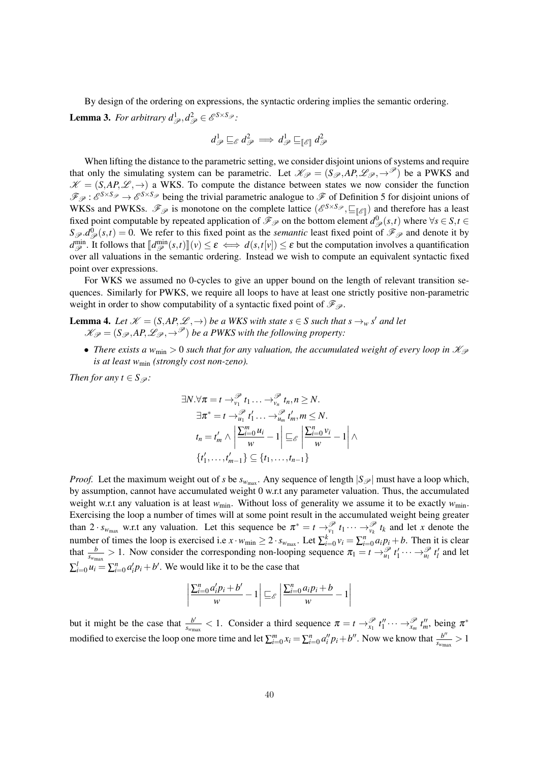By design of the ordering on expressions, the syntactic ordering implies the semantic ordering.

**Lemma 3.** *For arbitrary $d^1_{\mathscr{P}}, d^2_{\mathscr{P}} \in \mathscr{E}^{S \times S_{\mathscr{P}}}$:*

$$d^1_{\mathscr{P}} \sqsubseteq_{\mathscr{E}} d^2_{\mathscr{P}} \implies d^1_{\mathscr{P}} \sqsubseteq_{[\![\mathscr{E}]\!]} d^2_{\mathscr{P}}$$

When lifting the distance to the parametric setting, we consider disjoint unions of systems and require that only the simulating system can be parametric. Let $\mathscr{K}_{\mathscr{P}} = (S_{\mathscr{P}}, AP, \mathscr{L}_{\mathscr{P}}, \rightarrow^{\mathscr{P}})$ be a PWKS and $\mathscr{K} = (S, AP, \mathscr{L}, \rightarrow)$ a WKS. To compute the distance between states we now consider the function $\mathscr{F}_{\mathscr{P}} : \mathscr{E}^{S \times S_{\mathscr{P}}} \rightarrow \mathscr{E}^{S \times S_{\mathscr{P}}}$ being the trivial parametric analogue to $\mathscr{F}$ of Definition 5 for disjoint unions of WKSs and PWKSs. $\mathscr{F}_{\mathscr{P}}$ is monotone on the complete lattice $(\mathscr{E}^{S \times S_{\mathscr{P}}}, \sqsubseteq_{[\![\mathscr{E}]\!]})$ and therefore has a least fixed point computable by repeated application of $\mathscr{F}_{\mathscr{P}}$ on the bottom element $d^0_{\mathscr{P}}(s,t)$ where $\forall s \in S, t \in S_{\mathscr{P}}.d^0_{\mathscr{P}}(s,t) = 0$. We refer to this fixed point as the *semantic* least fixed point of $\mathscr{F}_{\mathscr{P}}$ and denote it by $d^{\min}_{\mathscr{P}}$. It follows that $[\![d^{\min}_{\mathscr{P}}(s,t)]\!](v) \leq \varepsilon \iff d(s, t[v]) \leq \varepsilon$ but the computation involves a quantification over all valuations in the semantic ordering. Instead we wish to compute an equivalent syntactic fixed point over expressions.

For WKS we assumed no 0-cycles to give an upper bound on the length of relevant transition sequences. Similarly for PWKS, we require all loops to have at least one strictly positive non-parametric weight in order to show computability of a syntactic fixed point of $\mathscr{F}_{\mathscr{P}}$.

**Lemma 4.** *Let $\mathscr{K} = (S, AP, \mathscr{L}, \rightarrow)$ be a WKS with state $s \in S$ such that $s \rightarrow_w s'$ and let $\mathscr{K}_{\mathscr{P}} = (S_{\mathscr{P}}, AP, \mathscr{L}_{\mathscr{P}}, \rightarrow^{\mathscr{P}})$ be a PWKS with the following property:*

- *There exists a $w_{\min} > 0$ such that for any valuation, the accumulated weight of every loop in $\mathscr{K}_{\mathscr{P}}$ is at least $w_{\min}$ (strongly cost non-zeno).*

*Then for any $t \in S_{\mathscr{P}}$:*

$$\begin{aligned}
&\exists N. \forall \pi = t \rightarrow^{\mathscr{P}}_{v_1} t_1 \ldots \rightarrow^{\mathscr{P}}_{v_n} t_n, n \geq N. \\
&\quad \exists \pi^* = t \rightarrow^{\mathscr{P}}_{u_1} t'_1 \ldots \rightarrow^{\mathscr{P}}_{u_m} t'_m, m \leq N. \\
&\quad t_n = t'_m \wedge \left| \frac{\sum_{i=0}^m u_i}{w} - 1 \right| \sqsubseteq_{\mathscr{E}} \left| \frac{\sum_{i=0}^n v_i}{w} - 1 \right| \wedge \\
&\quad \{t'_1, \ldots, t'_{m-1}\} \subseteq \{t_1, \ldots, t_{n-1}\}
\end{aligned}$$

*Proof.* Let the maximum weight out of $s$ be $s_{w_{\max}}$. Any sequence of length $|S_{\mathscr{P}}|$ must have a loop which, by assumption, cannot have accumulated weight 0 w.r.t any parameter valuation. Thus, the accumulated weight w.r.t any valuation is at least $w_{\min}$. Without loss of generality we assume it to be exactly $w_{\min}$. Exercising the loop a number of times will at some point result in the accumulated weight being greater than $2 \cdot s_{w_{\max}}$ w.r.t any valuation. Let this sequence be $\pi^* = t \rightarrow^{\mathscr{P}}_{v_1} t_1 \cdots \rightarrow^{\mathscr{P}}_{v_k} t_k$ and let $x$ denote the number of times the loop is exercised i.e $x \cdot w_{\min} \geq 2 \cdot s_{w_{\max}}$. Let $\sum_{i=0}^k v_i = \sum_{i=0}^n a_i p_i + b$. Then it is clear that $\frac{b}{s_{w_{\max}}} > 1$. Now consider the corresponding non-looping sequence $\pi_1 = t \rightarrow^{\mathscr{P}}_{u_1} t'_1 \cdots \rightarrow^{\mathscr{P}}_{u_l} t'_l$ and let $\sum_{i=0}^l u_i = \sum_{i=0}^n a'_i p_i + b'$. We would like it to be the case that

$$\left| \frac{\sum_{i=0}^n a'_i p_i + b'}{w} - 1 \right| \sqsubseteq_{\mathscr{E}} \left| \frac{\sum_{i=0}^n a_i p_i + b}{w} - 1 \right|$$

but it might be the case that $\frac{b'}{s_{w_{\max}}} < 1$. Consider a third sequence $\pi = t \rightarrow^{\mathscr{P}}_{x_1} t''_1 \cdots \rightarrow^{\mathscr{P}}_{x_m} t''_m$, being $\pi^*$ modified to exercise the loop one more time and let $\sum_{i=0}^m x_i = \sum_{i=0}^n a''_i p_i + b''$. Now we know that $\frac{b''}{s_{w_{\max}}} > 1$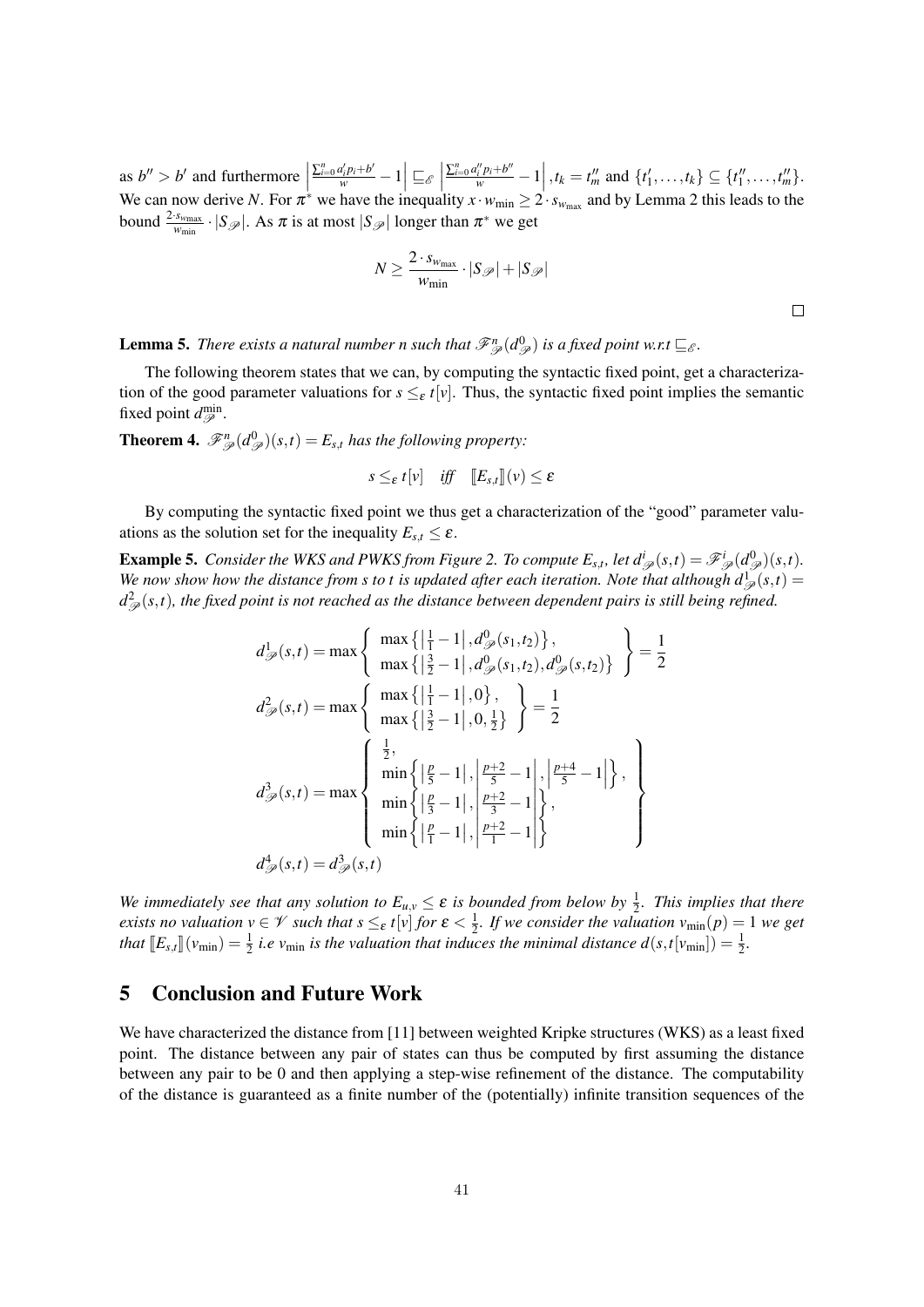as $b'' > b'$ and furthermore $\left|\frac{\sum_{i=0}^{n} a_i' p_i + b'}{w} - 1\right| \sqsubseteq_{\mathscr{E}} \left|\frac{\sum_{i=0}^{n} a_i'' p_i + b''}{w} - 1\right|, t_k = t_m''$ and $\{t_1', \dots, t_k\} \subseteq \{t_1'', \dots, t_m''\}$. We can now derive $N$. For $\pi^*$ we have the inequality $x \cdot w_{\min} \geq 2 \cdot s_{w_{\max}}$ and by Lemma 2 this leads to the bound $\frac{2 \cdot s_{w_{\max}}}{w_{\min}} \cdot |S_{\mathscr{P}}|$. As $\pi$ is at most $|S_{\mathscr{P}}|$ longer than $\pi^*$ we get

$$N \geq \frac{2 \cdot s_{w_{\max}}}{w_{\min}} \cdot |S_{\mathscr{P}}| + |S_{\mathscr{P}}|$$

□

**Lemma 5.** *There exists a natural number $n$ such that $\mathscr{F}_{\mathscr{P}}^{n}(d_{\mathscr{P}}^{0})$ is a fixed point w.r.t $\sqsubseteq_{\mathscr{E}}$.*

The following theorem states that we can, by computing the syntactic fixed point, get a characterization of the good parameter valuations for $s \leq_{\varepsilon} t[v]$. Thus, the syntactic fixed point implies the semantic fixed point $d_{\mathscr{P}}^{\min}$.

**Theorem 4.** *$\mathscr{F}_{\mathscr{P}}^{n}(d_{\mathscr{P}}^{0})(s,t) = E_{s,t}$ has the following property:*

$$s \leq_{\varepsilon} t[v] \quad \textit{iff} \quad [\![E_{s,t}]\!](v) \leq \varepsilon$$

By computing the syntactic fixed point we thus get a characterization of the "good" parameter valuations as the solution set for the inequality $E_{s,t} \leq \varepsilon$.

**Example 5.** *Consider the WKS and PWKS from Figure 2. To compute $E_{s,t}$, let $d_{\mathscr{P}}^{i}(s,t) = \mathscr{F}_{\mathscr{P}}^{i}(d_{\mathscr{P}}^{0})(s,t)$. We now show how the distance from $s$ to $t$ is updated after each iteration. Note that although $d_{\mathscr{P}}^{1}(s,t) = d_{\mathscr{P}}^{2}(s,t)$, the fixed point is not reached as the distance between dependent pairs is still being refined.*

$$d_{\mathscr{P}}^{1}(s,t) = \max \left\{ \begin{array}{l} \max\left\{\left|\frac{1}{1} - 1\right|, d_{\mathscr{P}}^{0}(s_1,t_2)\right\}, \\ \max\left\{\left|\frac{3}{2} - 1\right|, d_{\mathscr{P}}^{0}(s_1,t_2), d_{\mathscr{P}}^{0}(s,t_2)\right\} \end{array} \right\} = \frac{1}{2}$$

$$d_{\mathscr{P}}^{2}(s,t) = \max \left\{ \begin{array}{l} \max\left\{\left|\frac{1}{1} - 1\right|, 0\right\}, \\ \max\left\{\left|\frac{3}{2} - 1\right|, 0, \frac{1}{2}\right\} \end{array} \right\} = \frac{1}{2}$$

$$d_{\mathscr{P}}^{3}(s,t) = \max \left\{ \begin{array}{l} \frac{1}{2}, \\ \min\left\{\left|\frac{p}{5} - 1\right|, \left|\frac{p+2}{5} - 1\right|, \left|\frac{p+4}{5} - 1\right|\right\}, \\ \min\left\{\left|\frac{p}{3} - 1\right|, \left|\frac{p+2}{3} - 1\right|\right\}, \\ \min\left\{\left|\frac{p}{1} - 1\right|, \left|\frac{p+2}{1} - 1\right|\right\} \end{array} \right\}$$

$$d_{\mathscr{P}}^{4}(s,t) = d_{\mathscr{P}}^{3}(s,t)$$

*We immediately see that any solution to $E_{u,v} \leq \varepsilon$ is bounded from below by $\frac{1}{2}$. This implies that there exists no valuation $v \in \mathscr{V}$ such that $s \leq_{\varepsilon} t[v]$ for $\varepsilon < \frac{1}{2}$. If we consider the valuation $v_{\min}(p) = 1$ we get that $[\![E_{s,t}]\!](v_{\min}) = \frac{1}{2}$ i.e $v_{\min}$ is the valuation that induces the minimal distance $d(s,t[v_{\min}]) = \frac{1}{2}$.*

## 5 Conclusion and Future Work

We have characterized the distance from [11] between weighted Kripke structures (WKS) as a least fixed point. The distance between any pair of states can thus be computed by first assuming the distance between any pair to be 0 and then applying a step-wise refinement of the distance. The computability of the distance is guaranteed as a finite number of the (potentially) infinite transition sequences of the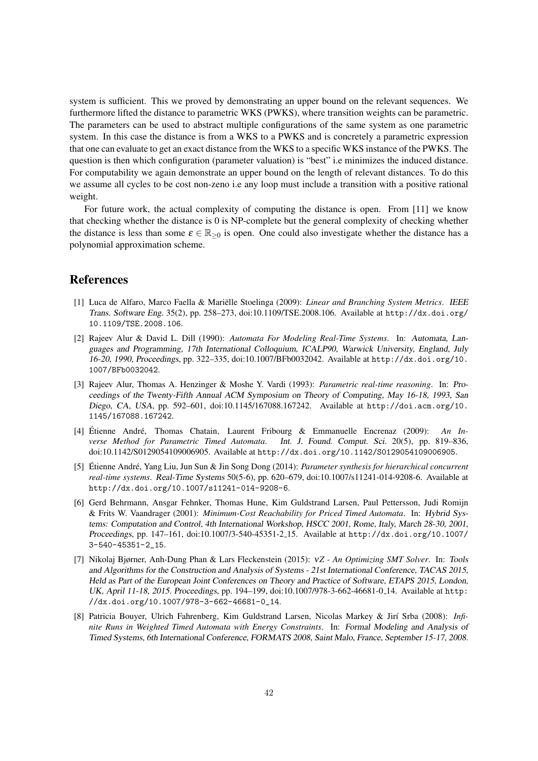system is sufficient. This we proved by demonstrating an upper bound on the relevant sequences. We furthermore lifted the distance to parametric WKS (PWKS), where transition weights can be parametric. The parameters can be used to abstract multiple configurations of the same system as one parametric system. In this case the distance is from a WKS to a PWKS and is concretely a parametric expression that one can evaluate to get an exact distance from the WKS to a specific WKS instance of the PWKS. The question is then which configuration (parameter valuation) is "best" i.e minimizes the induced distance. For computability we again demonstrate an upper bound on the length of relevant distances. To do this we assume all cycles to be cost non-zeno i.e any loop must include a transition with a positive rational weight.

For future work, the actual complexity of computing the distance is open. From [11] we know that checking whether the distance is 0 is NP-complete but the general complexity of checking whether the distance is less than some $\varepsilon \in \mathbb{R}_{\geq 0}$ is open. One could also investigate whether the distance has a polynomial approximation scheme.

# References

[1] Luca de Alfaro, Marco Faella & Mariëlle Stoelinga (2009): *Linear and Branching System Metrics*. IEEE Trans. Software Eng. 35(2), pp. 258–273, doi:10.1109/TSE.2008.106. Available at `http://dx.doi.org/10.1109/TSE.2008.106`.

[2] Rajeev Alur & David L. Dill (1990): *Automata For Modeling Real-Time Systems*. In: Automata, Languages and Programming, 17th International Colloquium, ICALP90, Warwick University, England, July 16-20, 1990, Proceedings, pp. 322–335, doi:10.1007/BFb0032042. Available at `http://dx.doi.org/10.1007/BFb0032042`.

[3] Rajeev Alur, Thomas A. Henzinger & Moshe Y. Vardi (1993): *Parametric real-time reasoning*. In: Proceedings of the Twenty-Fifth Annual ACM Symposium on Theory of Computing, May 16-18, 1993, San Diego, CA, USA, pp. 592–601, doi:10.1145/167088.167242. Available at `http://doi.acm.org/10.1145/167088.167242`.

[4] Étienne André, Thomas Chatain, Laurent Fribourg & Emmanuelle Encrenaz (2009): *An Inverse Method for Parametric Timed Automata*. Int. J. Found. Comput. Sci. 20(5), pp. 819–836, doi:10.1142/S0129054109006905. Available at `http://dx.doi.org/10.1142/S0129054109006905`.

[5] Étienne André, Yang Liu, Jun Sun & Jin Song Dong (2014): *Parameter synthesis for hierarchical concurrent real-time systems*. Real-Time Systems 50(5-6), pp. 620–679, doi:10.1007/s11241-014-9208-6. Available at `http://dx.doi.org/10.1007/s11241-014-9208-6`.

[6] Gerd Behrmann, Ansgar Fehnker, Thomas Hune, Kim Guldstrand Larsen, Paul Pettersson, Judi Romijn & Frits W. Vaandrager (2001): *Minimum-Cost Reachability for Priced Timed Automata*. In: Hybrid Systems: Computation and Control, 4th International Workshop, HSCC 2001, Rome, Italy, March 28-30, 2001, Proceedings, pp. 147–161, doi:10.1007/3-540-45351-2_15. Available at `http://dx.doi.org/10.1007/3-540-45351-2_15`.

[7] Nikolaj Bjørner, Anh-Dung Phan & Lars Fleckenstein (2015): *$\nu$Z - An Optimizing SMT Solver*. In: Tools and Algorithms for the Construction and Analysis of Systems - 21st International Conference, TACAS 2015, Held as Part of the European Joint Conferences on Theory and Practice of Software, ETAPS 2015, London, UK, April 11-18, 2015. Proceedings, pp. 194–199, doi:10.1007/978-3-662-46681-0_14. Available at `http://dx.doi.org/10.1007/978-3-662-46681-0_14`.

[8] Patricia Bouyer, Ulrich Fahrenberg, Kim Guldstrand Larsen, Nicolas Markey & Jirí Srba (2008): *Infinite Runs in Weighted Timed Automata with Energy Constraints*. In: Formal Modeling and Analysis of Timed Systems, 6th International Conference, FORMATS 2008, Saint Malo, France, September 15-17, 2008.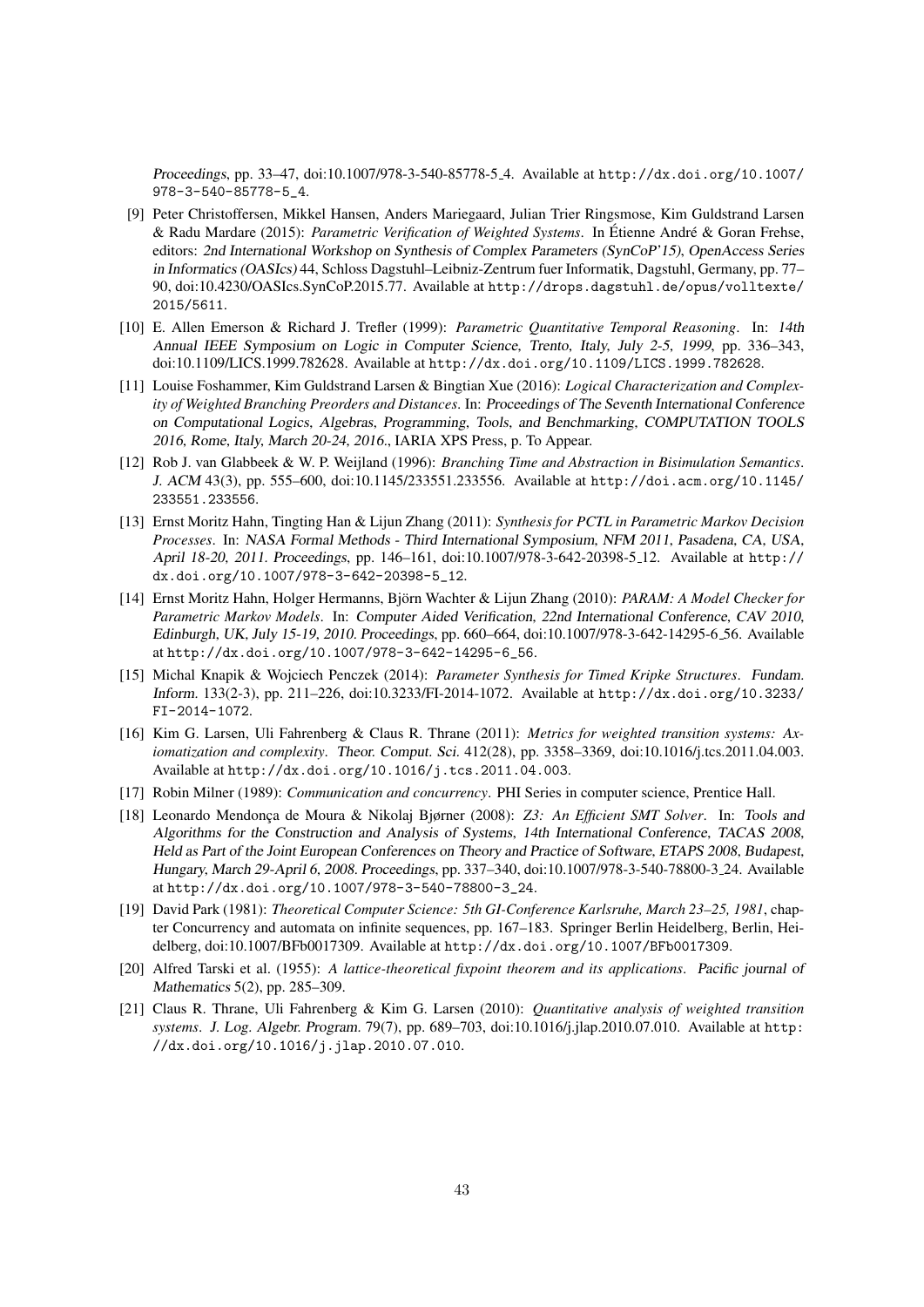*Proceedings*, pp. 33–47, doi:10.1007/978-3-540-85778-5_4. Available at http://dx.doi.org/10.1007/978-3-540-85778-5_4.

[9] Peter Christoffersen, Mikkel Hansen, Anders Mariegaard, Julian Trier Ringsmose, Kim Guldstrand Larsen & Radu Mardare (2015): *Parametric Verification of Weighted Systems*. In Étienne André & Goran Frehse, editors: *2nd International Workshop on Synthesis of Complex Parameters (SynCoP'15)*, *OpenAccess Series in Informatics (OASIcs)* 44, Schloss Dagstuhl–Leibniz-Zentrum fuer Informatik, Dagstuhl, Germany, pp. 77–90, doi:10.4230/OASIcs.SynCoP.2015.77. Available at http://drops.dagstuhl.de/opus/volltexte/2015/5611.

[10] E. Allen Emerson & Richard J. Trefler (1999): *Parametric Quantitative Temporal Reasoning*. In: *14th Annual IEEE Symposium on Logic in Computer Science, Trento, Italy, July 2-5, 1999*, pp. 336–343, doi:10.1109/LICS.1999.782628. Available at http://dx.doi.org/10.1109/LICS.1999.782628.

[11] Louise Foshammer, Kim Guldstrand Larsen & Bingtian Xue (2016): *Logical Characterization and Complexity of Weighted Branching Preorders and Distances*. In: *Proceedings of The Seventh International Conference on Computational Logics, Algebras, Programming, Tools, and Benchmarking, COMPUTATION TOOLS 2016, Rome, Italy, March 20-24, 2016.*, IARIA XPS Press, p. To Appear.

[12] Rob J. van Glabbeek & W. P. Weijland (1996): *Branching Time and Abstraction in Bisimulation Semantics*. *J. ACM* 43(3), pp. 555–600, doi:10.1145/233551.233556. Available at http://doi.acm.org/10.1145/233551.233556.

[13] Ernst Moritz Hahn, Tingting Han & Lijun Zhang (2011): *Synthesis for PCTL in Parametric Markov Decision Processes*. In: *NASA Formal Methods - Third International Symposium, NFM 2011, Pasadena, CA, USA, April 18-20, 2011. Proceedings*, pp. 146–161, doi:10.1007/978-3-642-20398-5_12. Available at http://dx.doi.org/10.1007/978-3-642-20398-5_12.

[14] Ernst Moritz Hahn, Holger Hermanns, Björn Wachter & Lijun Zhang (2010): *PARAM: A Model Checker for Parametric Markov Models*. In: *Computer Aided Verification, 22nd International Conference, CAV 2010, Edinburgh, UK, July 15-19, 2010. Proceedings*, pp. 660–664, doi:10.1007/978-3-642-14295-6_56. Available at http://dx.doi.org/10.1007/978-3-642-14295-6_56.

[15] Michal Knapik & Wojciech Penczek (2014): *Parameter Synthesis for Timed Kripke Structures*. *Fundam. Inform.* 133(2-3), pp. 211–226, doi:10.3233/FI-2014-1072. Available at http://dx.doi.org/10.3233/FI-2014-1072.

[16] Kim G. Larsen, Uli Fahrenberg & Claus R. Thrane (2011): *Metrics for weighted transition systems: Axiomatization and complexity*. *Theor. Comput. Sci.* 412(28), pp. 3358–3369, doi:10.1016/j.tcs.2011.04.003. Available at http://dx.doi.org/10.1016/j.tcs.2011.04.003.

[17] Robin Milner (1989): *Communication and concurrency*. PHI Series in computer science, Prentice Hall.

[18] Leonardo Mendonça de Moura & Nikolaj Bjørner (2008): *Z3: An Efficient SMT Solver*. In: *Tools and Algorithms for the Construction and Analysis of Systems, 14th International Conference, TACAS 2008, Held as Part of the Joint European Conferences on Theory and Practice of Software, ETAPS 2008, Budapest, Hungary, March 29-April 6, 2008. Proceedings*, pp. 337–340, doi:10.1007/978-3-540-78800-3_24. Available at http://dx.doi.org/10.1007/978-3-540-78800-3_24.

[19] David Park (1981): *Theoretical Computer Science: 5th GI-Conference Karlsruhe, March 23–25, 1981*, chapter Concurrency and automata on infinite sequences, pp. 167–183. Springer Berlin Heidelberg, Berlin, Heidelberg, doi:10.1007/BFb0017309. Available at http://dx.doi.org/10.1007/BFb0017309.

[20] Alfred Tarski et al. (1955): *A lattice-theoretical fixpoint theorem and its applications*. *Pacific journal of Mathematics* 5(2), pp. 285–309.

[21] Claus R. Thrane, Uli Fahrenberg & Kim G. Larsen (2010): *Quantitative analysis of weighted transition systems*. *J. Log. Algebr. Program.* 79(7), pp. 689–703, doi:10.1016/j.jlap.2010.07.010. Available at http://dx.doi.org/10.1016/j.jlap.2010.07.010.